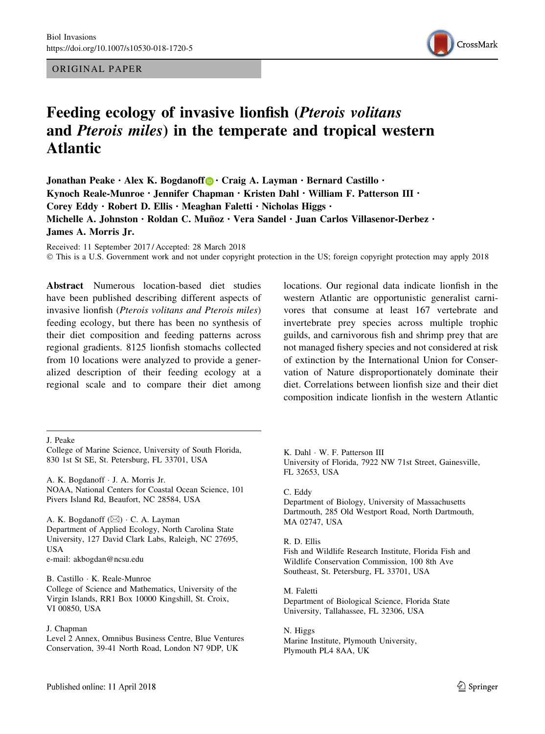ORIGINAL PAPER

# Feeding ecology of invasive lionfish (*Pterois volitans* and *Pterois miles*) in the temperate and tropical western Atlantic

**Jonathan Peake · Alex K. Bogdanoff · Craig A. Layman · Bernard Castillo · Kynoch Reale-Munroe · Jennifer Chapman · Kristen Dahl · William F. Patterson III · Corey Eddy · Robert D. Ellis · Meaghan Faletti · Nicholas Higgs · Michelle A. Johnston · Roldan C. Muñoz · Vera Sandel · Juan Carlos Villasenor-Derbez · James A. Morris Jr.**

Received: 11 September 2017 / Accepted: 28 March 2018

© This is a U.S. Government work and not under copyright protection in the US; foreign copyright protection may apply 2018

**Abstract** Numerous location-based diet studies have been published describing different aspects of invasive lionfish (*Pterois volitans and Pterois miles*) feeding ecology, but there has been no synthesis of their diet composition and feeding patterns across regional gradients. 8125 lionfish stomachs collected from 10 locations were analyzed to provide a generalized description of their feeding ecology at a regional scale and to compare their diet among locations. Our regional data indicate lionfish in the western Atlantic are opportunistic generalist carnivores that consume at least 167 vertebrate and invertebrate prey species across multiple trophic guilds, and carnivorous fish and shrimp prey that are not managed fishery species and not considered at risk of extinction by the International Union for Conservation of Nature disproportionately dominate their diet. Correlations between lionfish size and their diet composition indicate lionfish in the western Atlantic

---

J. Peake
College of Marine Science, University of South Florida, 830 1st St SE, St. Petersburg, FL 33701, USA

A. K. Bogdanoff · J. A. Morris Jr.
NOAA, National Centers for Coastal Ocean Science, 101 Pivers Island Rd, Beaufort, NC 28584, USA

A. K. Bogdanoff (✉) · C. A. Layman
Department of Applied Ecology, North Carolina State University, 127 David Clark Labs, Raleigh, NC 27695, USA
e-mail: akbogdan@ncsu.edu

B. Castillo · K. Reale-Munroe
College of Science and Mathematics, University of the Virgin Islands, RR1 Box 10000 Kingshill, St. Croix, VI 00850, USA

J. Chapman
Level 2 Annex, Omnibus Business Centre, Blue Ventures Conservation, 39-41 North Road, London N7 9DP, UK

K. Dahl · W. F. Patterson III
University of Florida, 7922 NW 71st Street, Gainesville, FL 32653, USA

C. Eddy
Department of Biology, University of Massachusetts Dartmouth, 285 Old Westport Road, North Dartmouth, MA 02747, USA

R. D. Ellis
Fish and Wildlife Research Institute, Florida Fish and Wildlife Conservation Commission, 100 8th Ave Southeast, St. Petersburg, FL 33701, USA

M. Faletti
Department of Biological Science, Florida State University, Tallahassee, FL 32306, USA

N. Higgs
Marine Institute, Plymouth University, Plymouth PL4 8AA, UK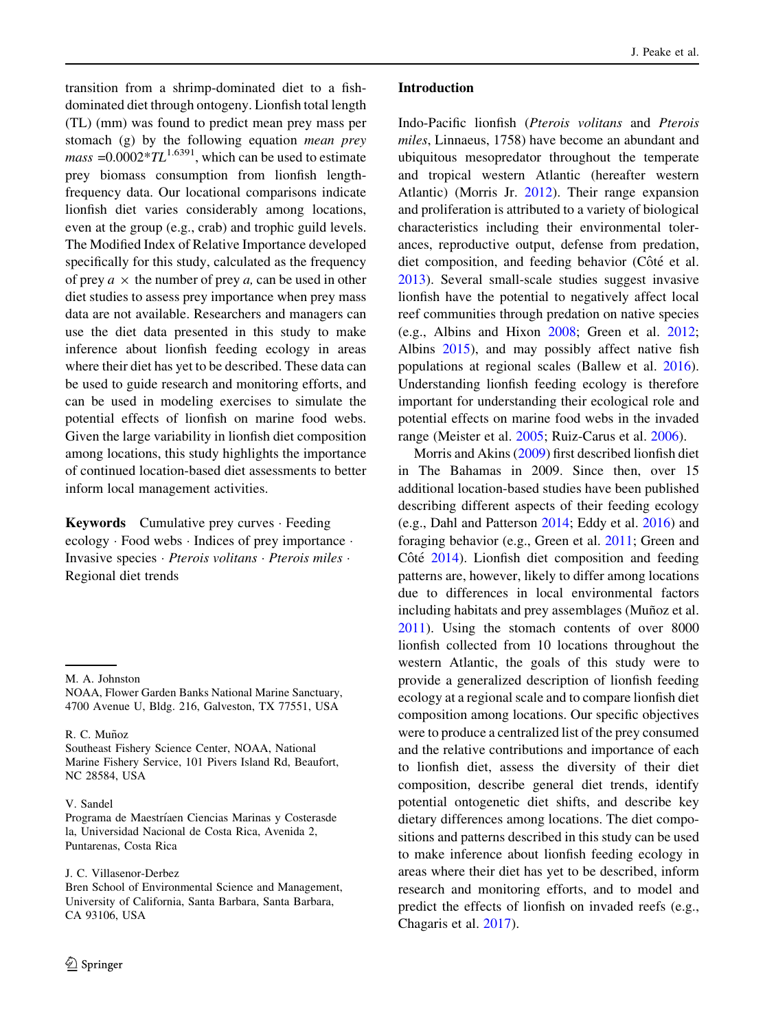transition from a shrimp-dominated diet to a fish-dominated diet through ontogeny. Lionfish total length (TL) (mm) was found to predict mean prey mass per stomach (g) by the following equation *mean prey mass* $=0.0002*TL^{1.6391}$, which can be used to estimate prey biomass consumption from lionfish length-frequency data. Our locational comparisons indicate lionfish diet varies considerably among locations, even at the group (e.g., crab) and trophic guild levels. The Modified Index of Relative Importance developed specifically for this study, calculated as the frequency of prey *a* × the number of prey *a,* can be used in other diet studies to assess prey importance when prey mass data are not available. Researchers and managers can use the diet data presented in this study to make inference about lionfish feeding ecology in areas where their diet has yet to be described. These data can be used to guide research and monitoring efforts, and can be used in modeling exercises to simulate the potential effects of lionfish on marine food webs. Given the large variability in lionfish diet composition among locations, this study highlights the importance of continued location-based diet assessments to better inform local management activities.

**Keywords** Cumulative prey curves · Feeding ecology · Food webs · Indices of prey importance · Invasive species · *Pterois volitans* · *Pterois miles* · Regional diet trends

M. A. Johnston
NOAA, Flower Garden Banks National Marine Sanctuary, 4700 Avenue U, Bldg. 216, Galveston, TX 77551, USA

R. C. Muñoz
Southeast Fishery Science Center, NOAA, National Marine Fishery Service, 101 Pivers Island Rd, Beaufort, NC 28584, USA

V. Sandel
Programa de Maestríaen Ciencias Marinas y Costerasde la, Universidad Nacional de Costa Rica, Avenida 2, Puntarenas, Costa Rica

J. C. Villasenor-Derbez
Bren School of Environmental Science and Management, University of California, Santa Barbara, Santa Barbara, CA 93106, USA

## Introduction

Indo-Pacific lionfish (*Pterois volitans* and *Pterois miles*, Linnaeus, 1758) have become an abundant and ubiquitous mesopredator throughout the temperate and tropical western Atlantic (hereafter western Atlantic) (Morris Jr. 2012). Their range expansion and proliferation is attributed to a variety of biological characteristics including their environmental tolerances, reproductive output, defense from predation, diet composition, and feeding behavior (Côté et al. 2013). Several small-scale studies suggest invasive lionfish have the potential to negatively affect local reef communities through predation on native species (e.g., Albins and Hixon 2008; Green et al. 2012; Albins 2015), and may possibly affect native fish populations at regional scales (Ballew et al. 2016). Understanding lionfish feeding ecology is therefore important for understanding their ecological role and potential effects on marine food webs in the invaded range (Meister et al. 2005; Ruiz-Carus et al. 2006).

Morris and Akins (2009) first described lionfish diet in The Bahamas in 2009. Since then, over 15 additional location-based studies have been published describing different aspects of their feeding ecology (e.g., Dahl and Patterson 2014; Eddy et al. 2016) and foraging behavior (e.g., Green et al. 2011; Green and Côté 2014). Lionfish diet composition and feeding patterns are, however, likely to differ among locations due to differences in local environmental factors including habitats and prey assemblages (Muñoz et al. 2011). Using the stomach contents of over 8000 lionfish collected from 10 locations throughout the western Atlantic, the goals of this study were to provide a generalized description of lionfish feeding ecology at a regional scale and to compare lionfish diet composition among locations. Our specific objectives were to produce a centralized list of the prey consumed and the relative contributions and importance of each to lionfish diet, assess the diversity of their diet composition, describe general diet trends, identify potential ontogenetic diet shifts, and describe key dietary differences among locations. The diet compositions and patterns described in this study can be used to make inference about lionfish feeding ecology in areas where their diet has yet to be described, inform research and monitoring efforts, and to model and predict the effects of lionfish on invaded reefs (e.g., Chagaris et al. 2017).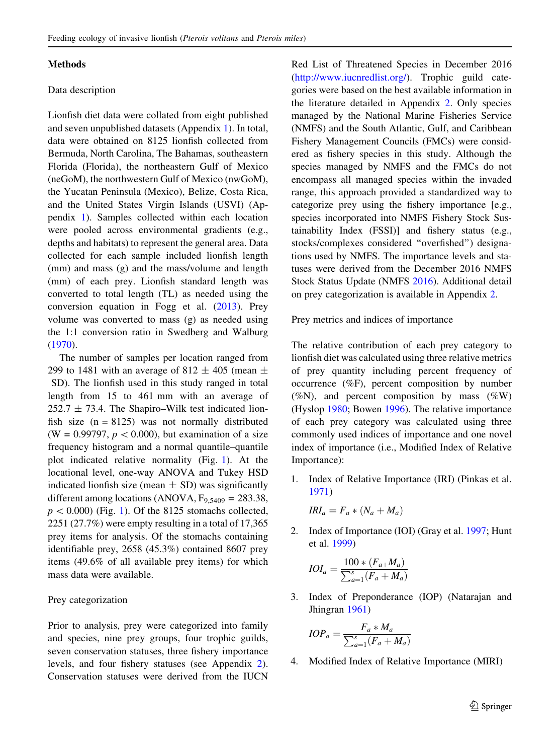## Methods

### Data description

Lionfish diet data were collated from eight published and seven unpublished datasets (Appendix 1). In total, data were obtained on 8125 lionfish collected from Bermuda, North Carolina, The Bahamas, southeastern Florida (Florida), the northeastern Gulf of Mexico (neGoM), the northwestern Gulf of Mexico (nwGoM), the Yucatan Peninsula (Mexico), Belize, Costa Rica, and the United States Virgin Islands (USVI) (Appendix 1). Samples collected within each location were pooled across environmental gradients (e.g., depths and habitats) to represent the general area. Data collected for each sample included lionfish length (mm) and mass (g) and the mass/volume and length (mm) of each prey. Lionfish standard length was converted to total length (TL) as needed using the conversion equation in Fogg et al. (2013). Prey volume was converted to mass (g) as needed using the 1:1 conversion ratio in Swedberg and Walburg (1970).

The number of samples per location ranged from 299 to 1481 with an average of 812 ± 405 (mean ± SD). The lionfish used in this study ranged in total length from 15 to 461 mm with an average of 252.7 ± 73.4. The Shapiro–Wilk test indicated lionfish size (n = 8125) was not normally distributed (W = 0.99797, $p < 0.000$), but examination of a size frequency histogram and a normal quantile–quantile plot indicated relative normality (Fig. 1). At the locational level, one-way ANOVA and Tukey HSD indicated lionfish size (mean ± SD) was significantly different among locations (ANOVA, $F_{9,5409} = 283.38$, $p < 0.000$) (Fig. 1). Of the 8125 stomachs collected, 2251 (27.7%) were empty resulting in a total of 17,365 prey items for analysis. Of the stomachs containing identifiable prey, 2658 (45.3%) contained 8607 prey items (49.6% of all available prey items) for which mass data were available.

### Prey categorization

Prior to analysis, prey were categorized into family and species, nine prey groups, four trophic guilds, seven conservation statuses, three fishery importance levels, and four fishery statuses (see Appendix 2). Conservation statuses were derived from the IUCN Red List of Threatened Species in December 2016 (http://www.iucnredlist.org/). Trophic guild categories were based on the best available information in the literature detailed in Appendix 2. Only species managed by the National Marine Fisheries Service (NMFS) and the South Atlantic, Gulf, and Caribbean Fishery Management Councils (FMCs) were considered as fishery species in this study. Although the species managed by NMFS and the FMCs do not encompass all managed species within the invaded range, this approach provided a standardized way to categorize prey using the fishery importance [e.g., species incorporated into NMFS Fishery Stock Sustainability Index (FSSI)] and fishery status (e.g., stocks/complexes considered "overfished") designations used by NMFS. The importance levels and statuses were derived from the December 2016 NMFS Stock Status Update (NMFS 2016). Additional detail on prey categorization is available in Appendix 2.

### Prey metrics and indices of importance

The relative contribution of each prey category to lionfish diet was calculated using three relative metrics of prey quantity including percent frequency of occurrence (%F), percent composition by number (%N), and percent composition by mass (%W) (Hyslop 1980; Bowen 1996). The relative importance of each prey category was calculated using three commonly used indices of importance and one novel index of importance (i.e., Modified Index of Relative Importance):

1. Index of Relative Importance (IRI) (Pinkas et al. 1971)

$$IRI_a = F_a * (N_a + M_a)$$

2. Index of Importance (IOI) (Gray et al. 1997; Hunt et al. 1999)

$$IOI_a = \frac{100 * (F_{a+}M_a)}{\sum_{a=1}^{s}(F_a + M_a)}$$

3. Index of Preponderance (IOP) (Natarajan and Jhingran 1961)

$$IOP_a = \frac{F_a * M_a}{\sum_{a=1}^{s}(F_a + M_a)}$$

4. Modified Index of Relative Importance (MIRI)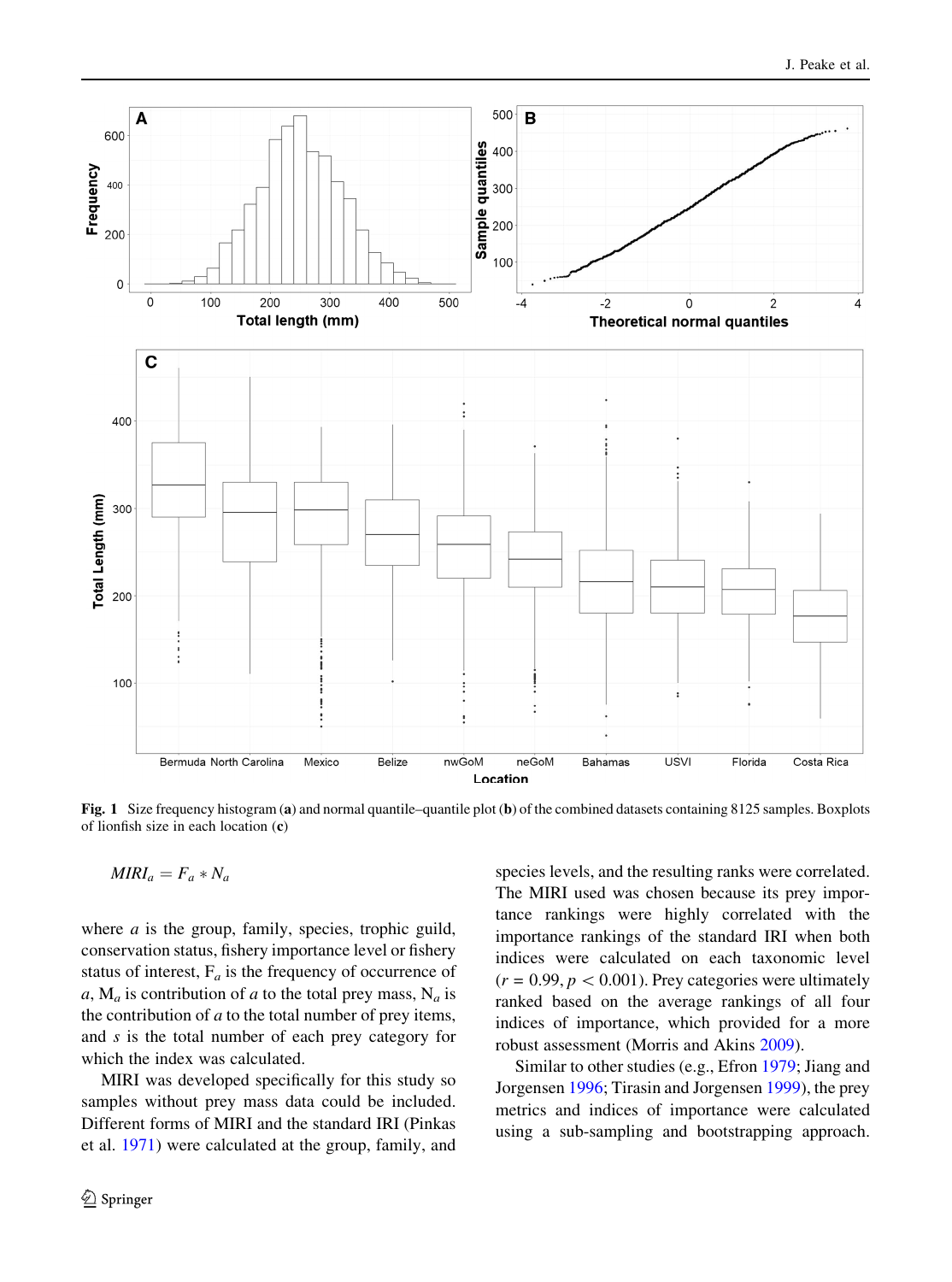A

600

400

200

0

0 100 200 300 400 500

Frequency

Total length (mm)

B

500

400

300

200

100

-4 -2 0 2 4

Sample quantiles

Theoretical normal quantiles

C

400

300

200

100

Total Length (mm)

Bermuda North Carolina Mexico Belize nwGoM neGoM Bahamas USVI Florida Costa Rica

Location

**Fig. 1** Size frequency histogram (**a**) and normal quantile–quantile plot (**b**) of the combined datasets containing 8125 samples. Boxplots of lionfish size in each location (**c**)

$$MIRI_a = F_a * N_a$$

where $a$ is the group, family, species, trophic guild, conservation status, fishery importance level or fishery status of interest, $F_a$ is the frequency of occurrence of $a$, $M_a$ is contribution of $a$ to the total prey mass, $N_a$ is the contribution of $a$ to the total number of prey items, and $s$ is the total number of each prey category for which the index was calculated.

MIRI was developed specifically for this study so samples without prey mass data could be included. Different forms of MIRI and the standard IRI (Pinkas et al. 1971) were calculated at the group, family, and species levels, and the resulting ranks were correlated. The MIRI used was chosen because its prey importance rankings were highly correlated with the importance rankings of the standard IRI when both indices were calculated on each taxonomic level ($r = 0.99$, $p < 0.001$). Prey categories were ultimately ranked based on the average rankings of all four indices of importance, which provided for a more robust assessment (Morris and Akins 2009).

Similar to other studies (e.g., Efron 1979; Jiang and Jorgensen 1996; Tirasin and Jorgensen 1999), the prey metrics and indices of importance were calculated using a sub-sampling and bootstrapping approach.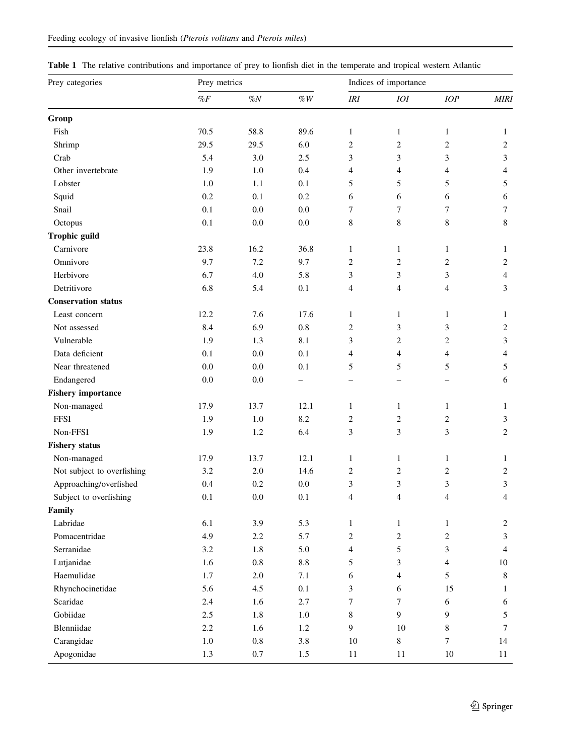**Table 1** The relative contributions and importance of prey to lionfish diet in the temperate and tropical western Atlantic

| Prey categories | Prey metrics | | | Indices of importance | | | |
|---|---|---|---|---|---|---|---|
| | *%F* | *%N* | *%W* | *IRI* | *IOI* | *IOP* | *MIRI* |
| **Group** | | | | | | | |
| Fish | 70.5 | 58.8 | 89.6 | 1 | 1 | 1 | 1 |
| Shrimp | 29.5 | 29.5 | 6.0 | 2 | 2 | 2 | 2 |
| Crab | 5.4 | 3.0 | 2.5 | 3 | 3 | 3 | 3 |
| Other invertebrate | 1.9 | 1.0 | 0.4 | 4 | 4 | 4 | 4 |
| Lobster | 1.0 | 1.1 | 0.1 | 5 | 5 | 5 | 5 |
| Squid | 0.2 | 0.1 | 0.2 | 6 | 6 | 6 | 6 |
| Snail | 0.1 | 0.0 | 0.0 | 7 | 7 | 7 | 7 |
| Octopus | 0.1 | 0.0 | 0.0 | 8 | 8 | 8 | 8 |
| **Trophic guild** | | | | | | | |
| Carnivore | 23.8 | 16.2 | 36.8 | 1 | 1 | 1 | 1 |
| Omnivore | 9.7 | 7.2 | 9.7 | 2 | 2 | 2 | 2 |
| Herbivore | 6.7 | 4.0 | 5.8 | 3 | 3 | 3 | 4 |
| Detritivore | 6.8 | 5.4 | 0.1 | 4 | 4 | 4 | 3 |
| **Conservation status** | | | | | | | |
| Least concern | 12.2 | 7.6 | 17.6 | 1 | 1 | 1 | 1 |
| Not assessed | 8.4 | 6.9 | 0.8 | 2 | 3 | 3 | 2 |
| Vulnerable | 1.9 | 1.3 | 8.1 | 3 | 2 | 2 | 3 |
| Data deficient | 0.1 | 0.0 | 0.1 | 4 | 4 | 4 | 4 |
| Near threatened | 0.0 | 0.0 | 0.1 | 5 | 5 | 5 | 5 |
| Endangered | 0.0 | 0.0 | – | – | – | – | 6 |
| **Fishery importance** | | | | | | | |
| Non-managed | 17.9 | 13.7 | 12.1 | 1 | 1 | 1 | 1 |
| FFSI | 1.9 | 1.0 | 8.2 | 2 | 2 | 2 | 3 |
| Non-FFSI | 1.9 | 1.2 | 6.4 | 3 | 3 | 3 | 2 |
| **Fishery status** | | | | | | | |
| Non-managed | 17.9 | 13.7 | 12.1 | 1 | 1 | 1 | 1 |
| Not subject to overfishing | 3.2 | 2.0 | 14.6 | 2 | 2 | 2 | 2 |
| Approaching/overfished | 0.4 | 0.2 | 0.0 | 3 | 3 | 3 | 3 |
| Subject to overfishing | 0.1 | 0.0 | 0.1 | 4 | 4 | 4 | 4 |
| **Family** | | | | | | | |
| Labridae | 6.1 | 3.9 | 5.3 | 1 | 1 | 1 | 2 |
| Pomacentridae | 4.9 | 2.2 | 5.7 | 2 | 2 | 2 | 3 |
| Serranidae | 3.2 | 1.8 | 5.0 | 4 | 5 | 3 | 4 |
| Lutjanidae | 1.6 | 0.8 | 8.8 | 5 | 3 | 4 | 10 |
| Haemulidae | 1.7 | 2.0 | 7.1 | 6 | 4 | 5 | 8 |
| Rhynchocinetidae | 5.6 | 4.5 | 0.1 | 3 | 6 | 15 | 1 |
| Scaridae | 2.4 | 1.6 | 2.7 | 7 | 7 | 6 | 6 |
| Gobiidae | 2.5 | 1.8 | 1.0 | 8 | 9 | 9 | 5 |
| Blenniidae | 2.2 | 1.6 | 1.2 | 9 | 10 | 8 | 7 |
| Carangidae | 1.0 | 0.8 | 3.8 | 10 | 8 | 7 | 14 |
| Apogonidae | 1.3 | 0.7 | 1.5 | 11 | 11 | 10 | 11 |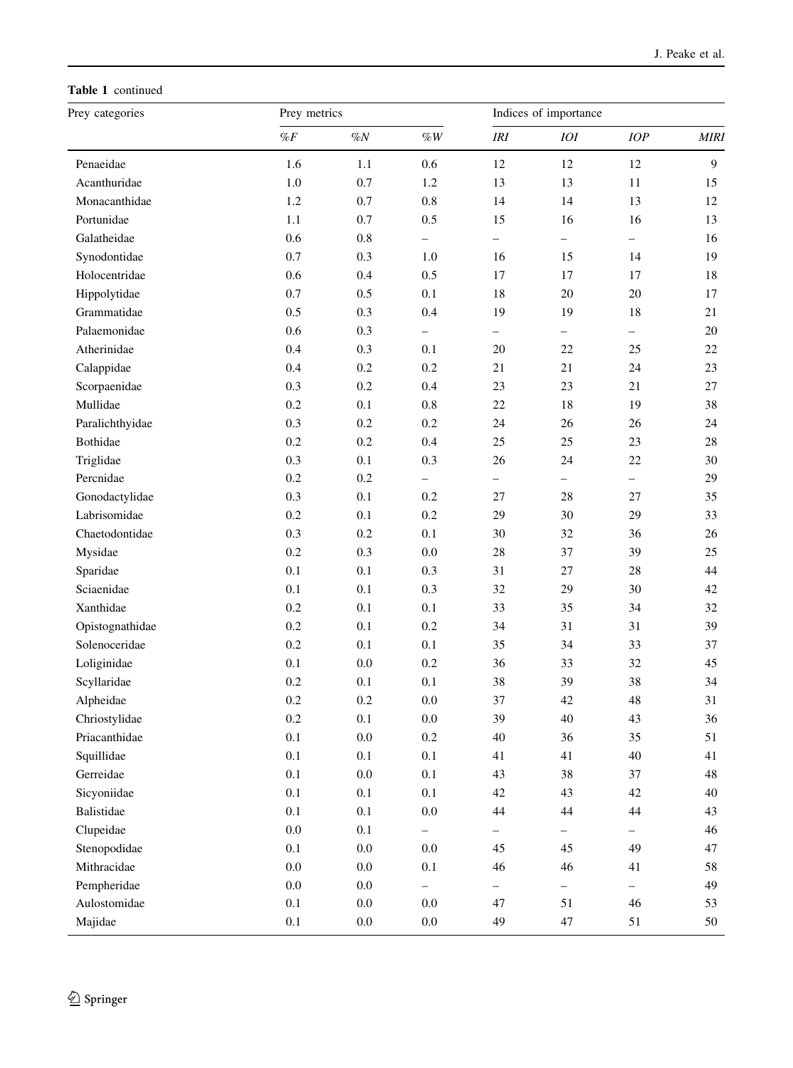**Table 1** continued

| Prey categories | Prey metrics | | | Indices of importance | | | |
|---|---|---|---|---|---|---|---|
| | *%F* | *%N* | *%W* | *IRI* | *IOI* | *IOP* | *MIRI* |
| Penaeidae | 1.6 | 1.1 | 0.6 | 12 | 12 | 12 | 9 |
| Acanthuridae | 1.0 | 0.7 | 1.2 | 13 | 13 | 11 | 15 |
| Monacanthidae | 1.2 | 0.7 | 0.8 | 14 | 14 | 13 | 12 |
| Portunidae | 1.1 | 0.7 | 0.5 | 15 | 16 | 16 | 13 |
| Galatheidae | 0.6 | 0.8 | – | – | – | – | 16 |
| Synodontidae | 0.7 | 0.3 | 1.0 | 16 | 15 | 14 | 19 |
| Holocentridae | 0.6 | 0.4 | 0.5 | 17 | 17 | 17 | 18 |
| Hippolytidae | 0.7 | 0.5 | 0.1 | 18 | 20 | 20 | 17 |
| Grammatidae | 0.5 | 0.3 | 0.4 | 19 | 19 | 18 | 21 |
| Palaemonidae | 0.6 | 0.3 | – | – | – | – | 20 |
| Atherinidae | 0.4 | 0.3 | 0.1 | 20 | 22 | 25 | 22 |
| Calappidae | 0.4 | 0.2 | 0.2 | 21 | 21 | 24 | 23 |
| Scorpaenidae | 0.3 | 0.2 | 0.4 | 23 | 23 | 21 | 27 |
| Mullidae | 0.2 | 0.1 | 0.8 | 22 | 18 | 19 | 38 |
| Paralichthyidae | 0.3 | 0.2 | 0.2 | 24 | 26 | 26 | 24 |
| Bothidae | 0.2 | 0.2 | 0.4 | 25 | 25 | 23 | 28 |
| Triglidae | 0.3 | 0.1 | 0.3 | 26 | 24 | 22 | 30 |
| Percnidae | 0.2 | 0.2 | – | – | – | – | 29 |
| Gonodactylidae | 0.3 | 0.1 | 0.2 | 27 | 28 | 27 | 35 |
| Labrisomidae | 0.2 | 0.1 | 0.2 | 29 | 30 | 29 | 33 |
| Chaetodontidae | 0.3 | 0.2 | 0.1 | 30 | 32 | 36 | 26 |
| Mysidae | 0.2 | 0.3 | 0.0 | 28 | 37 | 39 | 25 |
| Sparidae | 0.1 | 0.1 | 0.3 | 31 | 27 | 28 | 44 |
| Sciaenidae | 0.1 | 0.1 | 0.3 | 32 | 29 | 30 | 42 |
| Xanthidae | 0.2 | 0.1 | 0.1 | 33 | 35 | 34 | 32 |
| Opistognathidae | 0.2 | 0.1 | 0.2 | 34 | 31 | 31 | 39 |
| Solenoceridae | 0.2 | 0.1 | 0.1 | 35 | 34 | 33 | 37 |
| Loliginidae | 0.1 | 0.0 | 0.2 | 36 | 33 | 32 | 45 |
| Scyllaridae | 0.2 | 0.1 | 0.1 | 38 | 39 | 38 | 34 |
| Alpheidae | 0.2 | 0.2 | 0.0 | 37 | 42 | 48 | 31 |
| Chriostylidae | 0.2 | 0.1 | 0.0 | 39 | 40 | 43 | 36 |
| Priacanthidae | 0.1 | 0.0 | 0.2 | 40 | 36 | 35 | 51 |
| Squillidae | 0.1 | 0.1 | 0.1 | 41 | 41 | 40 | 41 |
| Gerreidae | 0.1 | 0.0 | 0.1 | 43 | 38 | 37 | 48 |
| Sicyoniidae | 0.1 | 0.1 | 0.1 | 42 | 43 | 42 | 40 |
| Balistidae | 0.1 | 0.1 | 0.0 | 44 | 44 | 44 | 43 |
| Clupeidae | 0.0 | 0.1 | – | – | – | – | 46 |
| Stenopodidae | 0.1 | 0.0 | 0.0 | 45 | 45 | 49 | 47 |
| Mithracidae | 0.0 | 0.0 | 0.1 | 46 | 46 | 41 | 58 |
| Pempheridae | 0.0 | 0.0 | – | – | – | – | 49 |
| Aulostomidae | 0.1 | 0.0 | 0.0 | 47 | 51 | 46 | 53 |
| Majidae | 0.1 | 0.0 | 0.0 | 49 | 47 | 51 | 50 |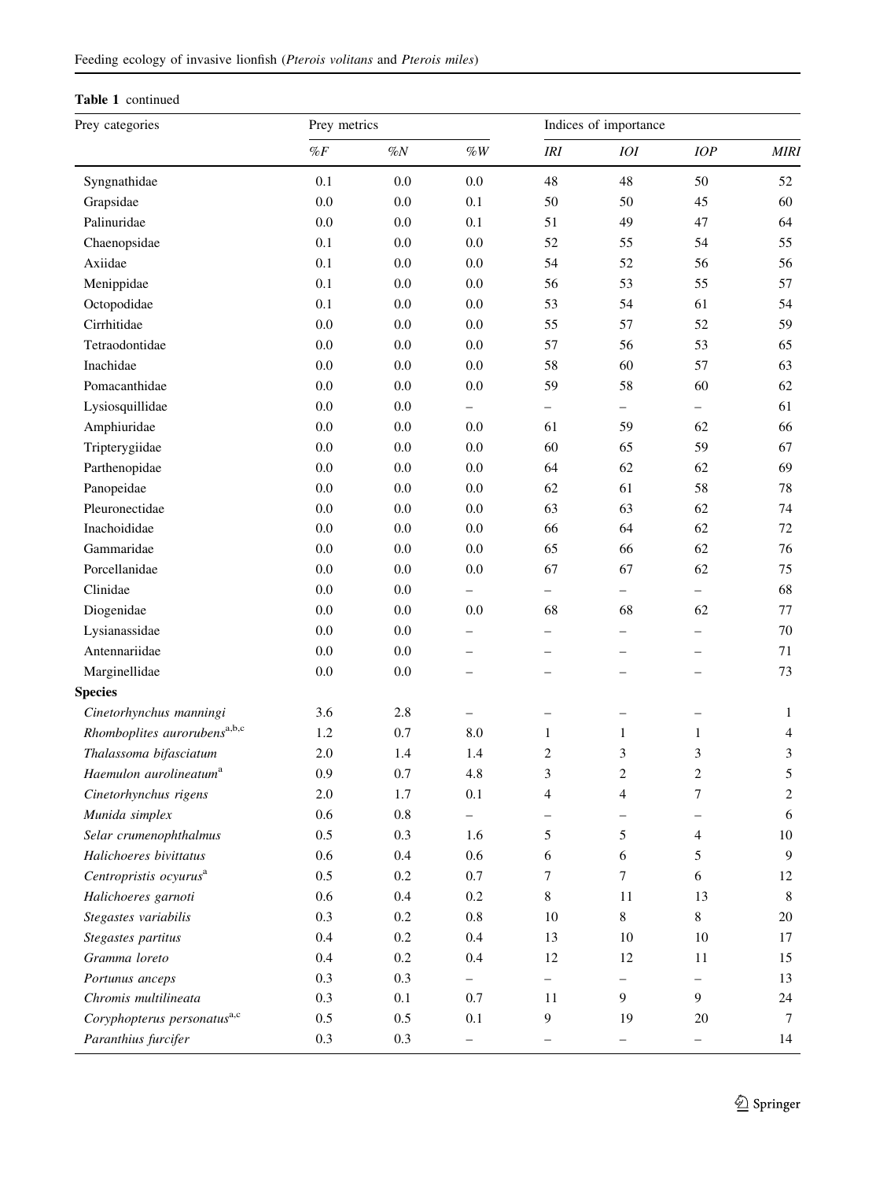**Table 1** continued

| Prey categories | Prey metrics | | | Indices of importance | | | |
|---|---|---|---|---|---|---|---|
| | %F | %N | %W | IRI | IOI | IOP | MIRI |
| Syngnathidae | 0.1 | 0.0 | 0.0 | 48 | 48 | 50 | 52 |
| Grapsidae | 0.0 | 0.0 | 0.1 | 50 | 50 | 45 | 60 |
| Palinuridae | 0.0 | 0.0 | 0.1 | 51 | 49 | 47 | 64 |
| Chaenopsidae | 0.1 | 0.0 | 0.0 | 52 | 55 | 54 | 55 |
| Axiidae | 0.1 | 0.0 | 0.0 | 54 | 52 | 56 | 56 |
| Menippidae | 0.1 | 0.0 | 0.0 | 56 | 53 | 55 | 57 |
| Octopodidae | 0.1 | 0.0 | 0.0 | 53 | 54 | 61 | 54 |
| Cirrhitidae | 0.0 | 0.0 | 0.0 | 55 | 57 | 52 | 59 |
| Tetraodontidae | 0.0 | 0.0 | 0.0 | 57 | 56 | 53 | 65 |
| Inachidae | 0.0 | 0.0 | 0.0 | 58 | 60 | 57 | 63 |
| Pomacanthidae | 0.0 | 0.0 | 0.0 | 59 | 58 | 60 | 62 |
| Lysiosquillidae | 0.0 | 0.0 | – | – | – | – | 61 |
| Amphiuridae | 0.0 | 0.0 | 0.0 | 61 | 59 | 62 | 66 |
| Tripterygiidae | 0.0 | 0.0 | 0.0 | 60 | 65 | 59 | 67 |
| Parthenopidae | 0.0 | 0.0 | 0.0 | 64 | 62 | 62 | 69 |
| Panopeidae | 0.0 | 0.0 | 0.0 | 62 | 61 | 58 | 78 |
| Pleuronectidae | 0.0 | 0.0 | 0.0 | 63 | 63 | 62 | 74 |
| Inachoididae | 0.0 | 0.0 | 0.0 | 66 | 64 | 62 | 72 |
| Gammaridae | 0.0 | 0.0 | 0.0 | 65 | 66 | 62 | 76 |
| Porcellanidae | 0.0 | 0.0 | 0.0 | 67 | 67 | 62 | 75 |
| Clinidae | 0.0 | 0.0 | – | – | – | – | 68 |
| Diogenidae | 0.0 | 0.0 | 0.0 | 68 | 68 | 62 | 77 |
| Lysianassidae | 0.0 | 0.0 | – | – | – | – | 70 |
| Antennariidae | 0.0 | 0.0 | – | – | – | – | 71 |
| Marginellidae | 0.0 | 0.0 | – | – | – | – | 73 |
| **Species** | | | | | | | |
| *Cinetorhynchus manningi* | 3.6 | 2.8 | – | – | – | – | 1 |
| *Rhomboplites aurorubens*[a,b,c] | 1.2 | 0.7 | 8.0 | 1 | 1 | 1 | 4 |
| *Thalassoma bifasciatum* | 2.0 | 1.4 | 1.4 | 2 | 3 | 3 | 3 |
| *Haemulon aurolineatum*[a] | 0.9 | 0.7 | 4.8 | 3 | 2 | 2 | 5 |
| *Cinetorhynchus rigens* | 2.0 | 1.7 | 0.1 | 4 | 4 | 7 | 2 |
| *Munida simplex* | 0.6 | 0.8 | – | – | – | – | 6 |
| *Selar crumenophthalmus* | 0.5 | 0.3 | 1.6 | 5 | 5 | 4 | 10 |
| *Halichoeres bivittatus* | 0.6 | 0.4 | 0.6 | 6 | 6 | 5 | 9 |
| *Centropristis ocyurus*[a] | 0.5 | 0.2 | 0.7 | 7 | 7 | 6 | 12 |
| *Halichoeres garnoti* | 0.6 | 0.4 | 0.2 | 8 | 11 | 13 | 8 |
| *Stegastes variabilis* | 0.3 | 0.2 | 0.8 | 10 | 8 | 8 | 20 |
| *Stegastes partitus* | 0.4 | 0.2 | 0.4 | 13 | 10 | 10 | 17 |
| *Gramma loreto* | 0.4 | 0.2 | 0.4 | 12 | 12 | 11 | 15 |
| *Portunus anceps* | 0.3 | 0.3 | – | – | – | – | 13 |
| *Chromis multilineata* | 0.3 | 0.1 | 0.7 | 11 | 9 | 9 | 24 |
| *Coryphopterus personatus*[a,c] | 0.5 | 0.5 | 0.1 | 9 | 19 | 20 | 7 |
| *Paranthius furcifer* | 0.3 | 0.3 | – | – | – | – | 14 |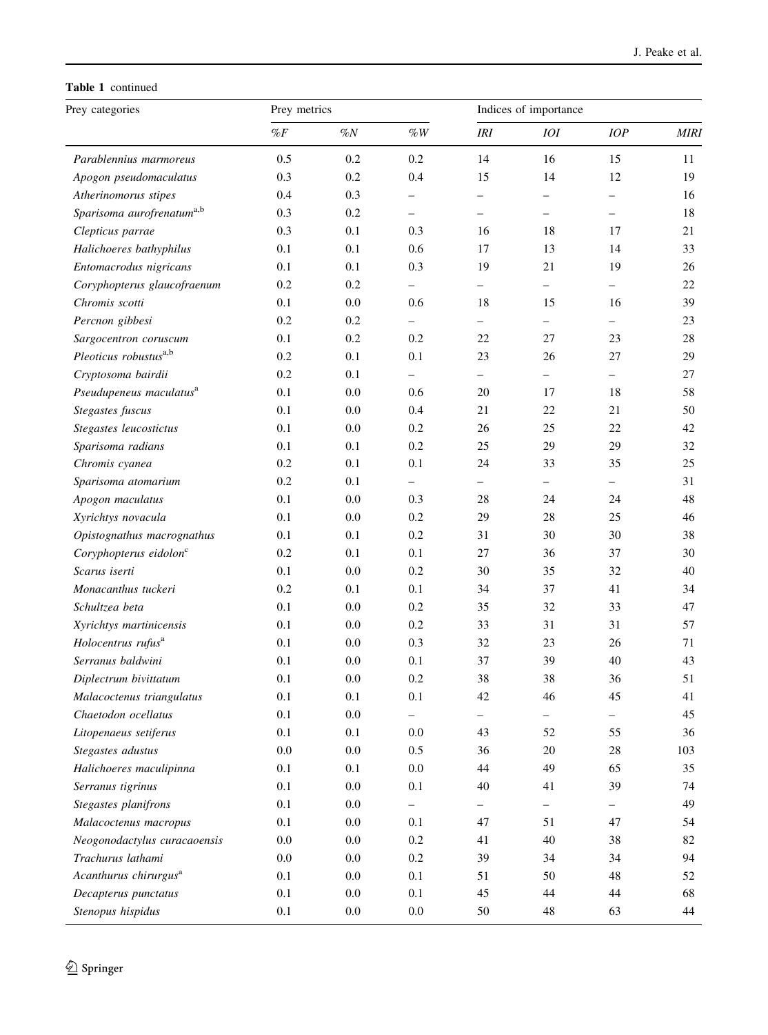**Table 1** continued

| Prey categories | Prey metrics | | | Indices of importance | | | |
|---|---|---|---|---|---|---|---|
| | *%F* | *%N* | *%W* | *IRI* | *IOI* | *IOP* | *MIRI* |
| *Parablennius marmoreus* | 0.5 | 0.2 | 0.2 | 14 | 16 | 15 | 11 |
| *Apogon pseudomaculatus* | 0.3 | 0.2 | 0.4 | 15 | 14 | 12 | 19 |
| *Atherinomorus stipes* | 0.4 | 0.3 | – | – | – | – | 16 |
| *Sparisoma aurofrenatum*[a,b] | 0.3 | 0.2 | – | – | – | – | 18 |
| *Clepticus parrae* | 0.3 | 0.1 | 0.3 | 16 | 18 | 17 | 21 |
| *Halichoeres bathyphilus* | 0.1 | 0.1 | 0.6 | 17 | 13 | 14 | 33 |
| *Entomacrodus nigricans* | 0.1 | 0.1 | 0.3 | 19 | 21 | 19 | 26 |
| *Coryphopterus glaucofraenum* | 0.2 | 0.2 | – | – | – | – | 22 |
| *Chromis scotti* | 0.1 | 0.0 | 0.6 | 18 | 15 | 16 | 39 |
| *Percnon gibbesi* | 0.2 | 0.2 | – | – | – | – | 23 |
| *Sargocentron coruscum* | 0.1 | 0.2 | 0.2 | 22 | 27 | 23 | 28 |
| *Pleoticus robustus*[a,b] | 0.2 | 0.1 | 0.1 | 23 | 26 | 27 | 29 |
| *Cryptosoma bairdii* | 0.2 | 0.1 | – | – | – | – | 27 |
| *Pseudupeneus maculatus*[a] | 0.1 | 0.0 | 0.6 | 20 | 17 | 18 | 58 |
| *Stegastes fuscus* | 0.1 | 0.0 | 0.4 | 21 | 22 | 21 | 50 |
| *Stegastes leucostictus* | 0.1 | 0.0 | 0.2 | 26 | 25 | 22 | 42 |
| *Sparisoma radians* | 0.1 | 0.1 | 0.2 | 25 | 29 | 29 | 32 |
| *Chromis cyanea* | 0.2 | 0.1 | 0.1 | 24 | 33 | 35 | 25 |
| *Sparisoma atomarium* | 0.2 | 0.1 | – | – | – | – | 31 |
| *Apogon maculatus* | 0.1 | 0.0 | 0.3 | 28 | 24 | 24 | 48 |
| *Xyrichtys novacula* | 0.1 | 0.0 | 0.2 | 29 | 28 | 25 | 46 |
| *Opistognathus macrognathus* | 0.1 | 0.1 | 0.2 | 31 | 30 | 30 | 38 |
| *Coryphopterus eidolon*[c] | 0.2 | 0.1 | 0.1 | 27 | 36 | 37 | 30 |
| *Scarus iserti* | 0.1 | 0.0 | 0.2 | 30 | 35 | 32 | 40 |
| *Monacanthus tuckeri* | 0.2 | 0.1 | 0.1 | 34 | 37 | 41 | 34 |
| *Schultzea beta* | 0.1 | 0.0 | 0.2 | 35 | 32 | 33 | 47 |
| *Xyrichtys martinicensis* | 0.1 | 0.0 | 0.2 | 33 | 31 | 31 | 57 |
| *Holocentrus rufus*[a] | 0.1 | 0.0 | 0.3 | 32 | 23 | 26 | 71 |
| *Serranus baldwini* | 0.1 | 0.0 | 0.1 | 37 | 39 | 40 | 43 |
| *Diplectrum bivittatum* | 0.1 | 0.0 | 0.2 | 38 | 38 | 36 | 51 |
| *Malacoctenus triangulatus* | 0.1 | 0.1 | 0.1 | 42 | 46 | 45 | 41 |
| *Chaetodon ocellatus* | 0.1 | 0.0 | – | – | – | – | 45 |
| *Litopenaeus setiferus* | 0.1 | 0.1 | 0.0 | 43 | 52 | 55 | 36 |
| *Stegastes adustus* | 0.0 | 0.0 | 0.5 | 36 | 20 | 28 | 103 |
| *Halichoeres maculipinna* | 0.1 | 0.1 | 0.0 | 44 | 49 | 65 | 35 |
| *Serranus tigrinus* | 0.1 | 0.0 | 0.1 | 40 | 41 | 39 | 74 |
| *Stegastes planifrons* | 0.1 | 0.0 | – | – | – | – | 49 |
| *Malacoctenus macropus* | 0.1 | 0.0 | 0.1 | 47 | 51 | 47 | 54 |
| *Neogonodactylus curacaoensis* | 0.0 | 0.0 | 0.2 | 41 | 40 | 38 | 82 |
| *Trachurus lathami* | 0.0 | 0.0 | 0.2 | 39 | 34 | 34 | 94 |
| *Acanthurus chirurgus*[a] | 0.1 | 0.0 | 0.1 | 51 | 50 | 48 | 52 |
| *Decapterus punctatus* | 0.1 | 0.0 | 0.1 | 45 | 44 | 44 | 68 |
| *Stenopus hispidus* | 0.1 | 0.0 | 0.0 | 50 | 48 | 63 | 44 |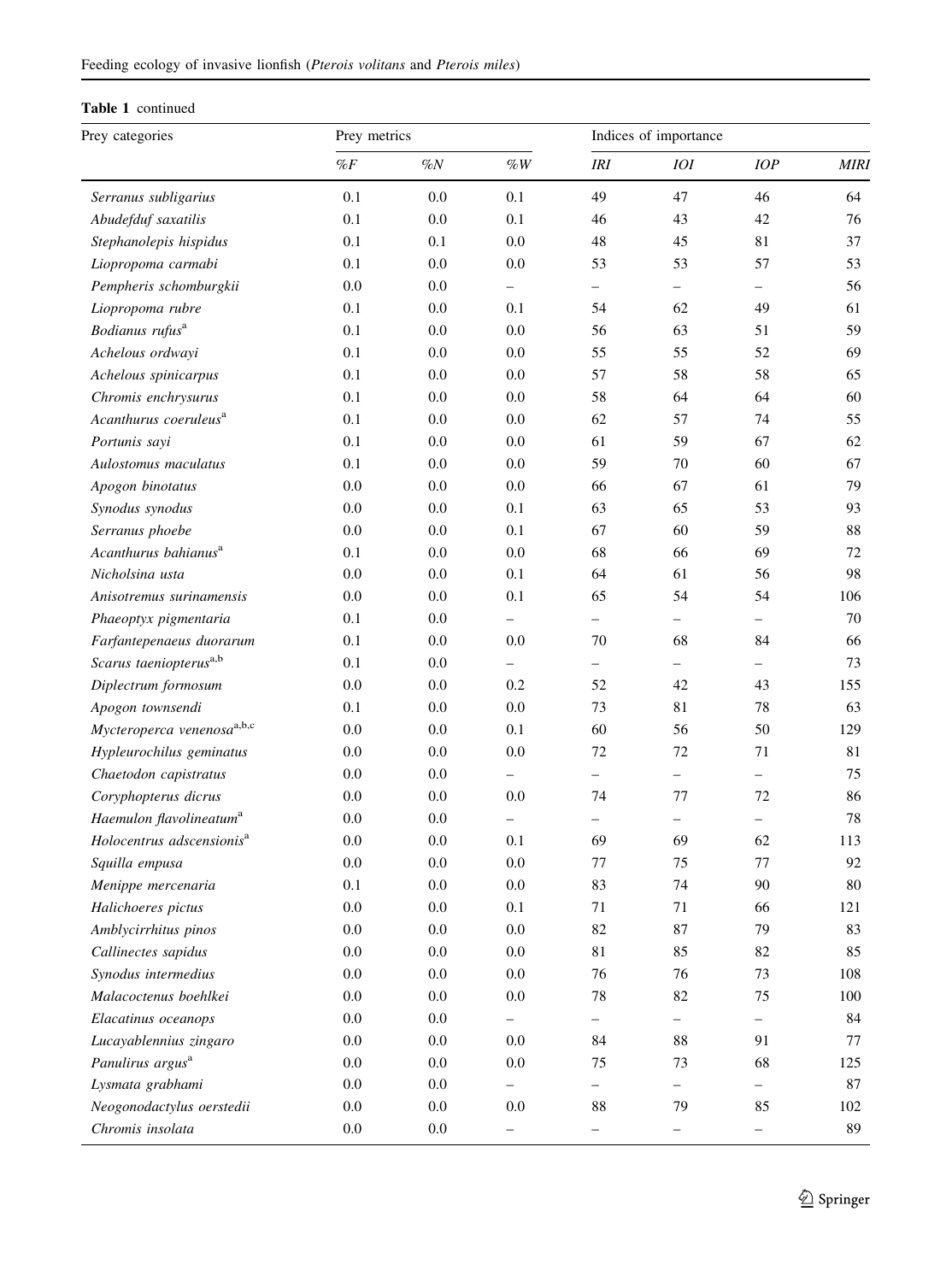**Table 1** continued

| Prey categories | Prey metrics | | | Indices of importance | | | |
|---|---|---|---|---|---|---|---|
| | *%F* | *%N* | *%W* | *IRI* | *IOI* | *IOP* | *MIRI* |
| *Serranus subligarius* | 0.1 | 0.0 | 0.1 | 49 | 47 | 46 | 64 |
| *Abudefduf saxatilis* | 0.1 | 0.0 | 0.1 | 46 | 43 | 42 | 76 |
| *Stephanolepis hispidus* | 0.1 | 0.1 | 0.0 | 48 | 45 | 81 | 37 |
| *Liopropoma carmabi* | 0.1 | 0.0 | 0.0 | 53 | 53 | 57 | 53 |
| *Pempheris schomburgkii* | 0.0 | 0.0 | – | – | – | – | 56 |
| *Liopropoma rubre* | 0.1 | 0.0 | 0.1 | 54 | 62 | 49 | 61 |
| *Bodianus rufus*[a] | 0.1 | 0.0 | 0.0 | 56 | 63 | 51 | 59 |
| *Achelous ordwayi* | 0.1 | 0.0 | 0.0 | 55 | 55 | 52 | 69 |
| *Achelous spinicarpus* | 0.1 | 0.0 | 0.0 | 57 | 58 | 58 | 65 |
| *Chromis enchrysurus* | 0.1 | 0.0 | 0.0 | 58 | 64 | 64 | 60 |
| *Acanthurus coeruleus*[a] | 0.1 | 0.0 | 0.0 | 62 | 57 | 74 | 55 |
| *Portunis sayi* | 0.1 | 0.0 | 0.0 | 61 | 59 | 67 | 62 |
| *Aulostomus maculatus* | 0.1 | 0.0 | 0.0 | 59 | 70 | 60 | 67 |
| *Apogon binotatus* | 0.0 | 0.0 | 0.0 | 66 | 67 | 61 | 79 |
| *Synodus synodus* | 0.0 | 0.0 | 0.1 | 63 | 65 | 53 | 93 |
| *Serranus phoebe* | 0.0 | 0.0 | 0.1 | 67 | 60 | 59 | 88 |
| *Acanthurus bahianus*[a] | 0.1 | 0.0 | 0.0 | 68 | 66 | 69 | 72 |
| *Nicholsina usta* | 0.0 | 0.0 | 0.1 | 64 | 61 | 56 | 98 |
| *Anisotremus surinamensis* | 0.0 | 0.0 | 0.1 | 65 | 54 | 54 | 106 |
| *Phaeoptyx pigmentaria* | 0.1 | 0.0 | – | – | – | – | 70 |
| *Farfantepenaeus duorarum* | 0.1 | 0.0 | 0.0 | 70 | 68 | 84 | 66 |
| *Scarus taeniopterus*[a,b] | 0.1 | 0.0 | – | – | – | – | 73 |
| *Diplectrum formosum* | 0.0 | 0.0 | 0.2 | 52 | 42 | 43 | 155 |
| *Apogon townsendi* | 0.1 | 0.0 | 0.0 | 73 | 81 | 78 | 63 |
| *Mycteroperca venenosa*[a,b,c] | 0.0 | 0.0 | 0.1 | 60 | 56 | 50 | 129 |
| *Hypleurochilus geminatus* | 0.0 | 0.0 | 0.0 | 72 | 72 | 71 | 81 |
| *Chaetodon capistratus* | 0.0 | 0.0 | – | – | – | – | 75 |
| *Coryphopterus dicrus* | 0.0 | 0.0 | 0.0 | 74 | 77 | 72 | 86 |
| *Haemulon flavolineatum*[a] | 0.0 | 0.0 | – | – | – | – | 78 |
| *Holocentrus adscensionis*[a] | 0.0 | 0.0 | 0.1 | 69 | 69 | 62 | 113 |
| *Squilla empusa* | 0.0 | 0.0 | 0.0 | 77 | 75 | 77 | 92 |
| *Menippe mercenaria* | 0.1 | 0.0 | 0.0 | 83 | 74 | 90 | 80 |
| *Halichoeres pictus* | 0.0 | 0.0 | 0.1 | 71 | 71 | 66 | 121 |
| *Amblycirrhitus pinos* | 0.0 | 0.0 | 0.0 | 82 | 87 | 79 | 83 |
| *Callinectes sapidus* | 0.0 | 0.0 | 0.0 | 81 | 85 | 82 | 85 |
| *Synodus intermedius* | 0.0 | 0.0 | 0.0 | 76 | 76 | 73 | 108 |
| *Malacoctenus boehlkei* | 0.0 | 0.0 | 0.0 | 78 | 82 | 75 | 100 |
| *Elacatinus oceanops* | 0.0 | 0.0 | – | – | – | – | 84 |
| *Lucayablennius zingaro* | 0.0 | 0.0 | 0.0 | 84 | 88 | 91 | 77 |
| *Panulirus argus*[a] | 0.0 | 0.0 | 0.0 | 75 | 73 | 68 | 125 |
| *Lysmata grabhami* | 0.0 | 0.0 | – | – | – | – | 87 |
| *Neogonodactylus oerstedii* | 0.0 | 0.0 | 0.0 | 88 | 79 | 85 | 102 |
| *Chromis insolata* | 0.0 | 0.0 | – | – | – | – | 89 |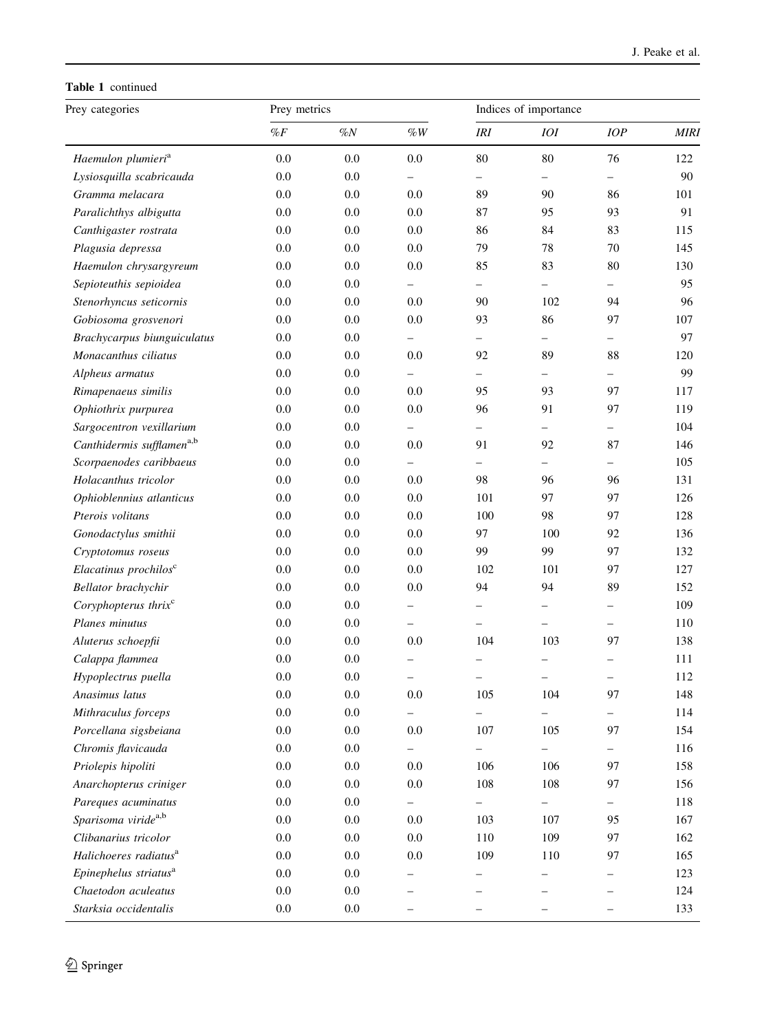**Table 1** continued

| Prey categories | Prey metrics | | | Indices of importance | | | |
|---|---|---|---|---|---|---|---|
| | *%F* | *%N* | *%W* | *IRI* | *IOI* | *IOP* | *MIRI* |
| *Haemulon plumieri*[a] | 0.0 | 0.0 | 0.0 | 80 | 80 | 76 | 122 |
| *Lysiosquilla scabricauda* | 0.0 | 0.0 | – | – | – | – | 90 |
| *Gramma melacara* | 0.0 | 0.0 | 0.0 | 89 | 90 | 86 | 101 |
| *Paralichthys albigutta* | 0.0 | 0.0 | 0.0 | 87 | 95 | 93 | 91 |
| *Canthigaster rostrata* | 0.0 | 0.0 | 0.0 | 86 | 84 | 83 | 115 |
| *Plagusia depressa* | 0.0 | 0.0 | 0.0 | 79 | 78 | 70 | 145 |
| *Haemulon chrysargyreum* | 0.0 | 0.0 | 0.0 | 85 | 83 | 80 | 130 |
| *Sepioteuthis sepioidea* | 0.0 | 0.0 | – | – | – | – | 95 |
| *Stenorhyncus seticornis* | 0.0 | 0.0 | 0.0 | 90 | 102 | 94 | 96 |
| *Gobiosoma grosvenori* | 0.0 | 0.0 | 0.0 | 93 | 86 | 97 | 107 |
| *Brachycarpus biunguiculatus* | 0.0 | 0.0 | – | – | – | – | 97 |
| *Monacanthus ciliatus* | 0.0 | 0.0 | 0.0 | 92 | 89 | 88 | 120 |
| *Alpheus armatus* | 0.0 | 0.0 | – | – | – | – | 99 |
| *Rimapenaeus similis* | 0.0 | 0.0 | 0.0 | 95 | 93 | 97 | 117 |
| *Ophiothrix purpurea* | 0.0 | 0.0 | 0.0 | 96 | 91 | 97 | 119 |
| *Sargocentron vexillarium* | 0.0 | 0.0 | – | – | – | – | 104 |
| *Canthidermis sufflamen*[a,b] | 0.0 | 0.0 | 0.0 | 91 | 92 | 87 | 146 |
| *Scorpaenodes caribbaeus* | 0.0 | 0.0 | – | – | – | – | 105 |
| *Holacanthus tricolor* | 0.0 | 0.0 | 0.0 | 98 | 96 | 96 | 131 |
| *Ophioblennius atlanticus* | 0.0 | 0.0 | 0.0 | 101 | 97 | 97 | 126 |
| *Pterois volitans* | 0.0 | 0.0 | 0.0 | 100 | 98 | 97 | 128 |
| *Gonodactylus smithii* | 0.0 | 0.0 | 0.0 | 97 | 100 | 92 | 136 |
| *Cryptotomus roseus* | 0.0 | 0.0 | 0.0 | 99 | 99 | 97 | 132 |
| *Elacatinus prochilos*[c] | 0.0 | 0.0 | 0.0 | 102 | 101 | 97 | 127 |
| *Bellator brachychir* | 0.0 | 0.0 | 0.0 | 94 | 94 | 89 | 152 |
| *Coryphopterus thrix*[c] | 0.0 | 0.0 | – | – | – | – | 109 |
| *Planes minutus* | 0.0 | 0.0 | – | – | – | – | 110 |
| *Aluterus schoepfii* | 0.0 | 0.0 | 0.0 | 104 | 103 | 97 | 138 |
| *Calappa flammea* | 0.0 | 0.0 | – | – | – | – | 111 |
| *Hypoplectrus puella* | 0.0 | 0.0 | – | – | – | – | 112 |
| *Anasimus latus* | 0.0 | 0.0 | 0.0 | 105 | 104 | 97 | 148 |
| *Mithraculus forceps* | 0.0 | 0.0 | – | – | – | – | 114 |
| *Porcellana sigsbeiana* | 0.0 | 0.0 | 0.0 | 107 | 105 | 97 | 154 |
| *Chromis flavicauda* | 0.0 | 0.0 | – | – | – | – | 116 |
| *Priolepis hipoliti* | 0.0 | 0.0 | 0.0 | 106 | 106 | 97 | 158 |
| *Anarchopterus criniger* | 0.0 | 0.0 | 0.0 | 108 | 108 | 97 | 156 |
| *Pareques acuminatus* | 0.0 | 0.0 | – | – | – | – | 118 |
| *Sparisoma viride*[a,b] | 0.0 | 0.0 | 0.0 | 103 | 107 | 95 | 167 |
| *Clibanarius tricolor* | 0.0 | 0.0 | 0.0 | 110 | 109 | 97 | 162 |
| *Halichoeres radiatus*[a] | 0.0 | 0.0 | 0.0 | 109 | 110 | 97 | 165 |
| *Epinephelus striatus*[a] | 0.0 | 0.0 | – | – | – | – | 123 |
| *Chaetodon aculeatus* | 0.0 | 0.0 | – | – | – | – | 124 |
| *Starksia occidentalis* | 0.0 | 0.0 | – | – | – | – | 133 |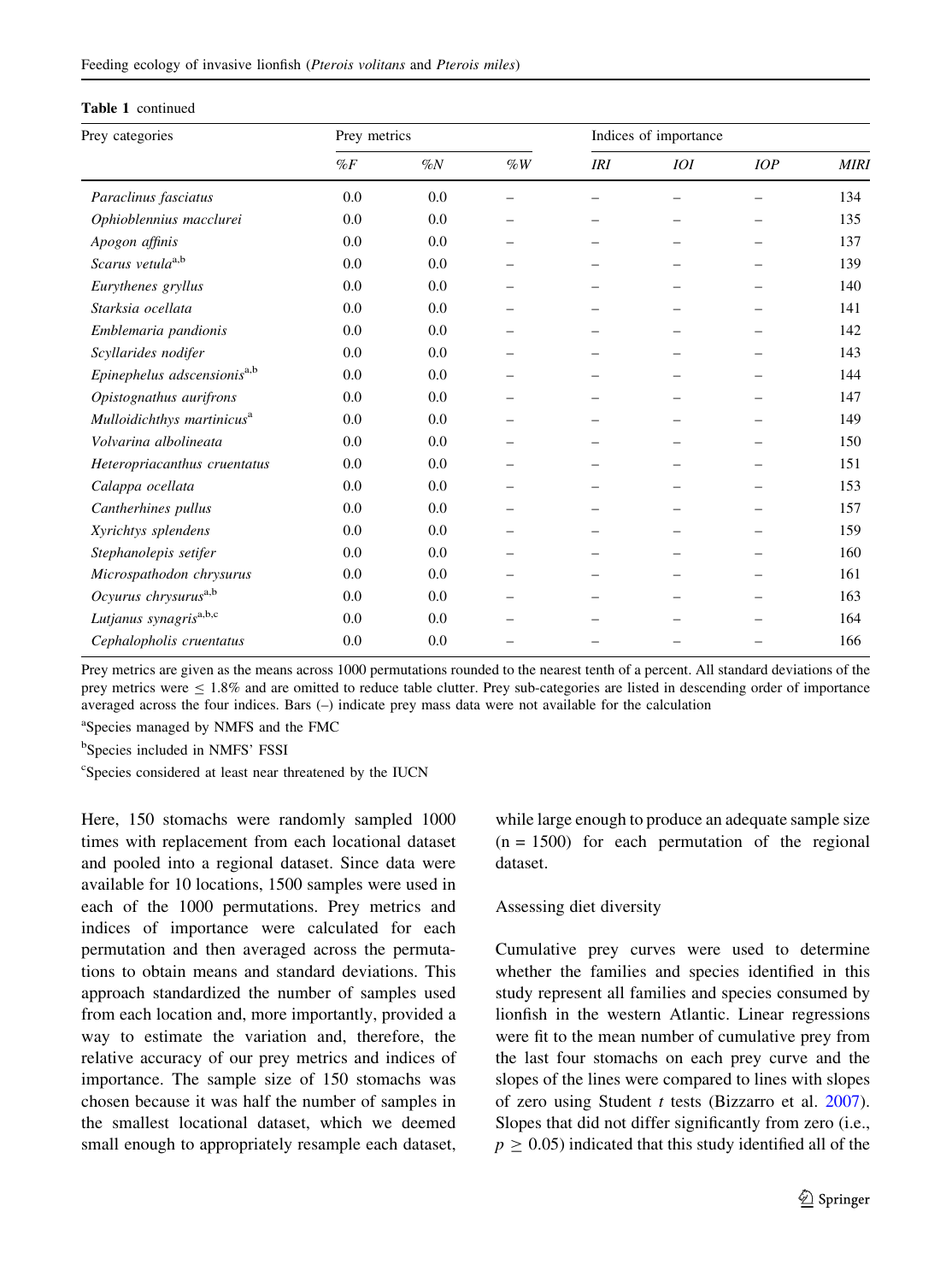**Table 1** continued

| Prey categories | Prey metrics | | | Indices of importance | | | |
|---|---|---|---|---|---|---|---|
| | *%F* | *%N* | *%W* | *IRI* | *IOI* | *IOP* | *MIRI* |
| *Paraclinus fasciatus* | 0.0 | 0.0 | – | – | – | – | 134 |
| *Ophioblennius macclurei* | 0.0 | 0.0 | – | – | – | – | 135 |
| *Apogon affinis* | 0.0 | 0.0 | – | – | – | – | 137 |
| *Scarus vetula*[a,b] | 0.0 | 0.0 | – | – | – | – | 139 |
| *Eurythenes gryllus* | 0.0 | 0.0 | – | – | – | – | 140 |
| *Starksia ocellata* | 0.0 | 0.0 | – | – | – | – | 141 |
| *Emblemaria pandionis* | 0.0 | 0.0 | – | – | – | – | 142 |
| *Scyllarides nodifer* | 0.0 | 0.0 | – | – | – | – | 143 |
| *Epinephelus adscensionis*[a,b] | 0.0 | 0.0 | – | – | – | – | 144 |
| *Opistognathus aurifrons* | 0.0 | 0.0 | – | – | – | – | 147 |
| *Mulloidichthys martinicus*[a] | 0.0 | 0.0 | – | – | – | – | 149 |
| *Volvarina albolineata* | 0.0 | 0.0 | – | – | – | – | 150 |
| *Heteropriacanthus cruentatus* | 0.0 | 0.0 | – | – | – | – | 151 |
| *Calappa ocellata* | 0.0 | 0.0 | – | – | – | – | 153 |
| *Cantherhines pullus* | 0.0 | 0.0 | – | – | – | – | 157 |
| *Xyrichtys splendens* | 0.0 | 0.0 | – | – | – | – | 159 |
| *Stephanolepis setifer* | 0.0 | 0.0 | – | – | – | – | 160 |
| *Microspathodon chrysurus* | 0.0 | 0.0 | – | – | – | – | 161 |
| *Ocyurus chrysurus*[a,b] | 0.0 | 0.0 | – | – | – | – | 163 |
| *Lutjanus synagris*[a,b,c] | 0.0 | 0.0 | – | – | – | – | 164 |
| *Cephalopholis cruentatus* | 0.0 | 0.0 | – | – | – | – | 166 |

Prey metrics are given as the means across 1000 permutations rounded to the nearest tenth of a percent. All standard deviations of the prey metrics were $\leq$ 1.8% and are omitted to reduce table clutter. Prey sub-categories are listed in descending order of importance averaged across the four indices. Bars (–) indicate prey mass data were not available for the calculation

[a] Species managed by NMFS and the FMC

[b] Species included in NMFS' FSSI

[c] Species considered at least near threatened by the IUCN

Here, 150 stomachs were randomly sampled 1000 times with replacement from each locational dataset and pooled into a regional dataset. Since data were available for 10 locations, 1500 samples were used in each of the 1000 permutations. Prey metrics and indices of importance were calculated for each permutation and then averaged across the permutations to obtain means and standard deviations. This approach standardized the number of samples used from each location and, more importantly, provided a way to estimate the variation and, therefore, the relative accuracy of our prey metrics and indices of importance. The sample size of 150 stomachs was chosen because it was half the number of samples in the smallest locational dataset, which we deemed small enough to appropriately resample each dataset, while large enough to produce an adequate sample size (n = 1500) for each permutation of the regional dataset.

### Assessing diet diversity

Cumulative prey curves were used to determine whether the families and species identified in this study represent all families and species consumed by lionfish in the western Atlantic. Linear regressions were fit to the mean number of cumulative prey from the last four stomachs on each prey curve and the slopes of the lines were compared to lines with slopes of zero using Student *t* tests (Bizzarro et al. 2007). Slopes that did not differ significantly from zero (i.e., $p \geq 0.05$) indicated that this study identified all of the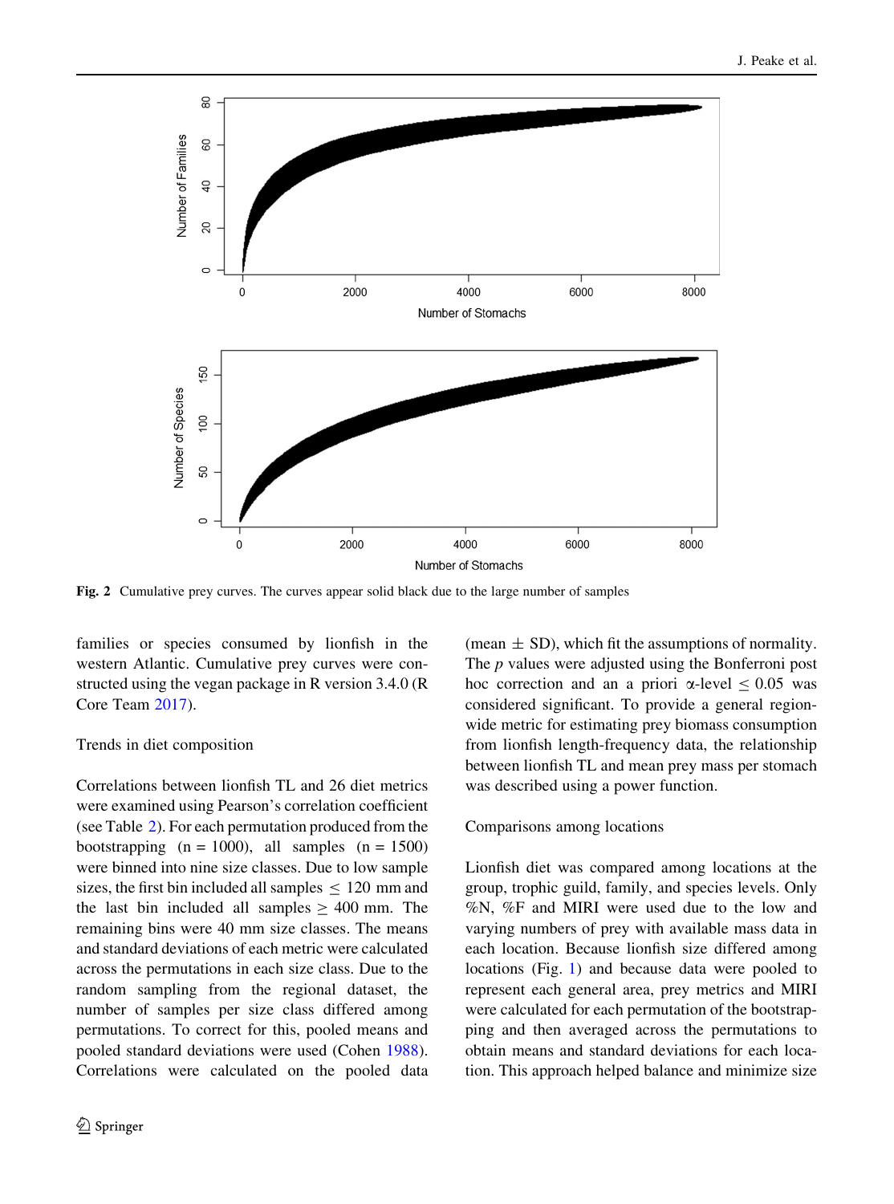Number of Families

0
20
40
60
80

0
2000
4000
6000
8000

Number of Stomachs

Number of Species

0
50
100
150

0
2000
4000
6000
8000

Number of Stomachs

**Fig. 2** Cumulative prey curves. The curves appear solid black due to the large number of samples

families or species consumed by lionfish in the western Atlantic. Cumulative prey curves were constructed using the vegan package in R version 3.4.0 (R Core Team 2017).

Trends in diet composition

Correlations between lionfish TL and 26 diet metrics were examined using Pearson's correlation coefficient (see Table 2). For each permutation produced from the bootstrapping (n = 1000), all samples (n = 1500) were binned into nine size classes. Due to low sample sizes, the first bin included all samples $\leq$ 120 mm and the last bin included all samples $\geq$ 400 mm. The remaining bins were 40 mm size classes. The means and standard deviations of each metric were calculated across the permutations in each size class. Due to the random sampling from the regional dataset, the number of samples per size class differed among permutations. To correct for this, pooled means and pooled standard deviations were used (Cohen 1988). Correlations were calculated on the pooled data (mean $\pm$ SD), which fit the assumptions of normality. The *p* values were adjusted using the Bonferroni post hoc correction and an a priori $\alpha$-level $\leq$ 0.05 was considered significant. To provide a general region-wide metric for estimating prey biomass consumption from lionfish length-frequency data, the relationship between lionfish TL and mean prey mass per stomach was described using a power function.

Comparisons among locations

Lionfish diet was compared among locations at the group, trophic guild, family, and species levels. Only %N, %F and MIRI were used due to the low and varying numbers of prey with available mass data in each location. Because lionfish size differed among locations (Fig. 1) and because data were pooled to represent each general area, prey metrics and MIRI were calculated for each permutation of the bootstrapping and then averaged across the permutations to obtain means and standard deviations for each location. This approach helped balance and minimize size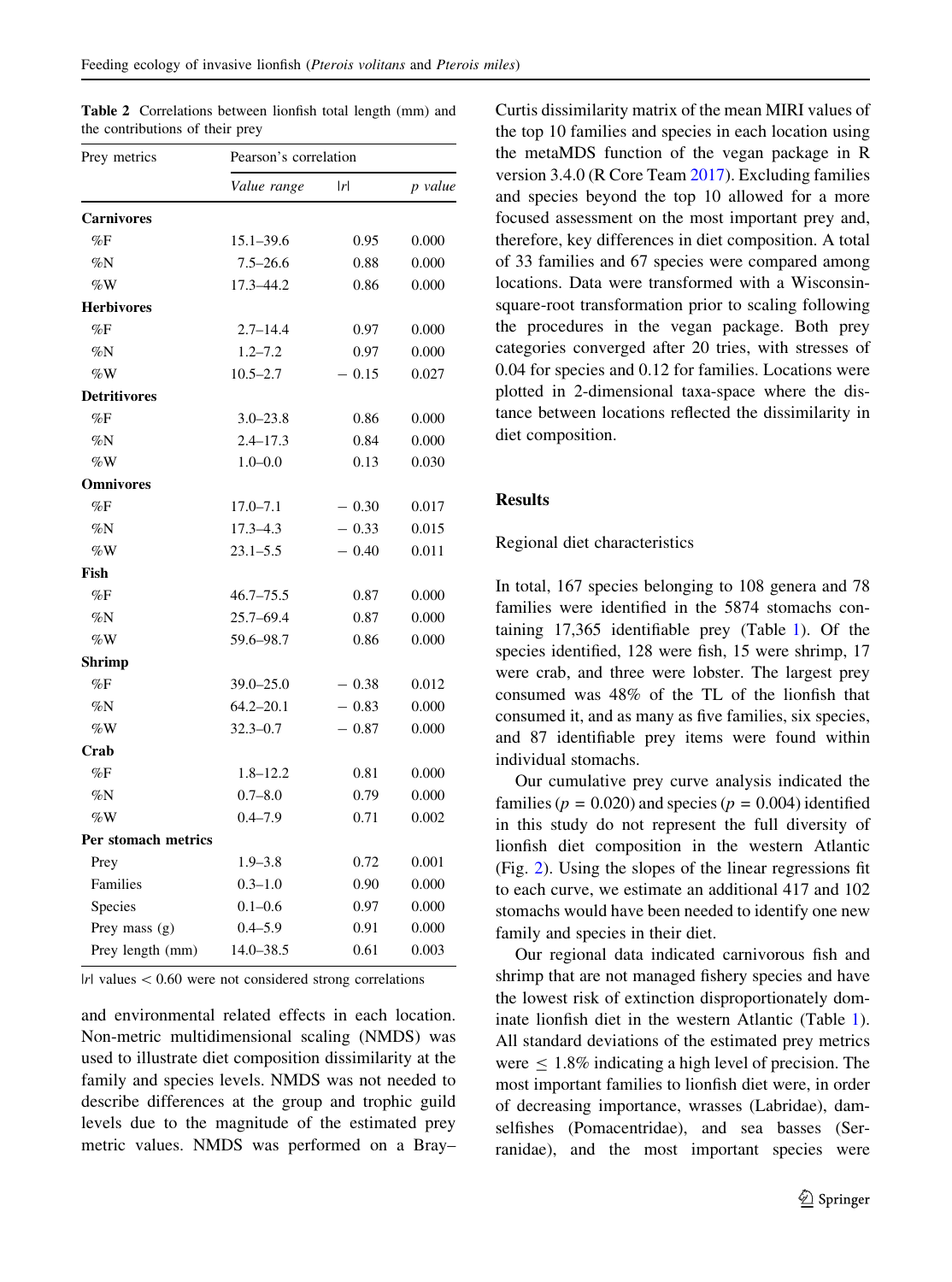**Table 2** Correlations between lionfish total length (mm) and the contributions of their prey

| Prey metrics | Pearson's correlation | | |
|---|---|---|---|
| | *Value range* | \|*r*\| | *p value* |
| **Carnivores** | | | |
| %F | 15.1–39.6 | 0.95 | 0.000 |
| %N | 7.5–26.6 | 0.88 | 0.000 |
| %W | 17.3–44.2 | 0.86 | 0.000 |
| **Herbivores** | | | |
| %F | 2.7–14.4 | 0.97 | 0.000 |
| %N | 1.2–7.2 | 0.97 | 0.000 |
| %W | 10.5–2.7 | − 0.15 | 0.027 |
| **Detritivores** | | | |
| %F | 3.0–23.8 | 0.86 | 0.000 |
| %N | 2.4–17.3 | 0.84 | 0.000 |
| %W | 1.0–0.0 | 0.13 | 0.030 |
| **Omnivores** | | | |
| %F | 17.0–7.1 | − 0.30 | 0.017 |
| %N | 17.3–4.3 | − 0.33 | 0.015 |
| %W | 23.1–5.5 | − 0.40 | 0.011 |
| **Fish** | | | |
| %F | 46.7–75.5 | 0.87 | 0.000 |
| %N | 25.7–69.4 | 0.87 | 0.000 |
| %W | 59.6–98.7 | 0.86 | 0.000 |
| **Shrimp** | | | |
| %F | 39.0–25.0 | − 0.38 | 0.012 |
| %N | 64.2–20.1 | − 0.83 | 0.000 |
| %W | 32.3–0.7 | − 0.87 | 0.000 |
| **Crab** | | | |
| %F | 1.8–12.2 | 0.81 | 0.000 |
| %N | 0.7–8.0 | 0.79 | 0.000 |
| %W | 0.4–7.9 | 0.71 | 0.002 |
| **Per stomach metrics** | | | |
| Prey | 1.9–3.8 | 0.72 | 0.001 |
| Families | 0.3–1.0 | 0.90 | 0.000 |
| Species | 0.1–0.6 | 0.97 | 0.000 |
| Prey mass (g) | 0.4–5.9 | 0.91 | 0.000 |
| Prey length (mm) | 14.0–38.5 | 0.61 | 0.003 |

|*r*| values < 0.60 were not considered strong correlations

and environmental related effects in each location. Non-metric multidimensional scaling (NMDS) was used to illustrate diet composition dissimilarity at the family and species levels. NMDS was not needed to describe differences at the group and trophic guild levels due to the magnitude of the estimated prey metric values. NMDS was performed on a Bray–Curtis dissimilarity matrix of the mean MIRI values of the top 10 families and species in each location using the metaMDS function of the vegan package in R version 3.4.0 (R Core Team 2017). Excluding families and species beyond the top 10 allowed for a more focused assessment on the most important prey and, therefore, key differences in diet composition. A total of 33 families and 67 species were compared among locations. Data were transformed with a Wisconsin-square-root transformation prior to scaling following the procedures in the vegan package. Both prey categories converged after 20 tries, with stresses of 0.04 for species and 0.12 for families. Locations were plotted in 2-dimensional taxa-space where the distance between locations reflected the dissimilarity in diet composition.

## Results

### Regional diet characteristics

In total, 167 species belonging to 108 genera and 78 families were identified in the 5874 stomachs containing 17,365 identifiable prey (Table 1). Of the species identified, 128 were fish, 15 were shrimp, 17 were crab, and three were lobster. The largest prey consumed was 48% of the TL of the lionfish that consumed it, and as many as five families, six species, and 87 identifiable prey items were found within individual stomachs.

Our cumulative prey curve analysis indicated the families ($p = 0.020$) and species ($p = 0.004$) identified in this study do not represent the full diversity of lionfish diet composition in the western Atlantic (Fig. 2). Using the slopes of the linear regressions fit to each curve, we estimate an additional 417 and 102 stomachs would have been needed to identify one new family and species in their diet.

Our regional data indicated carnivorous fish and shrimp that are not managed fishery species and have the lowest risk of extinction disproportionately dominate lionfish diet in the western Atlantic (Table 1). All standard deviations of the estimated prey metrics were ≤ 1.8% indicating a high level of precision. The most important families to lionfish diet were, in order of decreasing importance, wrasses (Labridae), damselfishes (Pomacentridae), and sea basses (Serranidae), and the most important species were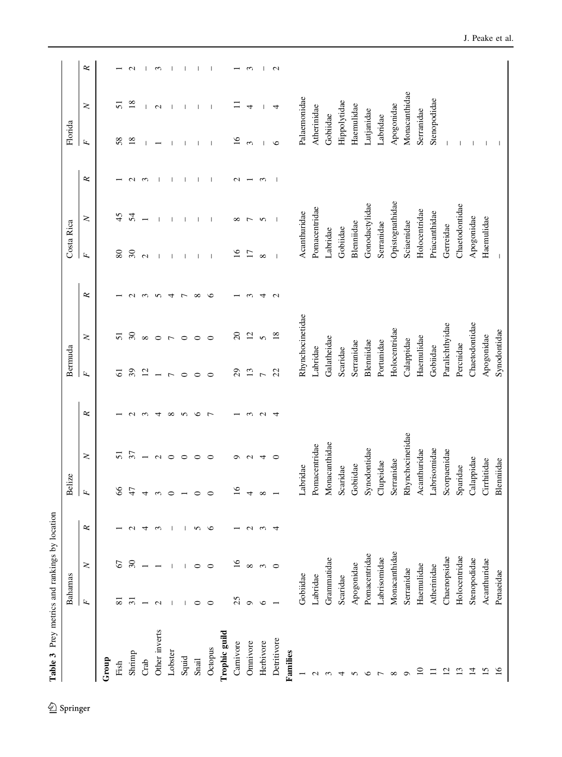**Table 3** Prey metrics and rankings by location

| | Bahamas | | | Belize | | | Bermuda | | | Costa Rica | | | Florida | | |
|---|---|---|---|---|---|---|---|---|---|---|---|---|---|---|---|
| | *F* | *N* | *R* | *F* | *N* | *R* | *F* | *N* | *R* | *F* | *N* | *R* | *F* | *N* | *R* |
| **Group** | | | | | | | | | | | | | | | |
| Fish | 81 | 67 | 1 | 66 | 51 | 1 | 61 | 51 | 1 | 80 | 45 | 1 | 58 | 51 | 1 |
| Shrimp | 31 | 30 | 2 | 47 | 37 | 2 | 39 | 30 | 2 | 30 | 54 | 2 | 18 | 18 | 2 |
| Crab | 1 | 1 | 4 | 4 | 1 | 3 | 12 | 8 | 3 | 2 | 1 | 3 | – | – | – |
| Other inverts | 2 | 1 | 3 | 3 | 2 | 4 | 1 | 0 | 5 | – | – | – | 1 | 2 | 3 |
| Lobster | – | – | – | 0 | 0 | 8 | 7 | 7 | 4 | – | – | – | – | – | – |
| Squid | – | – | – | 1 | 0 | 5 | 0 | 0 | 7 | – | – | – | – | – | – |
| Snail | 0 | 0 | 5 | 0 | 0 | 6 | 0 | 0 | 8 | – | – | – | – | – | – |
| Octopus | 0 | 0 | 6 | 0 | 0 | 7 | 0 | 0 | 6 | – | – | – | – | – | – |
| **Trophic guild** | | | | | | | | | | | | | | | |
| Carnivore | 25 | 16 | 1 | 16 | 9 | 1 | 29 | 20 | 1 | 16 | 8 | 2 | 16 | 11 | 1 |
| Omnivore | 9 | 8 | 2 | 4 | 2 | 3 | 13 | 12 | 3 | 17 | 7 | 1 | 3 | 4 | 3 |
| Herbivore | 6 | 3 | 3 | 8 | 4 | 2 | 7 | 5 | 4 | 8 | 5 | 3 | – | – | – |
| Detritivore | 1 | 0 | 4 | 1 | 0 | 4 | 22 | 18 | 2 | – | – | – | 6 | 4 | 2 |
| **Families** | | | | | | | | | | | | | | | |
| 1 | Gobiidae | | | Labridae | | | Rhynchocinetidae | | | Acanthuridae | | | Palaemonidae | | |
| 2 | Labridae | | | Pomacentridae | | | Labridae | | | Pomacentridae | | | Atherinidae | | |
| 3 | Grammatidae | | | Monacanthidae | | | Galatheidae | | | Labridae | | | Gobiidae | | |
| 4 | Scaridae | | | Scaridae | | | Scaridae | | | Gobiidae | | | Hippolytidae | | |
| 5 | Apogonidae | | | Gobiidae | | | Serranidae | | | Blenniidae | | | Haemulidae | | |
| 6 | Pomacentridae | | | Synodontidae | | | Blenniidae | | | Gonodactylidae | | | Lutjanidae | | |
| 7 | Labrisomidae | | | Clupeidae | | | Portunidae | | | Serranidae | | | Labridae | | |
| 8 | Monacanthidae | | | Serranidae | | | Holocentridae | | | Opistognathidae | | | Apogonidae | | |
| 9 | Serranidae | | | Rhynchocinetidae | | | Calappidae | | | Sciaenidae | | | Monacanthidae | | |
| 10 | Haemulidae | | | Acanthuridae | | | Haemulidae | | | Holocentridae | | | Serranidae | | |
| 11 | Atherinidae | | | Labrisomidae | | | Gobiidae | | | Priacanthidae | | | Stenopodidae | | |
| 12 | Chaenopsidae | | | Scorpaenidae | | | Paralichthyidae | | | Gerreidae | | | – | | |
| 13 | Holocentridae | | | Sparidae | | | Percnidae | | | Chaetodontidae | | | – | | |
| 14 | Stenopodidae | | | Calappidae | | | Chaetodontidae | | | Apogonidae | | | – | | |
| 15 | Acanthuridae | | | Cirrhitidae | | | Apogonidae | | | Haemulidae | | | – | | |
| 16 | Penaeidae | | | Blenniidae | | | Synodontidae | | | – | | | – | | |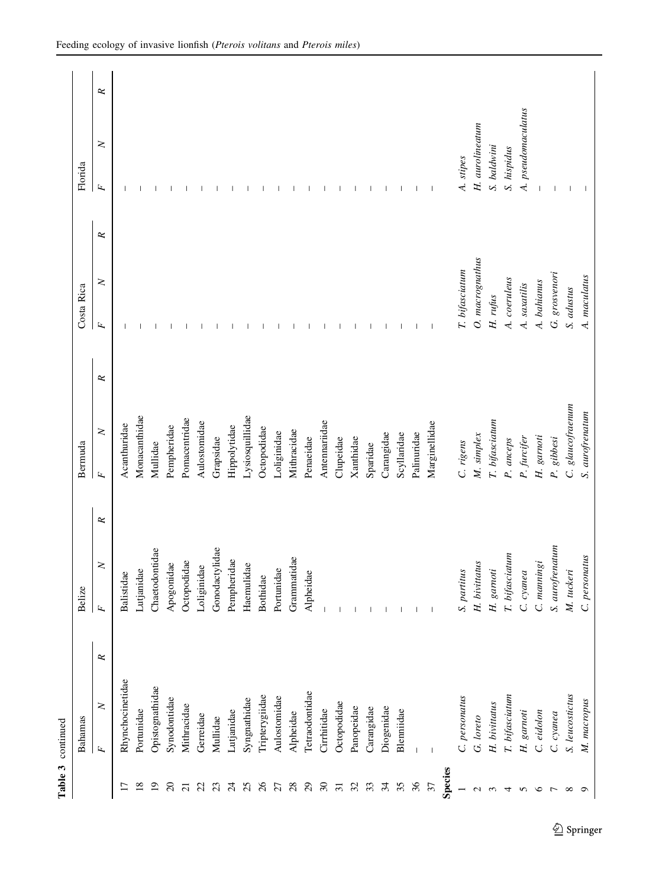**Table 3** continued

| | Bahamas | | | Belize | | | Bermuda | | | Costa Rica | | | Florida | | |
|---|---|---|---|---|---|---|---|---|---|---|---|---|---|---|---|
| | *F* | *N* | *R* | *F* | *N* | *R* | *F* | *N* | *R* | *F* | *N* | *R* | *F* | *N* | *R* |
| 17 | Rhynchocinetidae | | | Balistidae | | | Acanthuridae | | | – | | | – | | |
| 18 | Portunidae | | | Lutjanidae | | | Monacanthidae | | | – | | | – | | |
| 19 | Opistognathidae | | | Chaetodontidae | | | Mullidae | | | – | | | – | | |
| 20 | Synodontidae | | | Apogonidae | | | Pempheridae | | | – | | | – | | |
| 21 | Mithracidae | | | Octopodidae | | | Pomacentridae | | | – | | | – | | |
| 22 | Gerreidae | | | Loliginidae | | | Aulostomidae | | | – | | | – | | |
| 23 | Mullidae | | | Gonodactylidae | | | Grapsidae | | | – | | | – | | |
| 24 | Lutjanidae | | | Pempheridae | | | Hippolytidae | | | – | | | – | | |
| 25 | Syngnathidae | | | Haemulidae | | | Lysiosquillidae | | | – | | | – | | |
| 26 | Tripterygiidae | | | Bothidae | | | Octopodidae | | | – | | | – | | |
| 27 | Aulostomidae | | | Portunidae | | | Loliginidae | | | – | | | – | | |
| 28 | Alpheidae | | | Grammatidae | | | Mithracidae | | | – | | | – | | |
| 29 | Tetraodontidae | | | Alpheidae | | | Penaeidae | | | – | | | – | | |
| 30 | Cirrhitidae | | | – | | | Antennariidae | | | – | | | – | | |
| 31 | Octopodidae | | | – | | | Clupeidae | | | – | | | – | | |
| 32 | Panopeidae | | | – | | | Xanthidae | | | – | | | – | | |
| 33 | Carangidae | | | – | | | Sparidae | | | – | | | – | | |
| 34 | Diogenidae | | | – | | | Carangidae | | | – | | | – | | |
| 35 | Blenniidae | | | – | | | Scyllaridae | | | – | | | – | | |
| 36 | – | | | – | | | Palinuridae | | | – | | | – | | |
| 37 | – | | | – | | | Marginellidae | | | – | | | – | | |
| **Species** | | | | | | | | | | | | | | | |
| 1 | *C. personatus* | | | *S. partitus* | | | *C. rigens* | | | *T. bifasciatum* | | | *A. stipes* | | |
| 2 | *G. loreto* | | | *H. bivittatus* | | | *M. simplex* | | | *O. macrognathus* | | | *H. aurolineatum* | | |
| 3 | *H. bivittatus* | | | *H. garnoti* | | | *T. bifasciatum* | | | *H. rufus* | | | *S. baldwini* | | |
| 4 | *T. bifasciatum* | | | *T. bifasciatum* | | | *P. anceps* | | | *A. coeruleus* | | | *S. hispidus* | | |
| 5 | *H. garnoti* | | | *C. cyanea* | | | *P. furcifer* | | | *A. saxatilis* | | | *A. pseudomaculatus* | | |
| 6 | *C. eidolon* | | | *C. manningi* | | | *H. garnoti* | | | *A. bahianus* | | | – | | |
| 7 | *C. cyanea* | | | *S. aurofrenatum* | | | *P. gibbesi* | | | *G. grosvenori* | | | – | | |
| 8 | *S. leucostictus* | | | *M. tuckeri* | | | *C. glaucofraenum* | | | *S. adustus* | | | – | | |
| 9 | *M. macropus* | | | *C. personatus* | | | *S. aurofrenatum* | | | *A. maculatus* | | | – | | |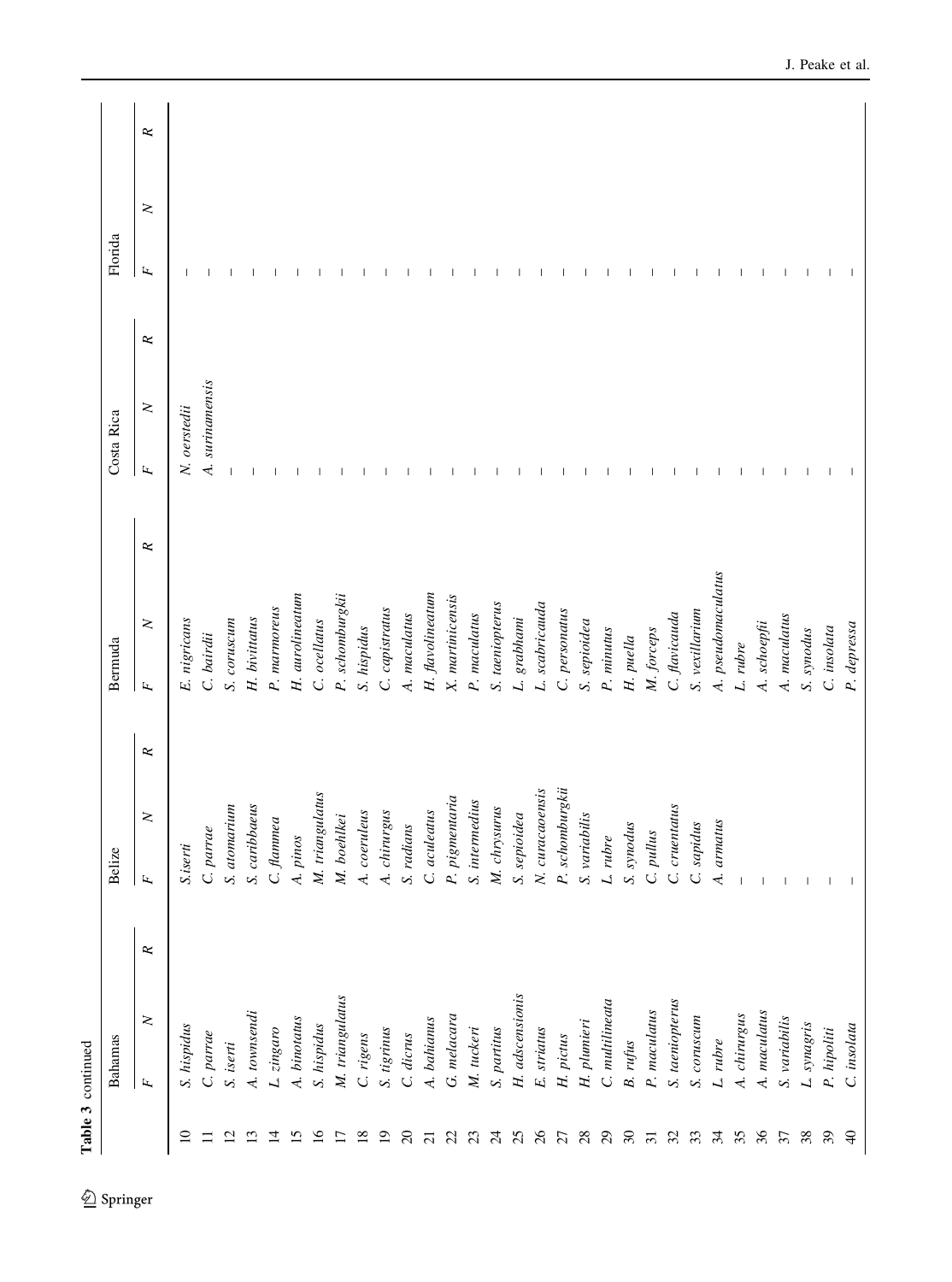Table 3 continued

| | Bahamas | | | Belize | | | Bermuda | | | Costa Rica | | | Florida | | |
|---|---|---|---|---|---|---|---|---|---|---|---|---|---|---|---|
| | *F* | *N* | *R* | *F* | *N* | *R* | *F* | *N* | *R* | *F* | *N* | *R* | *F* | *N* | *R* |
| 10 | *S. hispidus* | | | *S.iserti* | | | *E. nigricans* | | | *N. oerstedii* | | | – | | |
| 11 | *C. parrae* | | | *C. parrae* | | | *C. bairdii* | | | *A. surinamensis* | | | – | | |
| 12 | *S. iserti* | | | *S. atomarium* | | | *S. coruscum* | | | – | | | – | | |
| 13 | *A. townsendi* | | | *S. caribbaeus* | | | *H. bivittatus* | | | – | | | – | | |
| 14 | *L. zingaro* | | | *C. flammea* | | | *P. marmoreus* | | | – | | | – | | |
| 15 | *A. binotatus* | | | *A. pinos* | | | *H. aurolineatum* | | | – | | | – | | |
| 16 | *S. hispidus* | | | *M. triangulatus* | | | *C. ocellatus* | | | – | | | – | | |
| 17 | *M. triangulatus* | | | *M. boehlkei* | | | *P. schomburgkii* | | | – | | | – | | |
| 18 | *C. rigens* | | | *A. coeruleus* | | | *S. hispidus* | | | – | | | – | | |
| 19 | *S. tigrinus* | | | *A. chirurgus* | | | *C. capistratus* | | | – | | | – | | |
| 20 | *C. dicrus* | | | *S. radians* | | | *A. maculatus* | | | – | | | – | | |
| 21 | *A. bahianus* | | | *C. aculeatus* | | | *H. flavolineatum* | | | – | | | – | | |
| 22 | *G. melacara* | | | *P. pigmentaria* | | | *X. martinicensis* | | | – | | | – | | |
| 23 | *M. tuckeri* | | | *S. intermedius* | | | *P. maculatus* | | | – | | | – | | |
| 24 | *S. partitus* | | | *M. chrysurus* | | | *S. taeniopterus* | | | – | | | – | | |
| 25 | *H. adscensionis* | | | *S. sepioidea* | | | *L. grabhami* | | | – | | | – | | |
| 26 | *E. striatus* | | | *N. curacaoensis* | | | *L. scabricauda* | | | – | | | – | | |
| 27 | *H. pictus* | | | *P. schomburgkii* | | | *C. personatus* | | | – | | | – | | |
| 28 | *H. plumieri* | | | *S. variabilis* | | | *S. sepioidea* | | | – | | | – | | |
| 29 | *C. multilineata* | | | *L. rubre* | | | *P. minutus* | | | – | | | – | | |
| 30 | *B. rufus* | | | *S. synodus* | | | *H. puella* | | | – | | | – | | |
| 31 | *P. maculatus* | | | *C. pullus* | | | *M. forceps* | | | – | | | – | | |
| 32 | *S. taeniopterus* | | | *C. cruentatus* | | | *C. flavicauda* | | | – | | | – | | |
| 33 | *S. coruscum* | | | *C. sapidus* | | | *S. vexillarium* | | | – | | | – | | |
| 34 | *L. rubre* | | | *A. armatus* | | | *A. pseudomaculatus* | | | – | | | – | | |
| 35 | *A. chirurgus* | | | – | | | *L. rubre* | | | – | | | – | | |
| 36 | *A. maculatus* | | | – | | | *A. schoepfii* | | | – | | | – | | |
| 37 | *S. variabilis* | | | – | | | *A. maculatus* | | | – | | | – | | |
| 38 | *L. synagris* | | | – | | | *S. synodus* | | | – | | | – | | |
| 39 | *P. hipoliti* | | | – | | | *C. insolata* | | | – | | | – | | |
| 40 | *C. insolata* | | | – | | | *P. depressa* | | | – | | | – | | |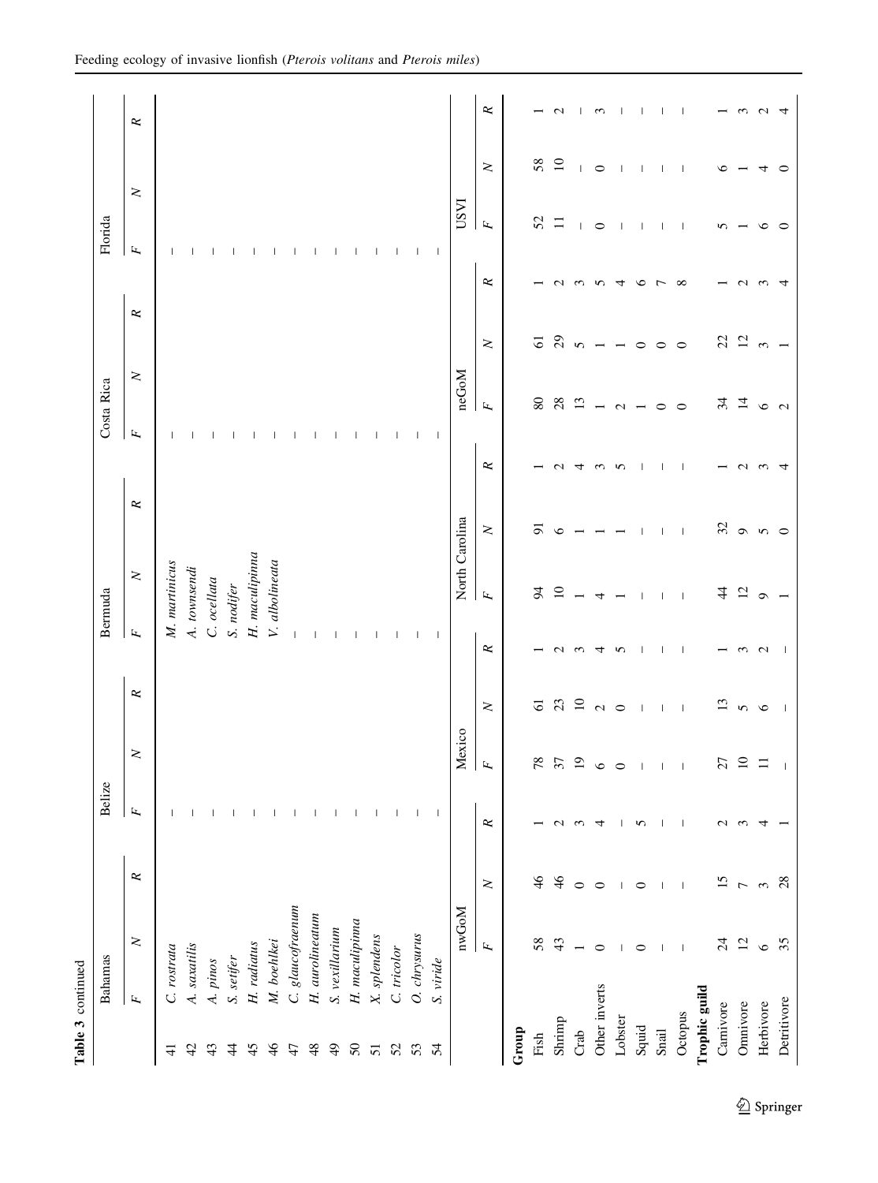**Table 3** continued

| | Bahamas | | | Belize | | | Bermuda | | | Costa Rica | | | Florida | | |
|---|---|---|---|---|---|---|---|---|---|---|---|---|---|---|---|
| | *F* | *N* | *R* | *F* | *N* | *R* | *F* | *N* | *R* | *F* | *N* | *R* | *F* | *N* | *R* |
| 41 | *C. rostrata* | | | – | | | *M. martinicus* | | | – | | | – | | |
| 42 | *A. saxatilis* | | | – | | | *A. townsendi* | | | – | | | – | | |
| 43 | *A. pinos* | | | – | | | *C. ocellata* | | | – | | | – | | |
| 44 | *S. setifer* | | | – | | | *S. nodifer* | | | – | | | – | | |
| 45 | *H. radiatus* | | | – | | | *H. maculipinna* | | | – | | | – | | |
| 46 | *M. boehlkei* | | | – | | | *V. albolineata* | | | – | | | – | | |
| 47 | *C. glaucofraenum* | | | – | | | – | | | – | | | – | | |
| 48 | *H. aurolineatum* | | | – | | | – | | | – | | | – | | |
| 49 | *S. vexillarium* | | | – | | | – | | | – | | | – | | |
| 50 | *H. maculipinna* | | | – | | | – | | | – | | | – | | |
| 51 | *X. splendens* | | | – | | | – | | | – | | | – | | |
| 52 | *C. tricolor* | | | – | | | – | | | – | | | – | | |
| 53 | *O. chrysurus* | | | – | | | – | | | – | | | – | | |
| 54 | *S. viride* | | | – | | | – | | | – | | | – | | |
| | nwGoM | | | Mexico | | | North Carolina | | | neGoM | | | USVI | | |
| | *F* | *N* | *R* | *F* | *N* | *R* | *F* | *N* | *R* | *F* | *N* | *R* | *F* | *N* | *R* |
| **Group** | | | | | | | | | | | | | | | |
| Fish | 58 | 46 | 1 | 78 | 61 | 1 | 94 | 91 | 1 | 80 | 61 | 1 | 52 | 58 | 1 |
| Shrimp | 43 | 46 | 2 | 37 | 23 | 2 | 10 | 6 | 2 | 28 | 29 | 2 | 11 | 10 | 2 |
| Crab | 1 | 0 | 3 | 19 | 10 | 3 | 1 | 1 | 4 | 13 | 5 | 3 | – | – | – |
| Other inverts | 0 | 0 | 4 | 6 | 2 | 4 | 4 | 1 | 3 | 1 | 1 | 5 | 0 | 0 | 3 |
| Lobster | – | – | – | 0 | 0 | 5 | 1 | 1 | 5 | 2 | 1 | 4 | – | – | – |
| Squid | 0 | 0 | 5 | – | – | – | – | – | – | 1 | 0 | 6 | – | – | – |
| Snail | – | – | – | – | – | – | – | – | – | 0 | 0 | 7 | – | – | – |
| Octopus | – | – | – | – | – | – | – | – | – | 0 | 0 | 8 | – | – | – |
| **Trophic guild** | | | | | | | | | | | | | | | |
| Carnivore | 24 | 15 | 2 | 27 | 13 | 1 | 44 | 32 | 1 | 34 | 22 | 1 | 5 | 6 | 1 |
| Omnivore | 12 | 7 | 3 | 10 | 5 | 3 | 12 | 9 | 2 | 14 | 12 | 2 | 1 | 1 | 3 |
| Herbivore | 6 | 3 | 4 | 11 | 6 | 2 | 9 | 5 | 3 | 6 | 3 | 3 | 6 | 4 | 2 |
| Detritivore | 35 | 28 | 1 | – | – | – | 1 | 0 | 4 | 2 | 1 | 4 | 0 | 0 | 4 |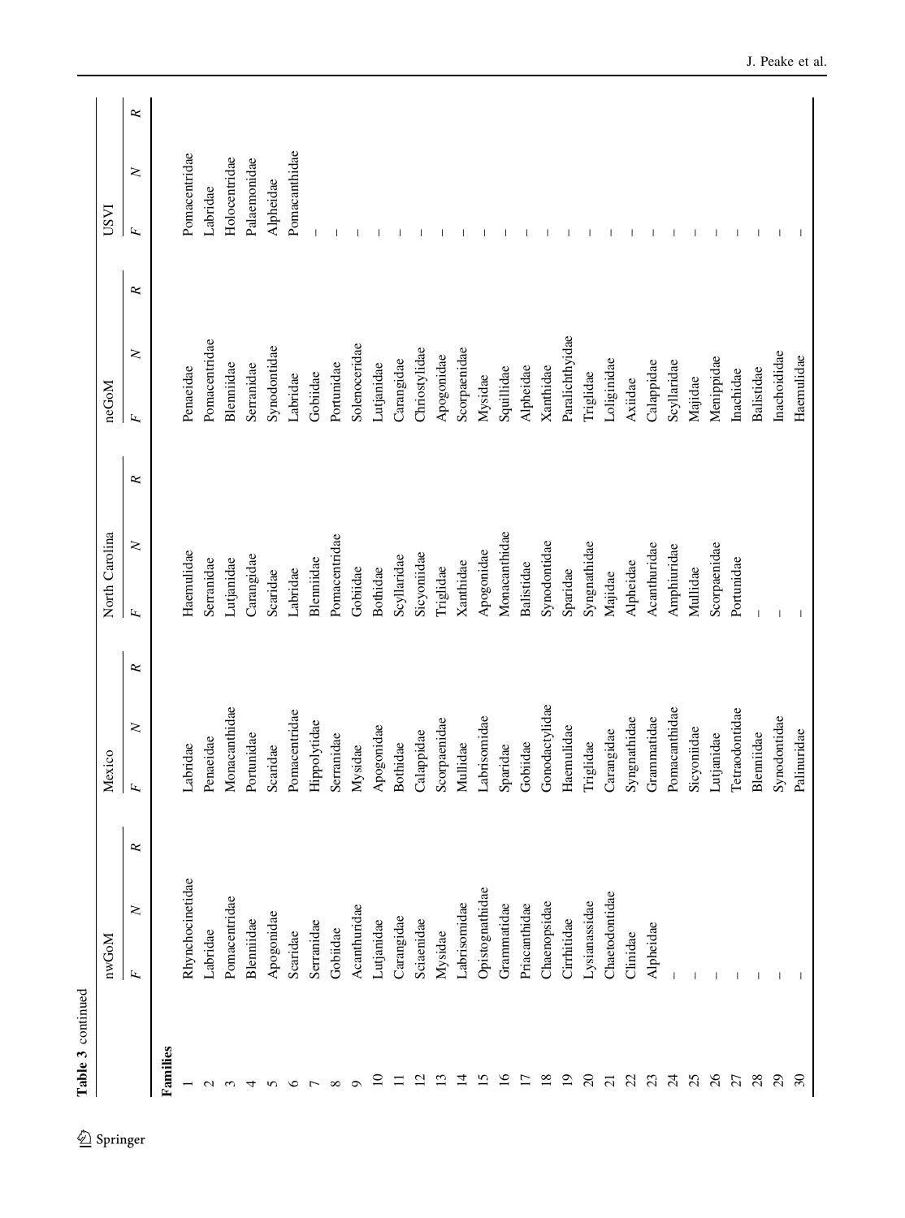Table 3 continued

| | nwGoM | | | Mexico | | | North Carolina | | | neGoM | | | USVI | | |
|---|---|---|---|---|---|---|---|---|---|---|---|---|---|---|---|
| | *F* | *N* | *R* | *F* | *N* | *R* | *F* | *N* | *R* | *F* | *N* | *R* | *F* | *N* | *R* |
| **Families** | | | | | | | | | | | | | | | |
| 1 | | Rhynchocinetidae | | | Labridae | | | Haemulidae | | | Penaeidae | | | Pomacentridae | |
| 2 | | Labridae | | | Penaeidae | | | Serranidae | | | Pomacentridae | | | Labridae | |
| 3 | | Pomacentridae | | | Monacanthidae | | | Lutjanidae | | | Blenniidae | | | Holocentridae | |
| 4 | | Blenniidae | | | Portunidae | | | Carangidae | | | Serranidae | | | Palaemonidae | |
| 5 | | Apogonidae | | | Scaridae | | | Scaridae | | | Synodontidae | | | Alpheidae | |
| 6 | | Scaridae | | | Pomacentridae | | | Labridae | | | Labridae | | | Pomacanthidae | |
| 7 | | Serranidae | | | Hippolytidae | | | Blenniidae | | | Gobiidae | | | – | |
| 8 | | Gobiidae | | | Serranidae | | | Pomacentridae | | | Portunidae | | | – | |
| 9 | | Acanthuridae | | | Mysidae | | | Gobiidae | | | Solenoceridae | | | – | |
| 10 | | Lutjanidae | | | Apogonidae | | | Bothidae | | | Lutjanidae | | | – | |
| 11 | | Carangidae | | | Bothidae | | | Scyllaridae | | | Carangidae | | | – | |
| 12 | | Sciaenidae | | | Calappidae | | | Sicyoniidae | | | Chriostylidae | | | – | |
| 13 | | Mysidae | | | Scorpaenidae | | | Triglidae | | | Apogonidae | | | – | |
| 14 | | Labrisomidae | | | Mullidae | | | Xanthidae | | | Scorpaenidae | | | – | |
| 15 | | Opistognathidae | | | Labrisomidae | | | Apogonidae | | | Mysidae | | | – | |
| 16 | | Grammatidae | | | Sparidae | | | Monacanthidae | | | Squillidae | | | – | |
| 17 | | Priacanthidae | | | Gobiidae | | | Balistidae | | | Alpheidae | | | – | |
| 18 | | Chaenopsidae | | | Gonodactylidae | | | Synodontidae | | | Xanthidae | | | – | |
| 19 | | Cirrhitidae | | | Haemulidae | | | Sparidae | | | Paralichthyidae | | | – | |
| 20 | | Lysianassidae | | | Triglidae | | | Syngnathidae | | | Triglidae | | | – | |
| 21 | | Chaetodontidae | | | Carangidae | | | Majidae | | | Loliginidae | | | – | |
| 22 | | Clinidae | | | Syngnathidae | | | Alpheidae | | | Axiidae | | | – | |
| 23 | | Alpheidae | | | Grammatidae | | | Acanthuridae | | | Calappidae | | | – | |
| 24 | | – | | | Pomacanthidae | | | Amphiuridae | | | Scyllaridae | | | – | |
| 25 | | – | | | Sicyoniidae | | | Mullidae | | | Majidae | | | – | |
| 26 | | – | | | Lutjanidae | | | Scorpaenidae | | | Menippidae | | | – | |
| 27 | | – | | | Tetraodontidae | | | Portunidae | | | Inachidae | | | – | |
| 28 | | – | | | Blenniidae | | | – | | | Balistidae | | | – | |
| 29 | | – | | | Synodontidae | | | – | | | Inachoididae | | | – | |
| 30 | | – | | | Palinuridae | | | – | | | Haemulidae | | | – | |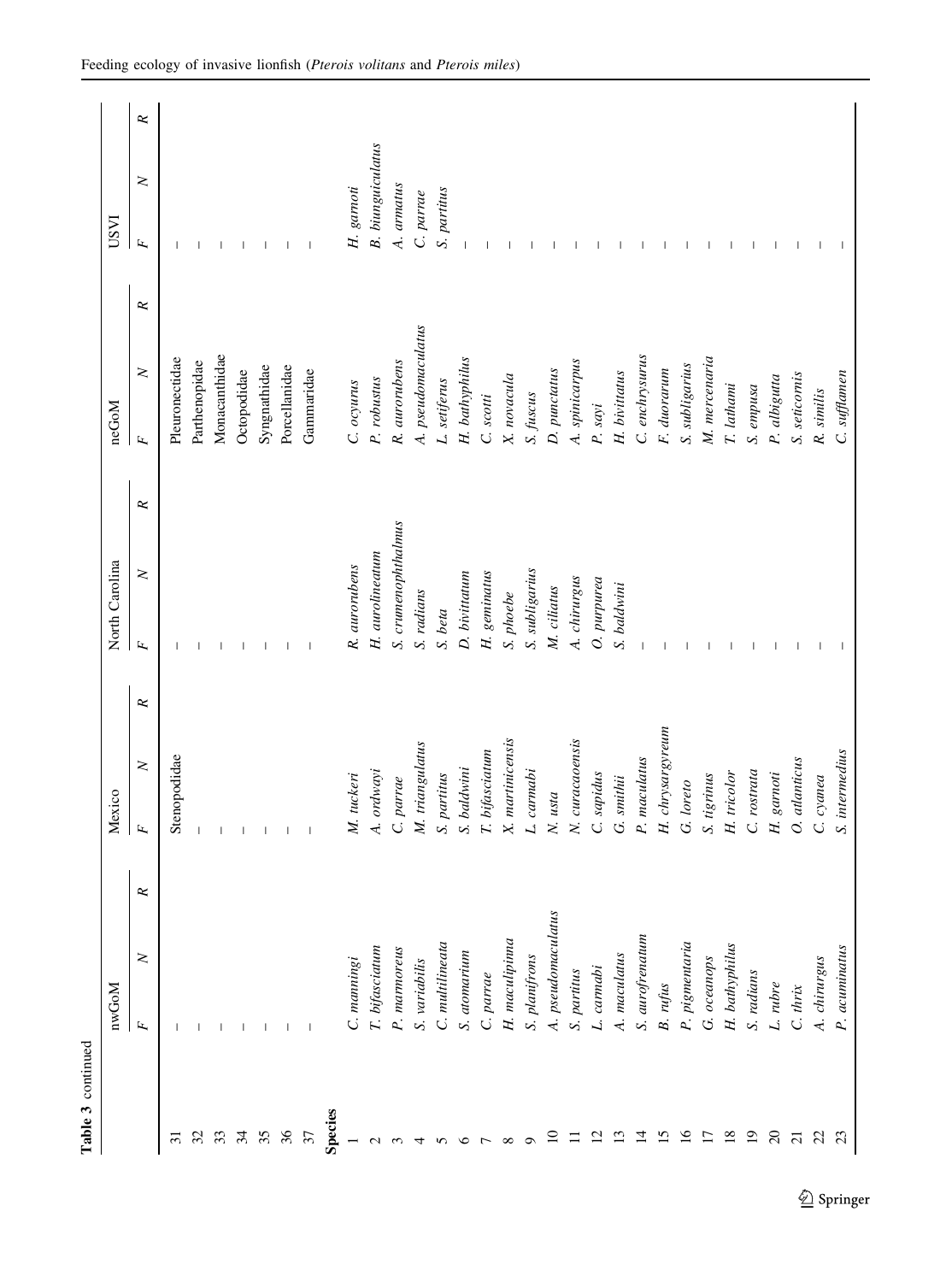**Table 3** continued

| | nwGoM | | | Mexico | | | North Carolina | | | neGoM | | | USVI | | |
|---|---|---|---|---|---|---|---|---|---|---|---|---|---|---|---|
| | *F* | *N* | *R* | *F* | *N* | *R* | *F* | *N* | *R* | *F* | *N* | *R* | *F* | *N* | *R* |
| 31 | – | | | Stenopodidae | | | – | | | Pleuronectidae | | | – | | |
| 32 | – | | | – | | | – | | | Parthenopidae | | | – | | |
| 33 | – | | | – | | | – | | | Monacanthidae | | | – | | |
| 34 | – | | | – | | | – | | | Octopodidae | | | – | | |
| 35 | – | | | – | | | – | | | Syngnathidae | | | – | | |
| 36 | – | | | – | | | – | | | Porcellanidae | | | – | | |
| 37 | – | | | – | | | – | | | Gammaridae | | | – | | |
| **Species** | | | | | | | | | | | | | | | |
| 1 | *C. manningi* | | | *M. tuckeri* | | | *R. aurorubens* | | | *C. ocyurus* | | | *H. garnoti* | | |
| 2 | *T. bifasciatum* | | | *A. ordwayi* | | | *H. aurolineatum* | | | *P. robustus* | | | *B. biunguiculatus* | | |
| 3 | *P. marmoreus* | | | *C. parrae* | | | *S. crumenophthalmus* | | | *R. aurorubens* | | | *A. armatus* | | |
| 4 | *S. variabilis* | | | *M. triangulatus* | | | *S. radians* | | | *A. pseudomaculatus* | | | *C. parrae* | | |
| 5 | *C. multilineata* | | | *S. partitus* | | | *S. beta* | | | *L. setiferus* | | | *S. partitus* | | |
| 6 | *S. atomarium* | | | *S. baldwini* | | | *D. bivittatum* | | | *H. bathyphilus* | | | – | | |
| 7 | *C. parrae* | | | *T. bifasciatum* | | | *H. geminatus* | | | *C. scotti* | | | – | | |
| 8 | *H. maculipinna* | | | *X. martinicensis* | | | *S. phoebe* | | | *X. novacula* | | | – | | |
| 9 | *S. planifrons* | | | *L. carmabi* | | | *S. subligarius* | | | *S. fuscus* | | | – | | |
| 10 | *A. pseudomaculatus* | | | *N. usta* | | | *M. ciliatus* | | | *D. punctatus* | | | – | | |
| 11 | *S. partitus* | | | *N. curacaoensis* | | | *A. chirurgus* | | | *A. spinicarpus* | | | – | | |
| 12 | *L. carmabi* | | | *C. sapidus* | | | *O. purpurea* | | | *P. sayi* | | | – | | |
| 13 | *A. maculatus* | | | *G. smithii* | | | *S. baldwini* | | | *H. bivittatus* | | | – | | |
| 14 | *S. aurofrenatum* | | | *P. maculatus* | | | – | | | *C. enchrysurus* | | | – | | |
| 15 | *B. rufus* | | | *H. chrysargyreum* | | | – | | | *F. duorarum* | | | – | | |
| 16 | *P. pigmentaria* | | | *G. loreto* | | | – | | | *S. subligarius* | | | – | | |
| 17 | *G. oceanops* | | | *S. tigrinus* | | | – | | | *M. mercenaria* | | | – | | |
| 18 | *H. bathyphilus* | | | *H. tricolor* | | | – | | | *T. lathami* | | | – | | |
| 19 | *S. radians* | | | *C. rostrata* | | | – | | | *S. empusa* | | | – | | |
| 20 | *L. rubre* | | | *H. garnoti* | | | – | | | *P. albigutta* | | | – | | |
| 21 | *C. thrix* | | | *O. atlanticus* | | | – | | | *S. seticornis* | | | – | | |
| 22 | *A. chirurgus* | | | *C. cyanea* | | | – | | | *R. similis* | | | – | | |
| 23 | *P. acuminatus* | | | *S. intermedius* | | | – | | | *C. sufflamen* | | | – | | |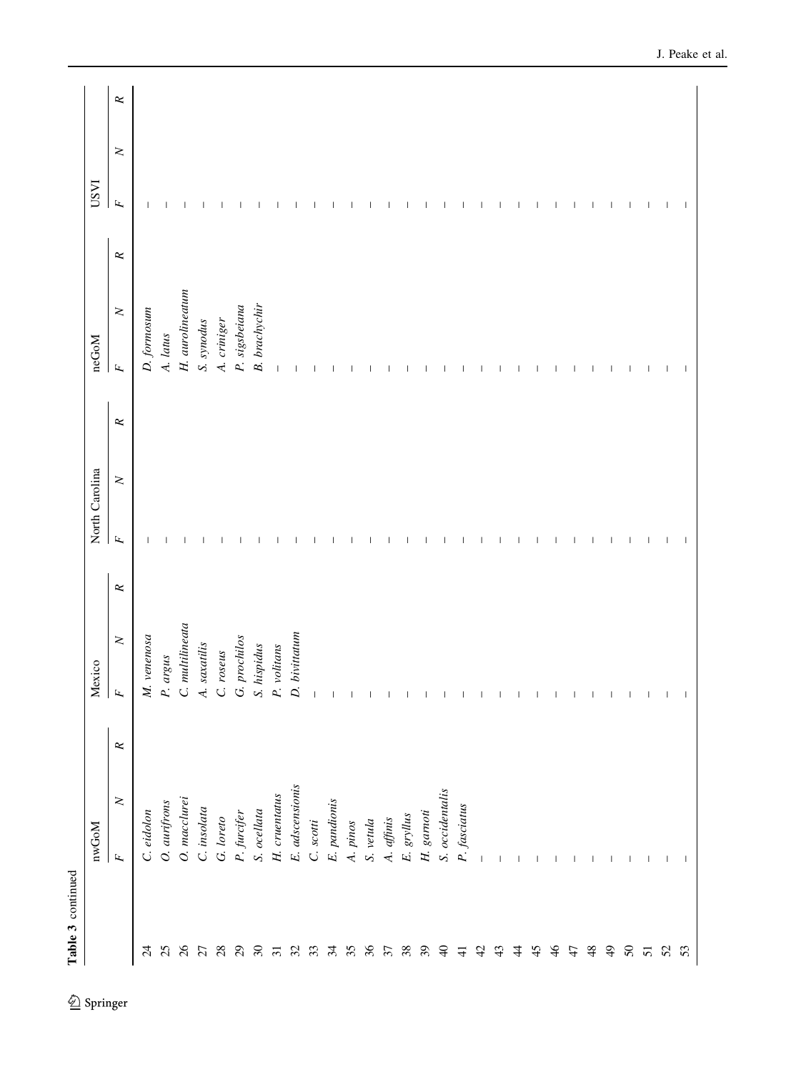Table 3 continued

| | nwGoM | | | Mexico | | | North Carolina | | | neGoM | | | USVI | | |
|---|---|---|---|---|---|---|---|---|---|---|---|---|---|---|---|
| | *F* | *N* | *R* | *F* | *N* | *R* | *F* | *N* | *R* | *F* | *N* | *R* | *F* | *N* | *R* |
| 24 | *C. eidolon* | | | *M. venenosa* | | | – | | | *D. formosum* | | | – | | |
| 25 | *O. aurifrons* | | | *P. argus* | | | – | | | *A. latus* | | | – | | |
| 26 | *O. macclurei* | | | *C. multilineata* | | | – | | | *H. aurolineatum* | | | – | | |
| 27 | *C. insolata* | | | *A. saxatilis* | | | – | | | *S. synodus* | | | – | | |
| 28 | *G. loreto* | | | *C. roseus* | | | – | | | *A. criniger* | | | – | | |
| 29 | *P. furcifer* | | | *G. prochilos* | | | – | | | *P. sigsbeiana* | | | – | | |
| 30 | *S. ocellata* | | | *S. hispidus* | | | – | | | *B. brachychir* | | | – | | |
| 31 | *H. cruentatus* | | | *P. volitans* | | | – | | | – | | | – | | |
| 32 | *E. adscensionis* | | | *D. bivittatum* | | | – | | | – | | | – | | |
| 33 | *C. scotti* | | | – | | | – | | | – | | | – | | |
| 34 | *E. pandionis* | | | – | | | – | | | – | | | – | | |
| 35 | *A. pinos* | | | – | | | – | | | – | | | – | | |
| 36 | *S. vetula* | | | – | | | – | | | – | | | – | | |
| 37 | *A. affinis* | | | – | | | – | | | – | | | – | | |
| 38 | *E. gryllus* | | | – | | | – | | | – | | | – | | |
| 39 | *H. garnoti* | | | – | | | – | | | – | | | – | | |
| 40 | *S. occidentalis* | | | – | | | – | | | – | | | – | | |
| 41 | *P. fasciatus* | | | – | | | – | | | – | | | – | | |
| 42 | – | | | – | | | – | | | – | | | – | | |
| 43 | – | | | – | | | – | | | – | | | – | | |
| 44 | – | | | – | | | – | | | – | | | – | | |
| 45 | – | | | – | | | – | | | – | | | – | | |
| 46 | – | | | – | | | – | | | – | | | – | | |
| 47 | – | | | – | | | – | | | – | | | – | | |
| 48 | – | | | – | | | – | | | – | | | – | | |
| 49 | – | | | – | | | – | | | – | | | – | | |
| 50 | – | | | – | | | – | | | – | | | – | | |
| 51 | – | | | – | | | – | | | – | | | – | | |
| 52 | – | | | – | | | – | | | – | | | – | | |
| 53 | – | | | – | | | – | | | – | | | – | | |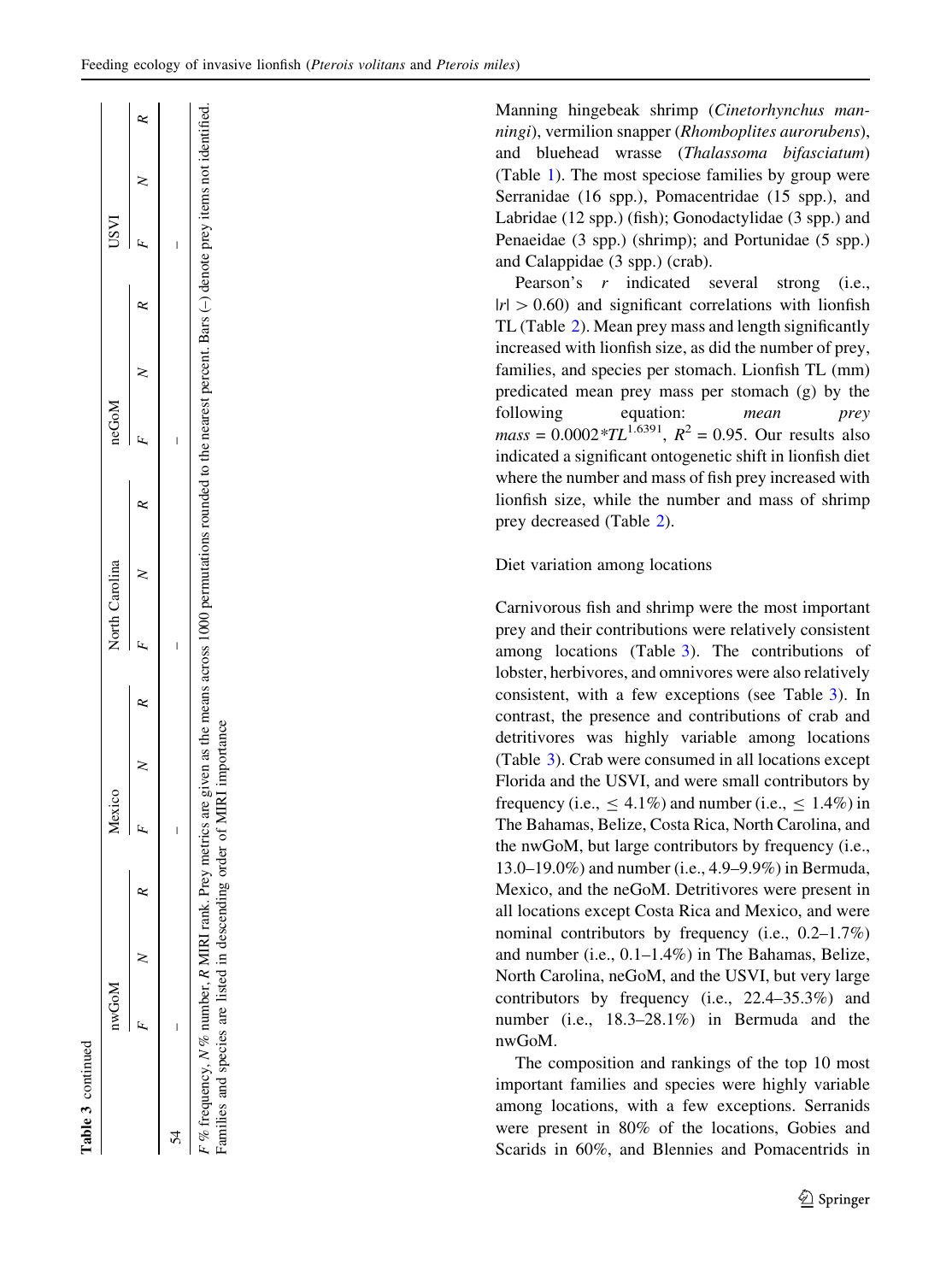Table 3 continued

| | nwGoM | | | Mexico | | | North Carolina | | | neGoM | | | USVI | | |
|---|---|---|---|---|---|---|---|---|---|---|---|---|---|---|---|
| | F | N | R | F | N | R | F | N | R | F | N | R | F | N | R |
| 54 | – | | | – | | | – | | | – | | | – | | |

*F* % frequency, *N* % number, *R* MIRI rank. Prey metrics are given as the means across 1000 permutations rounded to the nearest percent. Bars (–) denote prey items not identified. Families and species are listed in descending order of MIRI importance

Manning hingebeak shrimp (*Cinetorhynchus manningi*), vermilion snapper (*Rhomboplites aurorubens*), and bluehead wrasse (*Thalassoma bifasciatum*) (Table 1). The most speciose families by group were Serranidae (16 spp.), Pomacentridae (15 spp.), and Labridae (12 spp.) (fish); Gonodactylidae (3 spp.) and Penaeidae (3 spp.) (shrimp); and Portunidae (5 spp.) and Calappidae (3 spp.) (crab).

Pearson's *r* indicated several strong (i.e., $|r| > 0.60$) and significant correlations with lionfish TL (Table 2). Mean prey mass and length significantly increased with lionfish size, as did the number of prey, families, and species per stomach. Lionfish TL (mm) predicated mean prey mass per stomach (g) by the following equation: *mean prey mass* $= 0.0002{*}TL^{1.6391}$, $R^2 = 0.95$. Our results also indicated a significant ontogenetic shift in lionfish diet where the number and mass of fish prey increased with lionfish size, while the number and mass of shrimp prey decreased (Table 2).

## Diet variation among locations

Carnivorous fish and shrimp were the most important prey and their contributions were relatively consistent among locations (Table 3). The contributions of lobster, herbivores, and omnivores were also relatively consistent, with a few exceptions (see Table 3). In contrast, the presence and contributions of crab and detritivores was highly variable among locations (Table 3). Crab were consumed in all locations except Florida and the USVI, and were small contributors by frequency (i.e., $\leq 4.1\%$) and number (i.e., $\leq 1.4\%$) in The Bahamas, Belize, Costa Rica, North Carolina, and the nwGoM, but large contributors by frequency (i.e., 13.0–19.0%) and number (i.e., 4.9–9.9%) in Bermuda, Mexico, and the neGoM. Detritivores were present in all locations except Costa Rica and Mexico, and were nominal contributors by frequency (i.e., 0.2–1.7%) and number (i.e., 0.1–1.4%) in The Bahamas, Belize, North Carolina, neGoM, and the USVI, but very large contributors by frequency (i.e., 22.4–35.3%) and number (i.e., 18.3–28.1%) in Bermuda and the nwGoM.

The composition and rankings of the top 10 most important families and species were highly variable among locations, with a few exceptions. Serranids were present in 80% of the locations, Gobies and Scarids in 60%, and Blennies and Pomacentrids in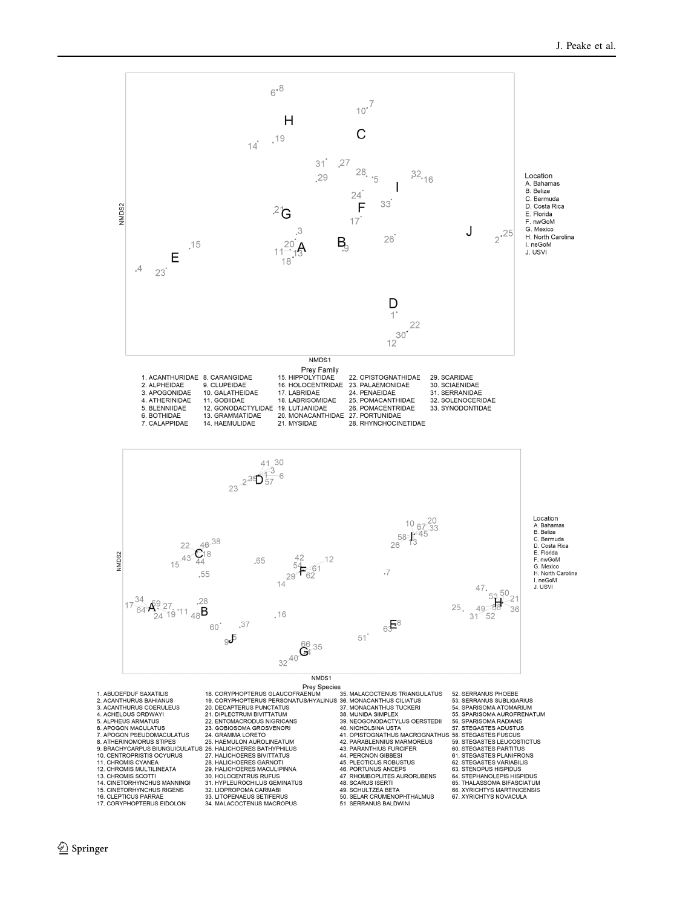NMDS2

NMDS1

6 8
10 7
H
C
14 19
31 27
29
28 5
32 16
I
24
33
21 G
F
17
3
J
26
2 25
15
20 A
B 9
11 13
E
18
4
23
D
1
22
30
12

Location
A. Bahamas
B. Belize
C. Bermuda
D. Costa Rica
E. Florida
F. nwGoM
G. Mexico
H. North Carolina
I. neGoM
J. USVI

Prey Family

1. ACANTHURIDAE
2. ALPHEIDAE
3. APOGONIDAE
4. ATHERINIDAE
5. BLENNIIDAE
6. BOTHIDAE
7. CALAPPIDAE
8. CARANGIDAE
9. CLUPEIDAE
10. GALATHEIDAE
11. GOBIIDAE
12. GONODACTYLIDAE
13. GRAMMATIDAE
14. HAEMULIDAE
15. HIPPOLYTIDAE
16. HOLOCENTRIDAE
17. LABRIDAE
18. LABRISOMIDAE
19. LUTJANIDAE
20. MONACANTHIDAE
21. MYSIDAE
22. OPISTOGNATHIDAE
23. PALAEMONIDAE
24. PENAEIDAE
25. POMACANTHIDAE
26. POMACENTRIDAE
27. PORTUNIDAE
28. RHYNCHOCINETIDAE
29. SCARIDAE
30. SCIAENIDAE
31. SERRANIDAE
32. SOLENOCERIDAE
33. SYNODONTIDAE

NMDS2

NMDS1

41 30
3
2 39 D 1 6
57
23
10 20
67 33
58 I 45
26 13
22 46 38
43 C 18
15 44
65
42
54 61 12
F
55
29 62
7
14
47
53 50
34
H 21
17 A 59 27
28
25
49 56 36
64
24 19 11
48 B
31 52
16
60
37
E 8
J
63
9 5
51
66 35
G 4
40
32

Location
A. Bahamas
B. Belize
C. Bermuda
D. Costa Rica
E. Florida
F. nwGoM
G. Mexico
H. North Carolina
I. neGoM
J. USVI

Prey Species

1. ABUDEFDUF SAXATILIS
2. ACANTHURUS BAHIANUS
3. ACANTHURUS COERULEUS
4. ACHELOUS ORDWAYI
5. ALPHEUS ARMATUS
6. APOGON MACULATUS
7. APOGON PSEUDOMACULATUS
8. ATHERINOMORUS STIPES
9. BRACHYCARPUS BIUNGUICULATUS
10. CENTROPRISTIS OCYURUS
11. CHROMIS CYANEA
12. CHROMIS MULTILINEATA
13. CHROMIS SCOTTI
14. CINETORHYNCHUS MANNINGI
15. CINETORHYNCHUS RIGENS
16. CLEPTICUS PARRAE
17. CORYPHOPTERUS EIDOLON
18. CORYPHOPTERUS GLAUCOFRAENUM
19. CORYPHOPTERUS PERSONATUS/HYALINUS
20. DECAPTERUS PUNCTATUS
21. DIPLECTRUM BIVITTATUM
22. ENTOMACRODUS NIGRICANS
23. GOBIOSOMA GROSVENORI
24. GRAMMA LORETO
25. HAEMULON AUROLINEATUM
26. HALICHOERES BATHYPHILUS
27. HALICHOERES BIVITTATUS
28. HALICHOERES GARNOTI
29. HALICHOERES MACULIPINNA
30. HOLOCENTRUS RUFUS
31. HYPLEUROCHILUS GEMINATUS
32. LIOPROPOMA CARMABI
33. LITOPENAEUS SETIFERUS
34. MALACOCTENUS MACROPUS
35. MALACOCTENUS TRIANGULATUS
36. MONACANTHUS CILIATUS
37. MONACANTHUS TUCKERI
38. MUNIDA SIMPLEX
39. NEOGONODACTYLUS OERSTEDII
40. NICHOLSINA USTA
41. OPISTOGNATHUS MACROGNATHUS
42. PARABLENNIUS MARMOREUS
43. PARANTHIUS FURCIFER
44. PERCNON GIBBESI
45. PLEOTICUS ROBUSTUS
46. PORTUNUS ANCEPS
47. RHOMBOPLITES AURORUBENS
48. SCARUS ISERTI
49. SCHULTZEA BETA
50. SELAR CRUMENOPHTHALMUS
51. SERRANUS BALDWINI
52. SERRANUS PHOEBE
53. SERRANUS SUBLIGARIUS
54. SPARISOMA ATOMARIUM
55. SPARISOMA AUROFRENATUM
56. SPARISOMA RADIANS
57. STEGASTES ADUSTUS
58. STEGASTES FUSCUS
59. STEGASTES LEUCOSTICTUS
60. STEGASTES PARTITUS
61. STEGASTES PLANIFRONS
62. STEGASTES VARIABILIS
63. STENOPUS HISPIDUS
64. STEPHANOLEPIS HISPIDUS
65. THALASSOMA BIFASCIATUM
66. XYRICHTYS MARTINICENSIS
67. XYRICHTYS NOVACULA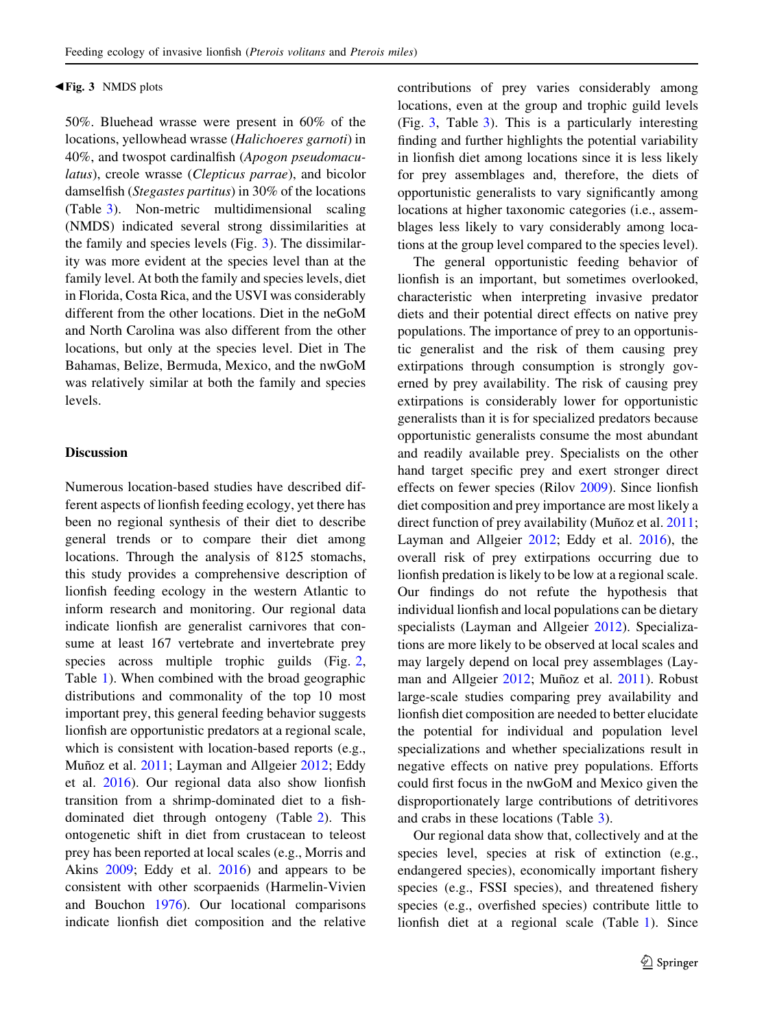◀**Fig. 3** NMDS plots

50%. Bluehead wrasse were present in 60% of the locations, yellowhead wrasse (*Halichoeres garnoti*) in 40%, and twospot cardinalfish (*Apogon pseudomaculatus*), creole wrasse (*Clepticus parrae*), and bicolor damselfish (*Stegastes partitus*) in 30% of the locations (Table 3). Non-metric multidimensional scaling (NMDS) indicated several strong dissimilarities at the family and species levels (Fig. 3). The dissimilarity was more evident at the species level than at the family level. At both the family and species levels, diet in Florida, Costa Rica, and the USVI was considerably different from the other locations. Diet in the neGoM and North Carolina was also different from the other locations, but only at the species level. Diet in The Bahamas, Belize, Bermuda, Mexico, and the nwGoM was relatively similar at both the family and species levels.

## Discussion

Numerous location-based studies have described different aspects of lionfish feeding ecology, yet there has been no regional synthesis of their diet to describe general trends or to compare their diet among locations. Through the analysis of 8125 stomachs, this study provides a comprehensive description of lionfish feeding ecology in the western Atlantic to inform research and monitoring. Our regional data indicate lionfish are generalist carnivores that consume at least 167 vertebrate and invertebrate prey species across multiple trophic guilds (Fig. 2, Table 1). When combined with the broad geographic distributions and commonality of the top 10 most important prey, this general feeding behavior suggests lionfish are opportunistic predators at a regional scale, which is consistent with location-based reports (e.g., Muñoz et al. 2011; Layman and Allgeier 2012; Eddy et al. 2016). Our regional data also show lionfish transition from a shrimp-dominated diet to a fish-dominated diet through ontogeny (Table 2). This ontogenetic shift in diet from crustacean to teleost prey has been reported at local scales (e.g., Morris and Akins 2009; Eddy et al. 2016) and appears to be consistent with other scorpaenids (Harmelin-Vivien and Bouchon 1976). Our locational comparisons indicate lionfish diet composition and the relative contributions of prey varies considerably among locations, even at the group and trophic guild levels (Fig. 3, Table 3). This is a particularly interesting finding and further highlights the potential variability in lionfish diet among locations since it is less likely for prey assemblages and, therefore, the diets of opportunistic generalists to vary significantly among locations at higher taxonomic categories (i.e., assemblages less likely to vary considerably among locations at the group level compared to the species level).

The general opportunistic feeding behavior of lionfish is an important, but sometimes overlooked, characteristic when interpreting invasive predator diets and their potential direct effects on native prey populations. The importance of prey to an opportunistic generalist and the risk of them causing prey extirpations through consumption is strongly governed by prey availability. The risk of causing prey extirpations is considerably lower for opportunistic generalists than it is for specialized predators because opportunistic generalists consume the most abundant and readily available prey. Specialists on the other hand target specific prey and exert stronger direct effects on fewer species (Rilov 2009). Since lionfish diet composition and prey importance are most likely a direct function of prey availability (Muñoz et al. 2011; Layman and Allgeier 2012; Eddy et al. 2016), the overall risk of prey extirpations occurring due to lionfish predation is likely to be low at a regional scale. Our findings do not refute the hypothesis that individual lionfish and local populations can be dietary specialists (Layman and Allgeier 2012). Specializations are more likely to be observed at local scales and may largely depend on local prey assemblages (Layman and Allgeier 2012; Muñoz et al. 2011). Robust large-scale studies comparing prey availability and lionfish diet composition are needed to better elucidate the potential for individual and population level specializations and whether specializations result in negative effects on native prey populations. Efforts could first focus in the nwGoM and Mexico given the disproportionately large contributions of detritivores and crabs in these locations (Table 3).

Our regional data show that, collectively and at the species level, species at risk of extinction (e.g., endangered species), economically important fishery species (e.g., FSSI species), and threatened fishery species (e.g., overfished species) contribute little to lionfish diet at a regional scale (Table 1). Since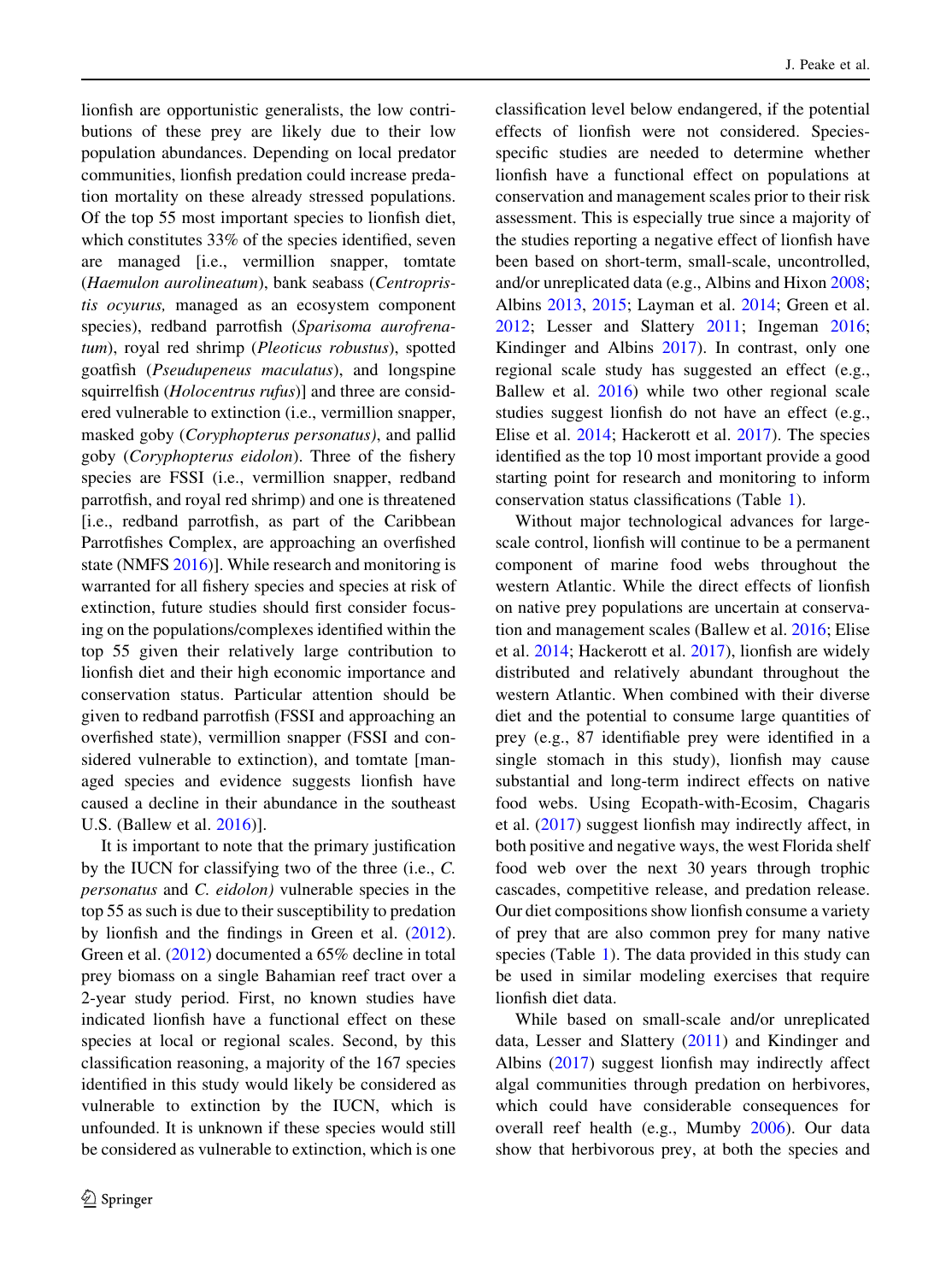lionfish are opportunistic generalists, the low contributions of these prey are likely due to their low population abundances. Depending on local predator communities, lionfish predation could increase predation mortality on these already stressed populations. Of the top 55 most important species to lionfish diet, which constitutes 33% of the species identified, seven are managed [i.e., vermillion snapper, tomtate (*Haemulon aurolineatum*), bank seabass (*Centropristis ocyurus,* managed as an ecosystem component species), redband parrotfish (*Sparisoma aurofrenatum*), royal red shrimp (*Pleoticus robustus*), spotted goatfish (*Pseudupeneus maculatus*), and longspine squirrelfish (*Holocentrus rufus*)] and three are considered vulnerable to extinction (i.e., vermillion snapper, masked goby (*Coryphopterus personatus)*, and pallid goby (*Coryphopterus eidolon*). Three of the fishery species are FSSI (i.e., vermillion snapper, redband parrotfish, and royal red shrimp) and one is threatened [i.e., redband parrotfish, as part of the Caribbean Parrotfishes Complex, are approaching an overfished state (NMFS 2016)]. While research and monitoring is warranted for all fishery species and species at risk of extinction, future studies should first consider focusing on the populations/complexes identified within the top 55 given their relatively large contribution to lionfish diet and their high economic importance and conservation status. Particular attention should be given to redband parrotfish (FSSI and approaching an overfished state), vermillion snapper (FSSI and considered vulnerable to extinction), and tomtate [managed species and evidence suggests lionfish have caused a decline in their abundance in the southeast U.S. (Ballew et al. 2016)].

It is important to note that the primary justification by the IUCN for classifying two of the three (i.e., *C. personatus* and *C. eidolon)* vulnerable species in the top 55 as such is due to their susceptibility to predation by lionfish and the findings in Green et al. (2012). Green et al. (2012) documented a 65% decline in total prey biomass on a single Bahamian reef tract over a 2-year study period. First, no known studies have indicated lionfish have a functional effect on these species at local or regional scales. Second, by this classification reasoning, a majority of the 167 species identified in this study would likely be considered as vulnerable to extinction by the IUCN, which is unfounded. It is unknown if these species would still be considered as vulnerable to extinction, which is one classification level below endangered, if the potential effects of lionfish were not considered. Species-specific studies are needed to determine whether lionfish have a functional effect on populations at conservation and management scales prior to their risk assessment. This is especially true since a majority of the studies reporting a negative effect of lionfish have been based on short-term, small-scale, uncontrolled, and/or unreplicated data (e.g., Albins and Hixon 2008; Albins 2013, 2015; Layman et al. 2014; Green et al. 2012; Lesser and Slattery 2011; Ingeman 2016; Kindinger and Albins 2017). In contrast, only one regional scale study has suggested an effect (e.g., Ballew et al. 2016) while two other regional scale studies suggest lionfish do not have an effect (e.g., Elise et al. 2014; Hackerott et al. 2017). The species identified as the top 10 most important provide a good starting point for research and monitoring to inform conservation status classifications (Table 1).

Without major technological advances for large-scale control, lionfish will continue to be a permanent component of marine food webs throughout the western Atlantic. While the direct effects of lionfish on native prey populations are uncertain at conservation and management scales (Ballew et al. 2016; Elise et al. 2014; Hackerott et al. 2017), lionfish are widely distributed and relatively abundant throughout the western Atlantic. When combined with their diverse diet and the potential to consume large quantities of prey (e.g., 87 identifiable prey were identified in a single stomach in this study), lionfish may cause substantial and long-term indirect effects on native food webs. Using Ecopath-with-Ecosim, Chagaris et al. (2017) suggest lionfish may indirectly affect, in both positive and negative ways, the west Florida shelf food web over the next 30 years through trophic cascades, competitive release, and predation release. Our diet compositions show lionfish consume a variety of prey that are also common prey for many native species (Table 1). The data provided in this study can be used in similar modeling exercises that require lionfish diet data.

While based on small-scale and/or unreplicated data, Lesser and Slattery (2011) and Kindinger and Albins (2017) suggest lionfish may indirectly affect algal communities through predation on herbivores, which could have considerable consequences for overall reef health (e.g., Mumby 2006). Our data show that herbivorous prey, at both the species and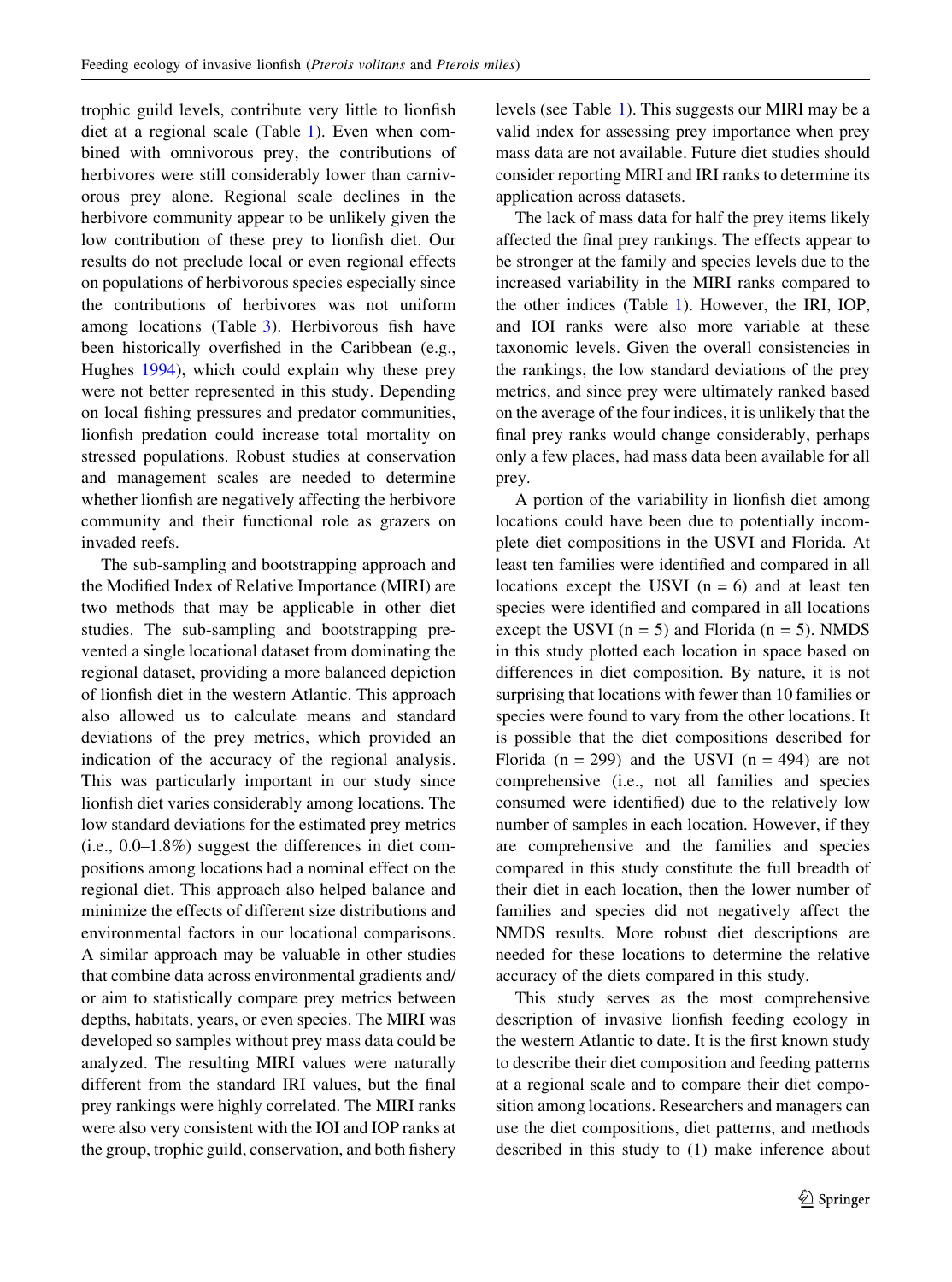trophic guild levels, contribute very little to lionfish diet at a regional scale (Table 1). Even when combined with omnivorous prey, the contributions of herbivores were still considerably lower than carnivorous prey alone. Regional scale declines in the herbivore community appear to be unlikely given the low contribution of these prey to lionfish diet. Our results do not preclude local or even regional effects on populations of herbivorous species especially since the contributions of herbivores was not uniform among locations (Table 3). Herbivorous fish have been historically overfished in the Caribbean (e.g., Hughes 1994), which could explain why these prey were not better represented in this study. Depending on local fishing pressures and predator communities, lionfish predation could increase total mortality on stressed populations. Robust studies at conservation and management scales are needed to determine whether lionfish are negatively affecting the herbivore community and their functional role as grazers on invaded reefs.

The sub-sampling and bootstrapping approach and the Modified Index of Relative Importance (MIRI) are two methods that may be applicable in other diet studies. The sub-sampling and bootstrapping prevented a single locational dataset from dominating the regional dataset, providing a more balanced depiction of lionfish diet in the western Atlantic. This approach also allowed us to calculate means and standard deviations of the prey metrics, which provided an indication of the accuracy of the regional analysis. This was particularly important in our study since lionfish diet varies considerably among locations. The low standard deviations for the estimated prey metrics (i.e., 0.0–1.8%) suggest the differences in diet compositions among locations had a nominal effect on the regional diet. This approach also helped balance and minimize the effects of different size distributions and environmental factors in our locational comparisons. A similar approach may be valuable in other studies that combine data across environmental gradients and/or aim to statistically compare prey metrics between depths, habitats, years, or even species. The MIRI was developed so samples without prey mass data could be analyzed. The resulting MIRI values were naturally different from the standard IRI values, but the final prey rankings were highly correlated. The MIRI ranks were also very consistent with the IOI and IOP ranks at the group, trophic guild, conservation, and both fishery levels (see Table 1). This suggests our MIRI may be a valid index for assessing prey importance when prey mass data are not available. Future diet studies should consider reporting MIRI and IRI ranks to determine its application across datasets.

The lack of mass data for half the prey items likely affected the final prey rankings. The effects appear to be stronger at the family and species levels due to the increased variability in the MIRI ranks compared to the other indices (Table 1). However, the IRI, IOP, and IOI ranks were also more variable at these taxonomic levels. Given the overall consistencies in the rankings, the low standard deviations of the prey metrics, and since prey were ultimately ranked based on the average of the four indices, it is unlikely that the final prey ranks would change considerably, perhaps only a few places, had mass data been available for all prey.

A portion of the variability in lionfish diet among locations could have been due to potentially incomplete diet compositions in the USVI and Florida. At least ten families were identified and compared in all locations except the USVI ($n = 6$) and at least ten species were identified and compared in all locations except the USVI ($n = 5$) and Florida ($n = 5$). NMDS in this study plotted each location in space based on differences in diet composition. By nature, it is not surprising that locations with fewer than 10 families or species were found to vary from the other locations. It is possible that the diet compositions described for Florida ($n = 299$) and the USVI ($n = 494$) are not comprehensive (i.e., not all families and species consumed were identified) due to the relatively low number of samples in each location. However, if they are comprehensive and the families and species compared in this study constitute the full breadth of their diet in each location, then the lower number of families and species did not negatively affect the NMDS results. More robust diet descriptions are needed for these locations to determine the relative accuracy of the diets compared in this study.

This study serves as the most comprehensive description of invasive lionfish feeding ecology in the western Atlantic to date. It is the first known study to describe their diet composition and feeding patterns at a regional scale and to compare their diet composition among locations. Researchers and managers can use the diet compositions, diet patterns, and methods described in this study to (1) make inference about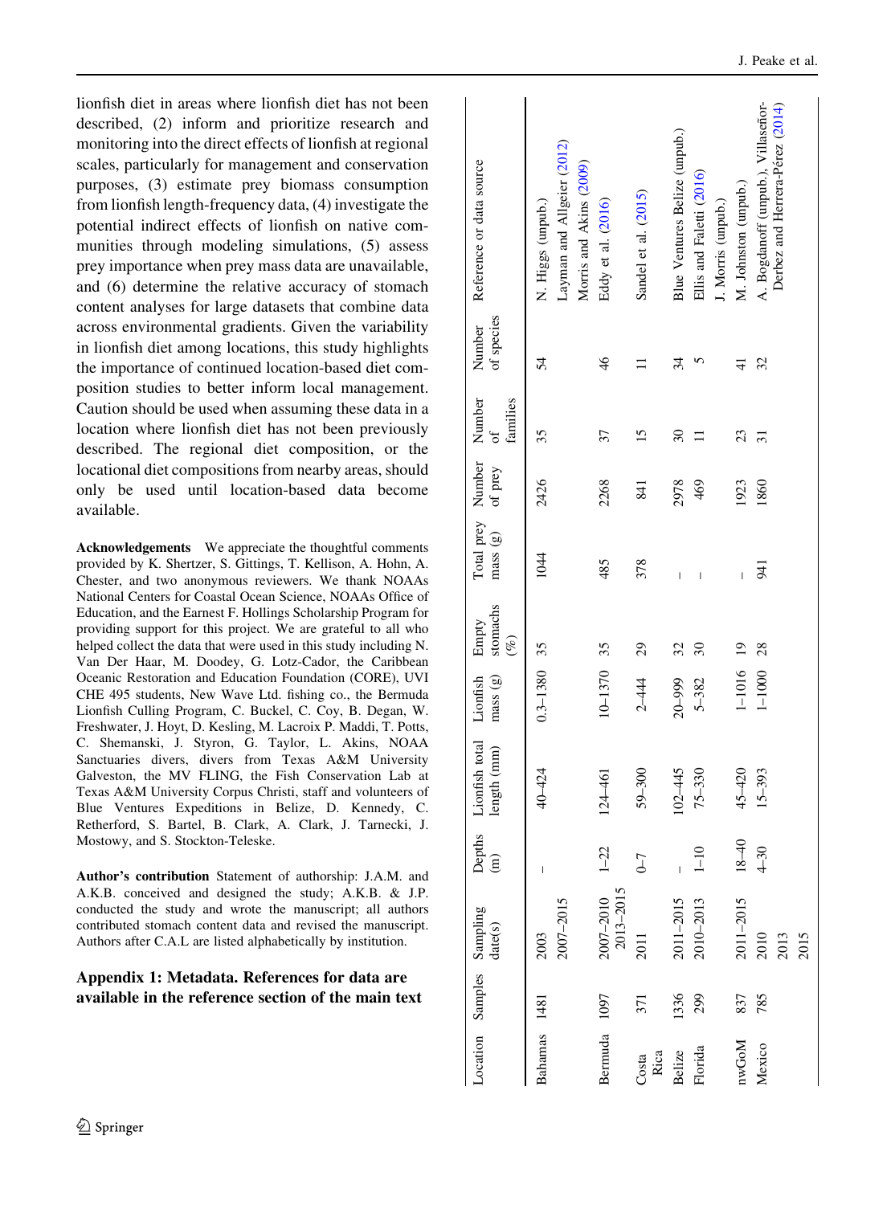lionfish diet in areas where lionfish diet has not been described, (2) inform and prioritize research and monitoring into the direct effects of lionfish at regional scales, particularly for management and conservation purposes, (3) estimate prey biomass consumption from lionfish length-frequency data, (4) investigate the potential indirect effects of lionfish on native communities through modeling simulations, (5) assess prey importance when prey mass data are unavailable, and (6) determine the relative accuracy of stomach content analyses for large datasets that combine data across environmental gradients. Given the variability in lionfish diet among locations, this study highlights the importance of continued location-based diet composition studies to better inform local management. Caution should be used when assuming these data in a location where lionfish diet has not been previously described. The regional diet composition, or the locational diet compositions from nearby areas, should only be used until location-based data become available.

**Acknowledgements** We appreciate the thoughtful comments provided by K. Shertzer, S. Gittings, T. Kellison, A. Hohn, A. Chester, and two anonymous reviewers. We thank NOAAs National Centers for Coastal Ocean Science, NOAAs Office of Education, and the Earnest F. Hollings Scholarship Program for providing support for this project. We are grateful to all who helped collect the data that were used in this study including N. Van Der Haar, M. Doodey, G. Lotz-Cador, the Caribbean Oceanic Restoration and Education Foundation (CORE), UVI CHE 495 students, New Wave Ltd. fishing co., the Bermuda Lionfish Culling Program, C. Buckel, C. Coy, B. Degan, W. Freshwater, J. Hoyt, D. Kesling, M. Lacroix P. Maddi, T. Potts, C. Shemanski, J. Styron, G. Taylor, L. Akins, NOAA Sanctuaries divers, divers from Texas A&M University Galveston, the MV FLING, the Fish Conservation Lab at Texas A&M University Corpus Christi, staff and volunteers of Blue Ventures Expeditions in Belize, D. Kennedy, C. Retherford, S. Bartel, B. Clark, A. Clark, J. Tarnecki, J. Mostowy, and S. Stockton-Teleske.

**Author's contribution** Statement of authorship: J.A.M. and A.K.B. conceived and designed the study; A.K.B. & J.P. conducted the study and wrote the manuscript; all authors contributed stomach content data and revised the manuscript. Authors after C.A.L are listed alphabetically by institution.

## Appendix 1: Metadata. References for data are available in the reference section of the main text

| Location | Samples | Sampling date(s) | Depths (m) | Lionfish total length (mm) | Lionfish mass (g) | Empty stomachs (%) | Total prey mass (g) | Number of prey | Number of families | Number of species | Reference or data source |
|---|---|---|---|---|---|---|---|---|---|---|---|
| Bahamas | 1481 | 2003 | – | 40–424 | 0.3–1380 | 35 | 1044 | 2426 | 35 | 54 | N. Higgs (unpub.) |
| | | 2007–2015 | | | | | | | | | Layman and Allgeier (2012) |
| | | | | | | | | | | | Morris and Akins (2009) |
| Bermuda | 1097 | 2007–2010 2013–2015 | 1–22 | 124–461 | 10–1370 | 35 | 485 | 2268 | 37 | 46 | Eddy et al. (2016) |
| Costa Rica | 371 | 2011 | 0–7 | 59–300 | 2–444 | 29 | 378 | 841 | 15 | 11 | Sandel et al. (2015) |
| Belize | 1336 | 2011–2015 | – | 102–445 | 20–999 | 32 | – | 2978 | 30 | 34 | Blue Ventures Belize (unpub.) |
| Florida | 299 | 2010–2013 | 1–10 | 75–330 | 5–382 | 30 | – | 469 | 11 | 5 | Ellis and Faletti (2016) |
| | | | | | | | | | | | J. Morris (unpub.) |
| nwGoM | 837 | 2011–2015 | 18–40 | 45–420 | 1–1016 | 19 | – | 1923 | 23 | 41 | M. Johnston (unpub.) |
| Mexico | 785 | 2010 | 4–30 | 15–393 | 1–1000 | 28 | 941 | 1860 | 31 | 32 | A. Bogdanoff (unpub.), Villaseñor-Derbez and Herrera-Pérez (2014) |
| | | 2013 | | | | | | | | | |
| | | 2015 | | | | | | | | | |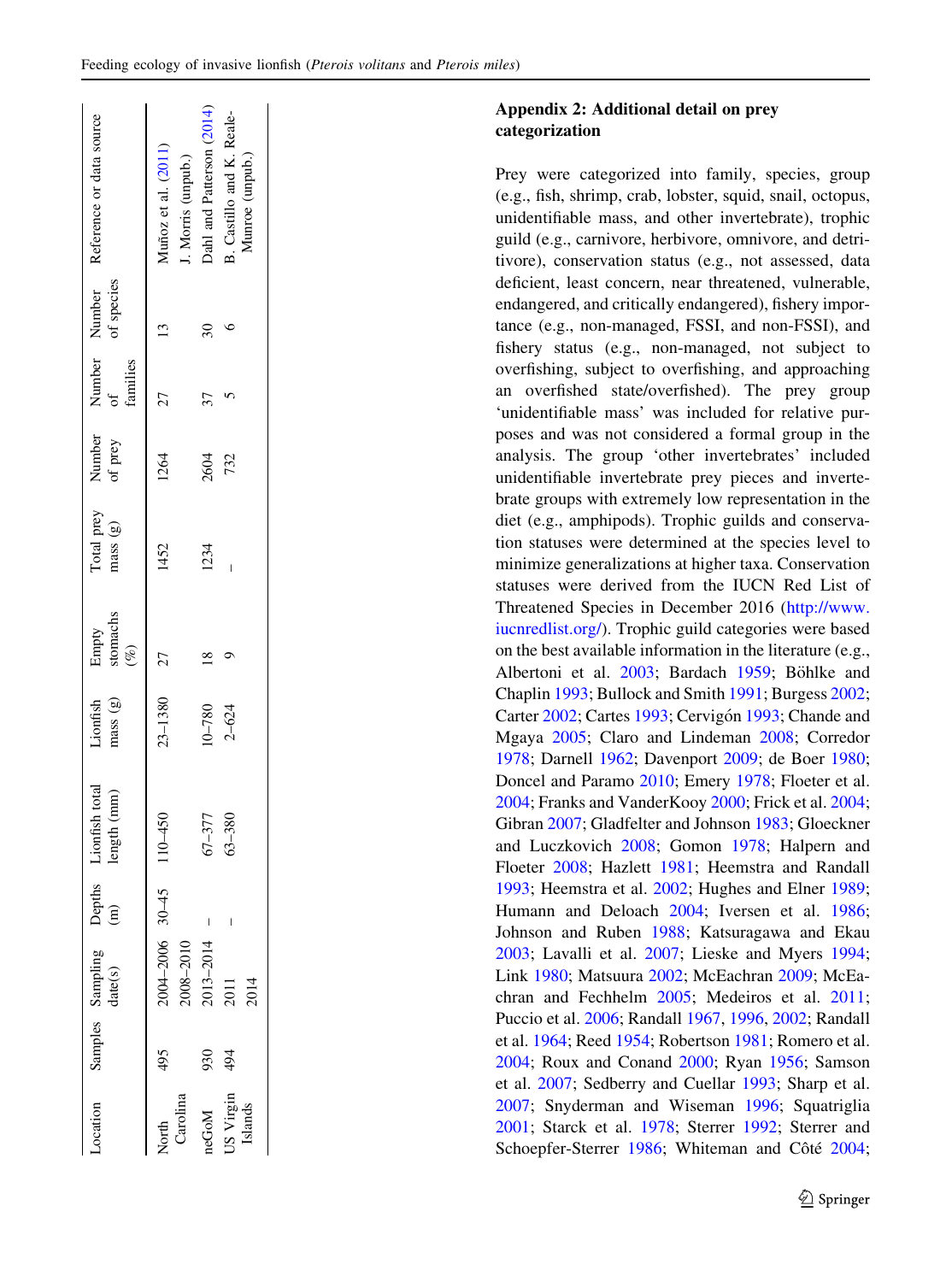| Location | Samples | Sampling date(s) | Depths (m) | Lionfish total length (mm) | Lionfish mass (g) | Empty stomachs (%) | Total prey mass (g) | Number of prey | Number of families | Number of species | Reference or data source |
|---|---|---|---|---|---|---|---|---|---|---|---|
| North Carolina | 495 | 2004–2006 2008–2010 | 30–45 | 110–450 | 23–1380 | 27 | 1452 | 1264 | 27 | 13 | Muñoz et al. (2011) J. Morris (unpub.) |
| neGoM | 930 | 2013–2014 | – | 67–377 | 10–780 | 18 | 1234 | 2604 | 37 | 30 | Dahl and Patterson (2014) |
| US Virgin Islands | 494 | 2011 2014 | – | 63–380 | 2–624 | 9 | – | 732 | 5 | 6 | B. Castillo and K. Reale-Munroe (unpub.) |

## Appendix 2: Additional detail on prey categorization

Prey were categorized into family, species, group (e.g., fish, shrimp, crab, lobster, squid, snail, octopus, unidentifiable mass, and other invertebrate), trophic guild (e.g., carnivore, herbivore, omnivore, and detritivore), conservation status (e.g., not assessed, data deficient, least concern, near threatened, vulnerable, endangered, and critically endangered), fishery importance (e.g., non-managed, FSSI, and non-FSSI), and fishery status (e.g., non-managed, not subject to overfishing, subject to overfishing, and approaching an overfished state/overfished). The prey group 'unidentifiable mass' was included for relative purposes and was not considered a formal group in the analysis. The group 'other invertebrates' included unidentifiable invertebrate prey pieces and invertebrate groups with extremely low representation in the diet (e.g., amphipods). Trophic guilds and conservation statuses were determined at the species level to minimize generalizations at higher taxa. Conservation statuses were derived from the IUCN Red List of Threatened Species in December 2016 (http://www.iucnredlist.org/). Trophic guild categories were based on the best available information in the literature (e.g., Albertoni et al. 2003; Bardach 1959; Böhlke and Chaplin 1993; Bullock and Smith 1991; Burgess 2002; Carter 2002; Cartes 1993; Cervigón 1993; Chande and Mgaya 2005; Claro and Lindeman 2008; Corredor 1978; Darnell 1962; Davenport 2009; de Boer 1980; Doncel and Paramo 2010; Emery 1978; Floeter et al. 2004; Franks and VanderKooy 2000; Frick et al. 2004; Gibran 2007; Gladfelter and Johnson 1983; Gloeckner and Luczkovich 2008; Gomon 1978; Halpern and Floeter 2008; Hazlett 1981; Heemstra and Randall 1993; Heemstra et al. 2002; Hughes and Elner 1989; Humann and Deloach 2004; Iversen et al. 1986; Johnson and Ruben 1988; Katsuragawa and Ekau 2003; Lavalli et al. 2007; Lieske and Myers 1994; Link 1980; Matsuura 2002; McEachran 2009; McEachran and Fechhelm 2005; Medeiros et al. 2011; Puccio et al. 2006; Randall 1967, 1996, 2002; Randall et al. 1964; Reed 1954; Robertson 1981; Romero et al. 2004; Roux and Conand 2000; Ryan 1956; Samson et al. 2007; Sedberry and Cuellar 1993; Sharp et al. 2007; Snyderman and Wiseman 1996; Squatriglia 2001; Starck et al. 1978; Sterrer 1992; Sterrer and Schoepfer-Sterrer 1986; Whiteman and Côté 2004;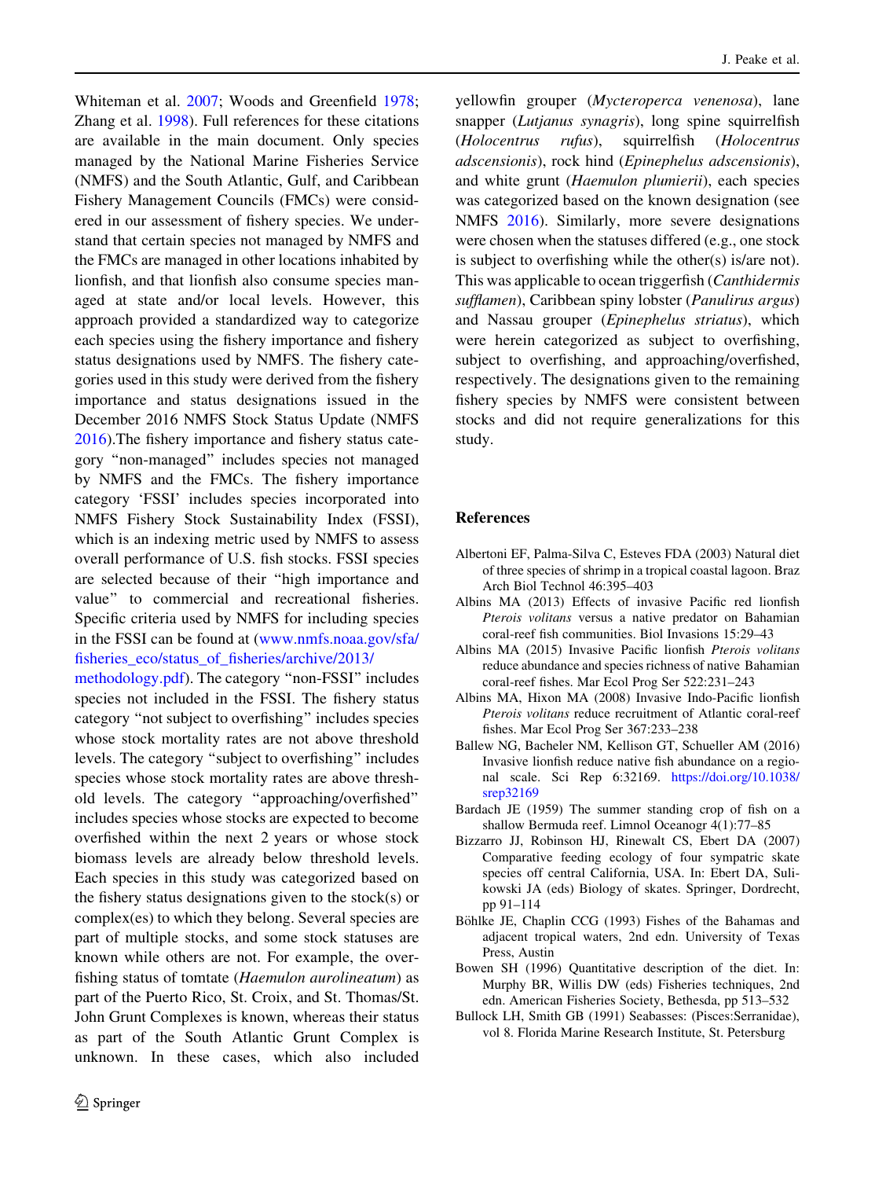Whiteman et al. 2007; Woods and Greenfield 1978; Zhang et al. 1998). Full references for these citations are available in the main document. Only species managed by the National Marine Fisheries Service (NMFS) and the South Atlantic, Gulf, and Caribbean Fishery Management Councils (FMCs) were considered in our assessment of fishery species. We understand that certain species not managed by NMFS and the FMCs are managed in other locations inhabited by lionfish, and that lionfish also consume species managed at state and/or local levels. However, this approach provided a standardized way to categorize each species using the fishery importance and fishery status designations used by NMFS. The fishery categories used in this study were derived from the fishery importance and status designations issued in the December 2016 NMFS Stock Status Update (NMFS 2016).The fishery importance and fishery status category "non-managed" includes species not managed by NMFS and the FMCs. The fishery importance category 'FSSI' includes species incorporated into NMFS Fishery Stock Sustainability Index (FSSI), which is an indexing metric used by NMFS to assess overall performance of U.S. fish stocks. FSSI species are selected because of their "high importance and value" to commercial and recreational fisheries. Specific criteria used by NMFS for including species in the FSSI can be found at (www.nmfs.noaa.gov/sfa/fisheries_eco/status_of_fisheries/archive/2013/methodology.pdf). The category "non-FSSI" includes species not included in the FSSI. The fishery status category "not subject to overfishing" includes species whose stock mortality rates are not above threshold levels. The category "subject to overfishing" includes species whose stock mortality rates are above threshold levels. The category "approaching/overfished" includes species whose stocks are expected to become overfished within the next 2 years or whose stock biomass levels are already below threshold levels. Each species in this study was categorized based on the fishery status designations given to the stock(s) or complex(es) to which they belong. Several species are part of multiple stocks, and some stock statuses are known while others are not. For example, the overfishing status of tomtate (*Haemulon aurolineatum*) as part of the Puerto Rico, St. Croix, and St. Thomas/St. John Grunt Complexes is known, whereas their status as part of the South Atlantic Grunt Complex is unknown. In these cases, which also included yellowfin grouper (*Mycteroperca venenosa*), lane snapper (*Lutjanus synagris*), long spine squirrelfish (*Holocentrus rufus*), squirrelfish (*Holocentrus adscensionis*), rock hind (*Epinephelus adscensionis*), and white grunt (*Haemulon plumierii*), each species was categorized based on the known designation (see NMFS 2016). Similarly, more severe designations were chosen when the statuses differed (e.g., one stock is subject to overfishing while the other(s) is/are not). This was applicable to ocean triggerfish (*Canthidermis sufflamen*), Caribbean spiny lobster (*Panulirus argus*) and Nassau grouper (*Epinephelus striatus*), which were herein categorized as subject to overfishing, subject to overfishing, and approaching/overfished, respectively. The designations given to the remaining fishery species by NMFS were consistent between stocks and did not require generalizations for this study.

## References

Albertoni EF, Palma-Silva C, Esteves FDA (2003) Natural diet of three species of shrimp in a tropical coastal lagoon. Braz Arch Biol Technol 46:395–403

Albins MA (2013) Effects of invasive Pacific red lionfish *Pterois volitans* versus a native predator on Bahamian coral-reef fish communities. Biol Invasions 15:29–43

Albins MA (2015) Invasive Pacific lionfish *Pterois volitans* reduce abundance and species richness of native Bahamian coral-reef fishes. Mar Ecol Prog Ser 522:231–243

Albins MA, Hixon MA (2008) Invasive Indo-Pacific lionfish *Pterois volitans* reduce recruitment of Atlantic coral-reef fishes. Mar Ecol Prog Ser 367:233–238

Ballew NG, Bacheler NM, Kellison GT, Schueller AM (2016) Invasive lionfish reduce native fish abundance on a regional scale. Sci Rep 6:32169. https://doi.org/10.1038/srep32169

Bardach JE (1959) The summer standing crop of fish on a shallow Bermuda reef. Limnol Oceanogr 4(1):77–85

Bizzarro JJ, Robinson HJ, Rinewalt CS, Ebert DA (2007) Comparative feeding ecology of four sympatric skate species off central California, USA. In: Ebert DA, Sulikowski JA (eds) Biology of skates. Springer, Dordrecht, pp 91–114

Böhlke JE, Chaplin CCG (1993) Fishes of the Bahamas and adjacent tropical waters, 2nd edn. University of Texas Press, Austin

Bowen SH (1996) Quantitative description of the diet. In: Murphy BR, Willis DW (eds) Fisheries techniques, 2nd edn. American Fisheries Society, Bethesda, pp 513–532

Bullock LH, Smith GB (1991) Seabasses: (Pisces:Serranidae), vol 8. Florida Marine Research Institute, St. Petersburg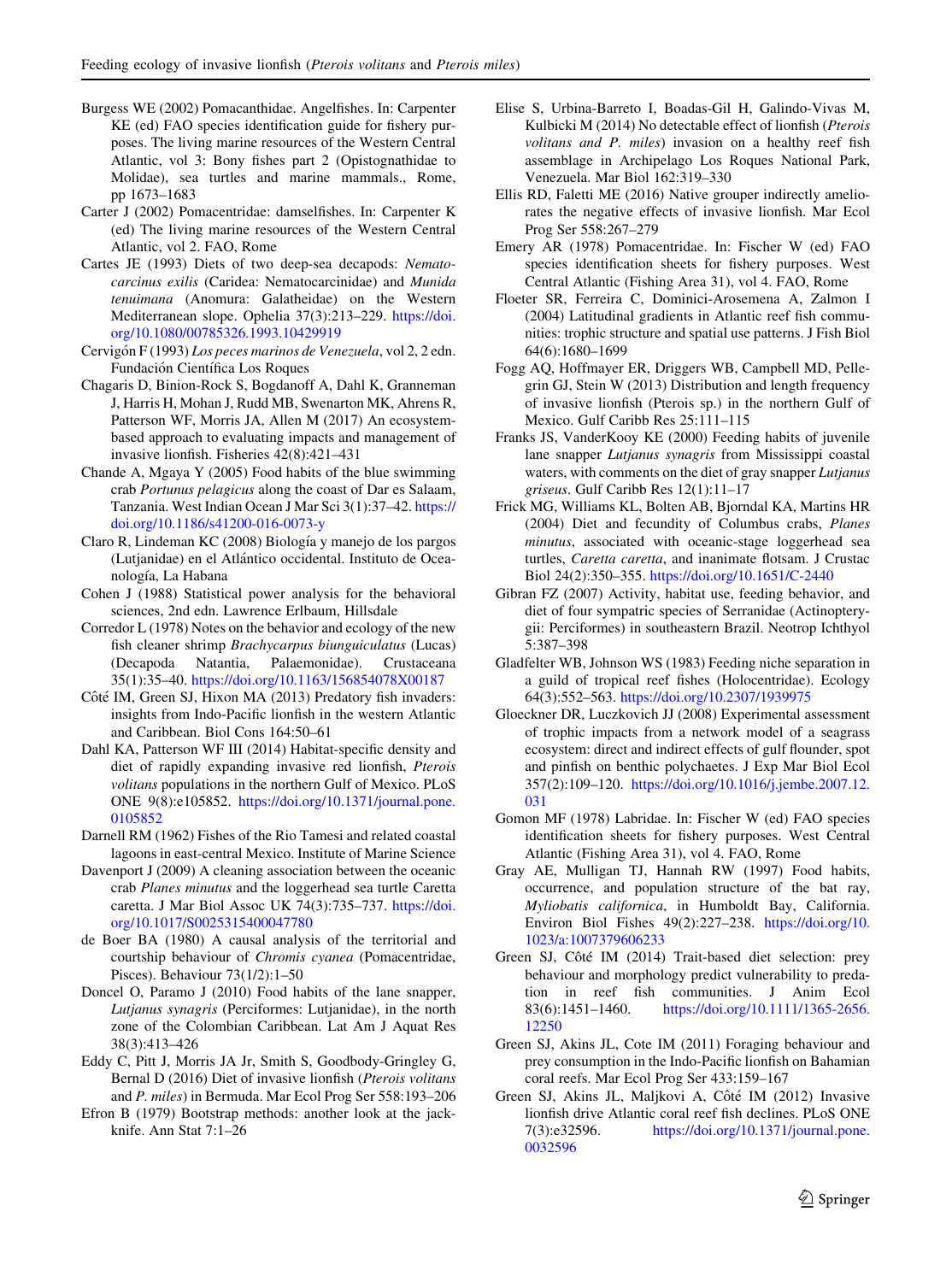Burgess WE (2002) Pomacanthidae. Angelfishes. In: Carpenter KE (ed) FAO species identification guide for fishery purposes. The living marine resources of the Western Central Atlantic, vol 3: Bony fishes part 2 (Opistognathidae to Molidae), sea turtles and marine mammals., Rome, pp 1673–1683

Carter J (2002) Pomacentridae: damselfishes. In: Carpenter K (ed) The living marine resources of the Western Central Atlantic, vol 2. FAO, Rome

Cartes JE (1993) Diets of two deep-sea decapods: *Nematocarcinus exilis* (Caridea: Nematocarcinidae) and *Munida tenuimana* (Anomura: Galatheidae) on the Western Mediterranean slope. Ophelia 37(3):213–229. https://doi.org/10.1080/00785326.1993.10429919

Cervigón F (1993) *Los peces marinos de Venezuela*, vol 2, 2 edn. Fundación Científica Los Roques

Chagaris D, Binion-Rock S, Bogdanoff A, Dahl K, Granneman J, Harris H, Mohan J, Rudd MB, Swenarton MK, Ahrens R, Patterson WF, Morris JA, Allen M (2017) An ecosystem-based approach to evaluating impacts and management of invasive lionfish. Fisheries 42(8):421–431

Chande A, Mgaya Y (2005) Food habits of the blue swimming crab *Portunus pelagicus* along the coast of Dar es Salaam, Tanzania. West Indian Ocean J Mar Sci 3(1):37–42. https://doi.org/10.1186/s41200-016-0073-y

Claro R, Lindeman KC (2008) Biología y manejo de los pargos (Lutjanidae) en el Atlántico occidental. Instituto de Oceanología, La Habana

Cohen J (1988) Statistical power analysis for the behavioral sciences, 2nd edn. Lawrence Erlbaum, Hillsdale

Corredor L (1978) Notes on the behavior and ecology of the new fish cleaner shrimp *Brachycarpus biunguiculatus* (Lucas) (Decapoda Natantia, Palaemonidae). Crustaceana 35(1):35–40. https://doi.org/10.1163/156854078X00187

Côté IM, Green SJ, Hixon MA (2013) Predatory fish invaders: insights from Indo-Pacific lionfish in the western Atlantic and Caribbean. Biol Cons 164:50–61

Dahl KA, Patterson WF III (2014) Habitat-specific density and diet of rapidly expanding invasive red lionfish, *Pterois volitans* populations in the northern Gulf of Mexico. PLoS ONE 9(8):e105852. https://doi.org/10.1371/journal.pone.0105852

Darnell RM (1962) Fishes of the Rio Tamesi and related coastal lagoons in east-central Mexico. Institute of Marine Science

Davenport J (2009) A cleaning association between the oceanic crab *Planes minutus* and the loggerhead sea turtle Caretta caretta. J Mar Biol Assoc UK 74(3):735–737. https://doi.org/10.1017/S0025315400047780

de Boer BA (1980) A causal analysis of the territorial and courtship behaviour of *Chromis cyanea* (Pomacentridae, Pisces). Behaviour 73(1/2):1–50

Doncel O, Paramo J (2010) Food habits of the lane snapper, *Lutjanus synagris* (Perciformes: Lutjanidae), in the north zone of the Colombian Caribbean. Lat Am J Aquat Res 38(3):413–426

Eddy C, Pitt J, Morris JA Jr, Smith S, Goodbody-Gringley G, Bernal D (2016) Diet of invasive lionfish (*Pterois volitans* and *P. miles*) in Bermuda. Mar Ecol Prog Ser 558:193–206

Efron B (1979) Bootstrap methods: another look at the jackknife. Ann Stat 7:1–26

Elise S, Urbina-Barreto I, Boadas-Gil H, Galindo-Vivas M, Kulbicki M (2014) No detectable effect of lionfish (*Pterois volitans and P. miles*) invasion on a healthy reef fish assemblage in Archipelago Los Roques National Park, Venezuela. Mar Biol 162:319–330

Ellis RD, Faletti ME (2016) Native grouper indirectly ameliorates the negative effects of invasive lionfish. Mar Ecol Prog Ser 558:267–279

Emery AR (1978) Pomacentridae. In: Fischer W (ed) FAO species identification sheets for fishery purposes. West Central Atlantic (Fishing Area 31), vol 4. FAO, Rome

Floeter SR, Ferreira C, Dominici-Arosemena A, Zalmon I (2004) Latitudinal gradients in Atlantic reef fish communities: trophic structure and spatial use patterns. J Fish Biol 64(6):1680–1699

Fogg AQ, Hoffmayer ER, Driggers WB, Campbell MD, Pellegrin GJ, Stein W (2013) Distribution and length frequency of invasive lionfish (Pterois sp.) in the northern Gulf of Mexico. Gulf Caribb Res 25:111–115

Franks JS, VanderKooy KE (2000) Feeding habits of juvenile lane snapper *Lutjanus synagris* from Mississippi coastal waters, with comments on the diet of gray snapper *Lutjanus griseus*. Gulf Caribb Res 12(1):11–17

Frick MG, Williams KL, Bolten AB, Bjorndal KA, Martins HR (2004) Diet and fecundity of Columbus crabs, *Planes minutus*, associated with oceanic-stage loggerhead sea turtles, *Caretta caretta*, and inanimate flotsam. J Crustac Biol 24(2):350–355. https://doi.org/10.1651/C-2440

Gibran FZ (2007) Activity, habitat use, feeding behavior, and diet of four sympatric species of Serranidae (Actinopterygii: Perciformes) in southeastern Brazil. Neotrop Ichthyol 5:387–398

Gladfelter WB, Johnson WS (1983) Feeding niche separation in a guild of tropical reef fishes (Holocentridae). Ecology 64(3):552–563. https://doi.org/10.2307/1939975

Gloeckner DR, Luczkovich JJ (2008) Experimental assessment of trophic impacts from a network model of a seagrass ecosystem: direct and indirect effects of gulf flounder, spot and pinfish on benthic polychaetes. J Exp Mar Biol Ecol 357(2):109–120. https://doi.org/10.1016/j.jembe.2007.12.031

Gomon MF (1978) Labridae. In: Fischer W (ed) FAO species identification sheets for fishery purposes. West Central Atlantic (Fishing Area 31), vol 4. FAO, Rome

Gray AE, Mulligan TJ, Hannah RW (1997) Food habits, occurrence, and population structure of the bat ray, *Myliobatis californica*, in Humboldt Bay, California. Environ Biol Fishes 49(2):227–238. https://doi.org/10.1023/a:1007379606233

Green SJ, Côté IM (2014) Trait-based diet selection: prey behaviour and morphology predict vulnerability to predation in reef fish communities. J Anim Ecol 83(6):1451–1460. https://doi.org/10.1111/1365-2656.12250

Green SJ, Akins JL, Cote IM (2011) Foraging behaviour and prey consumption in the Indo-Pacific lionfish on Bahamian coral reefs. Mar Ecol Prog Ser 433:159–167

Green SJ, Akins JL, Maljkovi A, Côté IM (2012) Invasive lionfish drive Atlantic coral reef fish declines. PLoS ONE 7(3):e32596. https://doi.org/10.1371/journal.pone.0032596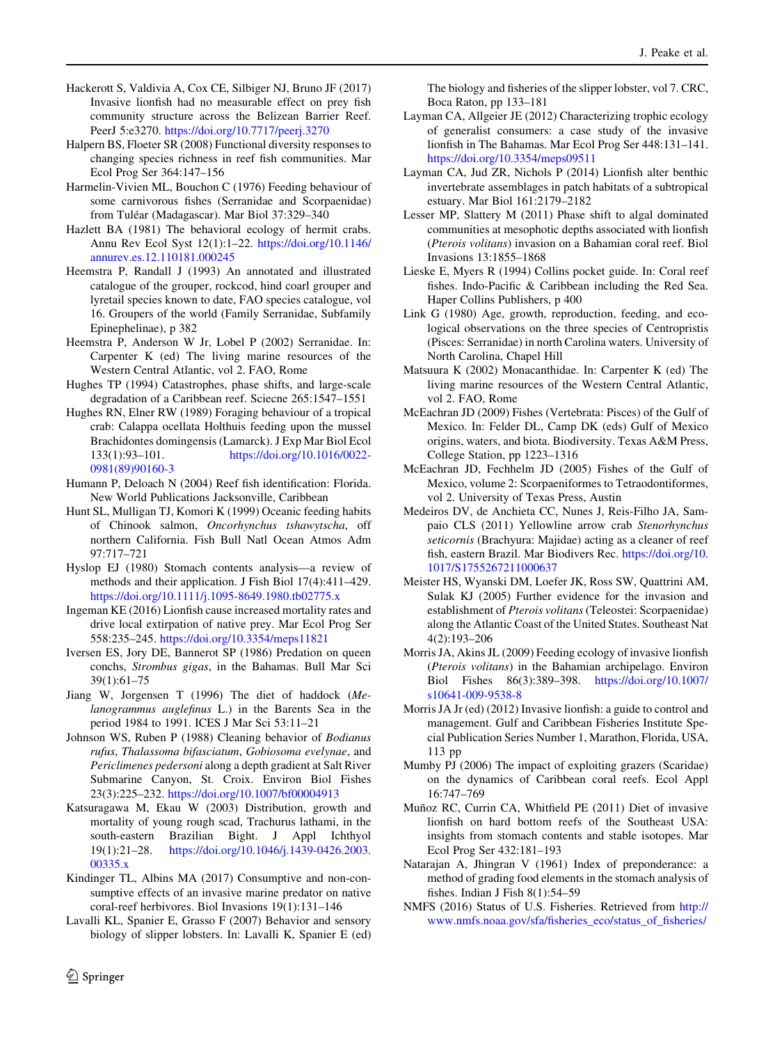Hackerott S, Valdivia A, Cox CE, Silbiger NJ, Bruno JF (2017) Invasive lionfish had no measurable effect on prey fish community structure across the Belizean Barrier Reef. PeerJ 5:e3270. https://doi.org/10.7717/peerj.3270

Halpern BS, Floeter SR (2008) Functional diversity responses to changing species richness in reef fish communities. Mar Ecol Prog Ser 364:147–156

Harmelin-Vivien ML, Bouchon C (1976) Feeding behaviour of some carnivorous fishes (Serranidae and Scorpaenidae) from Tuléar (Madagascar). Mar Biol 37:329–340

Hazlett BA (1981) The behavioral ecology of hermit crabs. Annu Rev Ecol Syst 12(1):1–22. https://doi.org/10.1146/annurev.es.12.110181.000245

Heemstra P, Randall J (1993) An annotated and illustrated catalogue of the grouper, rockcod, hind coarl grouper and lyretail species known to date, FAO species catalogue, vol 16. Groupers of the world (Family Serranidae, Subfamily Epinephelinae), p 382

Heemstra P, Anderson W Jr, Lobel P (2002) Serranidae. In: Carpenter K (ed) The living marine resources of the Western Central Atlantic, vol 2. FAO, Rome

Hughes TP (1994) Catastrophes, phase shifts, and large-scale degradation of a Caribbean reef. Sciecne 265:1547–1551

Hughes RN, Elner RW (1989) Foraging behaviour of a tropical crab: Calappa ocellata Holthuis feeding upon the mussel Brachidontes domingensis (Lamarck). J Exp Mar Biol Ecol 133(1):93–101. https://doi.org/10.1016/0022-0981(89)90160-3

Humann P, Deloach N (2004) Reef fish identification: Florida. New World Publications Jacksonville, Caribbean

Hunt SL, Mulligan TJ, Komori K (1999) Oceanic feeding habits of Chinook salmon, *Oncorhynchus tshawytscha*, off northern California. Fish Bull Natl Ocean Atmos Adm 97:717–721

Hyslop EJ (1980) Stomach contents analysis—a review of methods and their application. J Fish Biol 17(4):411–429. https://doi.org/10.1111/j.1095-8649.1980.tb02775.x

Ingeman KE (2016) Lionfish cause increased mortality rates and drive local extirpation of native prey. Mar Ecol Prog Ser 558:235–245. https://doi.org/10.3354/meps11821

Iversen ES, Jory DE, Bannerot SP (1986) Predation on queen conchs, *Strombus gigas*, in the Bahamas. Bull Mar Sci 39(1):61–75

Jiang W, Jorgensen T (1996) The diet of haddock (*Melanogrammus auglefinus* L.) in the Barents Sea in the period 1984 to 1991. ICES J Mar Sci 53:11–21

Johnson WS, Ruben P (1988) Cleaning behavior of *Bodianus rufus*, *Thalassoma bifasciatum*, *Gobiosoma evelynae*, and *Periclimenes pedersoni* along a depth gradient at Salt River Submarine Canyon, St. Croix. Environ Biol Fishes 23(3):225–232. https://doi.org/10.1007/bf00004913

Katsuragawa M, Ekau W (2003) Distribution, growth and mortality of young rough scad, Trachurus lathami, in the south-eastern Brazilian Bight. J Appl Ichthyol 19(1):21–28. https://doi.org/10.1046/j.1439-0426.2003.00335.x

Kindinger TL, Albins MA (2017) Consumptive and non-consumptive effects of an invasive marine predator on native coral-reef herbivores. Biol Invasions 19(1):131–146

Lavalli KL, Spanier E, Grasso F (2007) Behavior and sensory biology of slipper lobsters. In: Lavalli K, Spanier E (ed) The biology and fisheries of the slipper lobster, vol 7. CRC, Boca Raton, pp 133–181

Layman CA, Allgeier JE (2012) Characterizing trophic ecology of generalist consumers: a case study of the invasive lionfish in The Bahamas. Mar Ecol Prog Ser 448:131–141. https://doi.org/10.3354/meps09511

Layman CA, Jud ZR, Nichols P (2014) Lionfish alter benthic invertebrate assemblages in patch habitats of a subtropical estuary. Mar Biol 161:2179–2182

Lesser MP, Slattery M (2011) Phase shift to algal dominated communities at mesophotic depths associated with lionfish (*Pterois volitans*) invasion on a Bahamian coral reef. Biol Invasions 13:1855–1868

Lieske E, Myers R (1994) Collins pocket guide. In: Coral reef fishes. Indo-Pacific & Caribbean including the Red Sea. Haper Collins Publishers, p 400

Link G (1980) Age, growth, reproduction, feeding, and ecological observations on the three species of Centropristis (Pisces: Serranidae) in north Carolina waters. University of North Carolina, Chapel Hill

Matsuura K (2002) Monacanthidae. In: Carpenter K (ed) The living marine resources of the Western Central Atlantic, vol 2. FAO, Rome

McEachran JD (2009) Fishes (Vertebrata: Pisces) of the Gulf of Mexico. In: Felder DL, Camp DK (eds) Gulf of Mexico origins, waters, and biota. Biodiversity. Texas A&M Press, College Station, pp 1223–1316

McEachran JD, Fechhelm JD (2005) Fishes of the Gulf of Mexico, volume 2: Scorpaeniformes to Tetraodontiformes, vol 2. University of Texas Press, Austin

Medeiros DV, de Anchieta CC, Nunes J, Reis-Filho JA, Sampaio CLS (2011) Yellowline arrow crab *Stenorhynchus seticornis* (Brachyura: Majidae) acting as a cleaner of reef fish, eastern Brazil. Mar Biodivers Rec. https://doi.org/10.1017/S1755267211000637

Meister HS, Wyanski DM, Loefer JK, Ross SW, Quattrini AM, Sulak KJ (2005) Further evidence for the invasion and establishment of *Pterois volitans* (Teleostei: Scorpaenidae) along the Atlantic Coast of the United States. Southeast Nat 4(2):193–206

Morris JA, Akins JL (2009) Feeding ecology of invasive lionfish (*Pterois volitans*) in the Bahamian archipelago. Environ Biol Fishes 86(3):389–398. https://doi.org/10.1007/s10641-009-9538-8

Morris JA Jr (ed) (2012) Invasive lionfish: a guide to control and management. Gulf and Caribbean Fisheries Institute Special Publication Series Number 1, Marathon, Florida, USA, 113 pp

Mumby PJ (2006) The impact of exploiting grazers (Scaridae) on the dynamics of Caribbean coral reefs. Ecol Appl 16:747–769

Muñoz RC, Currin CA, Whitfield PE (2011) Diet of invasive lionfish on hard bottom reefs of the Southeast USA: insights from stomach contents and stable isotopes. Mar Ecol Prog Ser 432:181–193

Natarajan A, Jhingran V (1961) Index of preponderance: a method of grading food elements in the stomach analysis of fishes. Indian J Fish 8(1):54–59

NMFS (2016) Status of U.S. Fisheries. Retrieved from http://www.nmfs.noaa.gov/sfa/fisheries_eco/status_of_fisheries/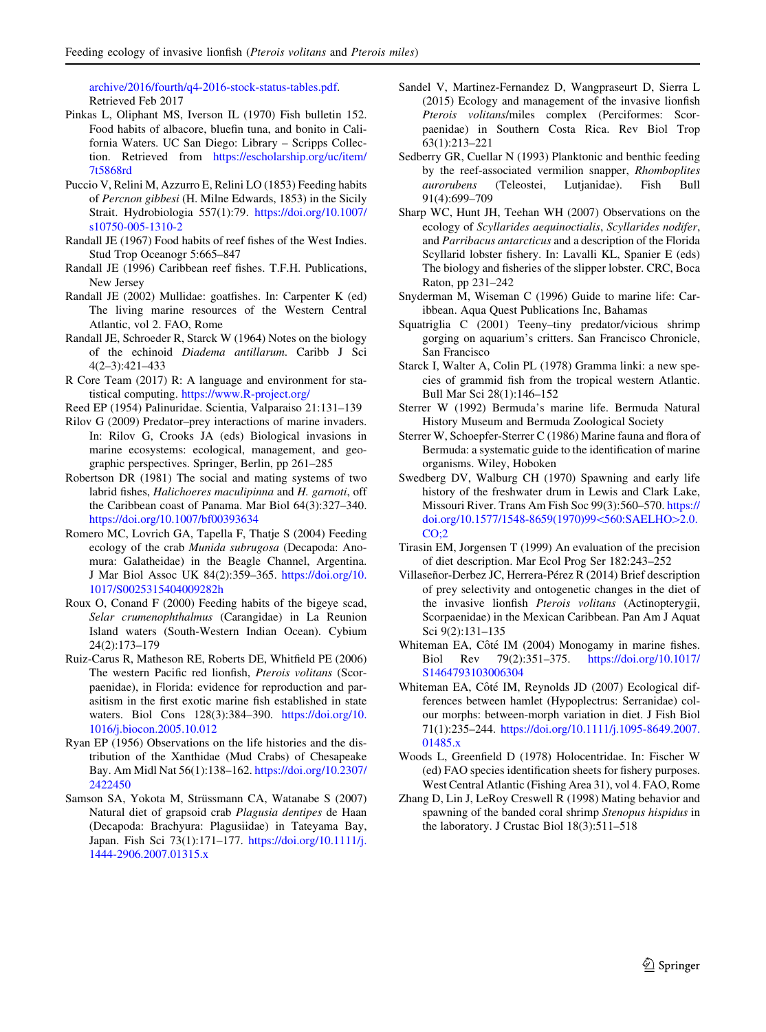archive/2016/fourth/q4-2016-stock-status-tables.pdf. Retrieved Feb 2017

Pinkas L, Oliphant MS, Iverson IL (1970) Fish bulletin 152. Food habits of albacore, bluefin tuna, and bonito in California Waters. UC San Diego: Library – Scripps Collection. Retrieved from https://escholarship.org/uc/item/7t5868rd

Puccio V, Relini M, Azzurro E, Relini LO (1853) Feeding habits of *Percnon gibbesi* (H. Milne Edwards, 1853) in the Sicily Strait. Hydrobiologia 557(1):79. https://doi.org/10.1007/s10750-005-1310-2

Randall JE (1967) Food habits of reef fishes of the West Indies. Stud Trop Oceanogr 5:665–847

Randall JE (1996) Caribbean reef fishes. T.F.H. Publications, New Jersey

Randall JE (2002) Mullidae: goatfishes. In: Carpenter K (ed) The living marine resources of the Western Central Atlantic, vol 2. FAO, Rome

Randall JE, Schroeder R, Starck W (1964) Notes on the biology of the echinoid *Diadema antillarum*. Caribb J Sci 4(2–3):421–433

R Core Team (2017) R: A language and environment for statistical computing. https://www.R-project.org/

Reed EP (1954) Palinuridae. Scientia, Valparaiso 21:131–139

Rilov G (2009) Predator–prey interactions of marine invaders. In: Rilov G, Crooks JA (eds) Biological invasions in marine ecosystems: ecological, management, and geographic perspectives. Springer, Berlin, pp 261–285

Robertson DR (1981) The social and mating systems of two labrid fishes, *Halichoeres maculipinna* and *H. garnoti*, off the Caribbean coast of Panama. Mar Biol 64(3):327–340. https://doi.org/10.1007/bf00393634

Romero MC, Lovrich GA, Tapella F, Thatje S (2004) Feeding ecology of the crab *Munida subrugosa* (Decapoda: Anomura: Galatheidae) in the Beagle Channel, Argentina. J Mar Biol Assoc UK 84(2):359–365. https://doi.org/10.1017/S0025315404009282h

Roux O, Conand F (2000) Feeding habits of the bigeye scad, *Selar crumenophthalmus* (Carangidae) in La Reunion Island waters (South-Western Indian Ocean). Cybium 24(2):173–179

Ruiz-Carus R, Matheson RE, Roberts DE, Whitfield PE (2006) The western Pacific red lionfish, *Pterois volitans* (Scorpaenidae), in Florida: evidence for reproduction and parasitism in the first exotic marine fish established in state waters. Biol Cons 128(3):384–390. https://doi.org/10.1016/j.biocon.2005.10.012

Ryan EP (1956) Observations on the life histories and the distribution of the Xanthidae (Mud Crabs) of Chesapeake Bay. Am Midl Nat 56(1):138–162. https://doi.org/10.2307/2422450

Samson SA, Yokota M, Strüssmann CA, Watanabe S (2007) Natural diet of grapsoid crab *Plagusia dentipes* de Haan (Decapoda: Brachyura: Plagusiidae) in Tateyama Bay, Japan. Fish Sci 73(1):171–177. https://doi.org/10.1111/j.1444-2906.2007.01315.x

Sandel V, Martinez-Fernandez D, Wangpraseurt D, Sierra L (2015) Ecology and management of the invasive lionfish *Pterois volitans*/miles complex (Perciformes: Scorpaenidae) in Southern Costa Rica. Rev Biol Trop 63(1):213–221

Sedberry GR, Cuellar N (1993) Planktonic and benthic feeding by the reef-associated vermilion snapper, *Rhomboplites aurorubens* (Teleostei, Lutjanidae). Fish Bull 91(4):699–709

Sharp WC, Hunt JH, Teehan WH (2007) Observations on the ecology of *Scyllarides aequinoctialis*, *Scyllarides nodifer*, and *Parribacus antarcticus* and a description of the Florida Scyllarid lobster fishery. In: Lavalli KL, Spanier E (eds) The biology and fisheries of the slipper lobster. CRC, Boca Raton, pp 231–242

Snyderman M, Wiseman C (1996) Guide to marine life: Caribbean. Aqua Quest Publications Inc, Bahamas

Squatriglia C (2001) Teeny–tiny predator/vicious shrimp gorging on aquarium's critters. San Francisco Chronicle, San Francisco

Starck I, Walter A, Colin PL (1978) Gramma linki: a new species of grammid fish from the tropical western Atlantic. Bull Mar Sci 28(1):146–152

Sterrer W (1992) Bermuda's marine life. Bermuda Natural History Museum and Bermuda Zoological Society

Sterrer W, Schoepfer-Sterrer C (1986) Marine fauna and flora of Bermuda: a systematic guide to the identification of marine organisms. Wiley, Hoboken

Swedberg DV, Walburg CH (1970) Spawning and early life history of the freshwater drum in Lewis and Clark Lake, Missouri River. Trans Am Fish Soc 99(3):560–570. https://doi.org/10.1577/1548-8659(1970)99<560:SAELHO>2.0.CO;2

Tirasin EM, Jorgensen T (1999) An evaluation of the precision of diet description. Mar Ecol Prog Ser 182:243–252

Villaseñor-Derbez JC, Herrera-Pérez R (2014) Brief description of prey selectivity and ontogenetic changes in the diet of the invasive lionfish *Pterois volitans* (Actinopterygii, Scorpaenidae) in the Mexican Caribbean. Pan Am J Aquat Sci 9(2):131–135

Whiteman EA, Côté IM (2004) Monogamy in marine fishes. Biol Rev 79(2):351–375. https://doi.org/10.1017/S1464793103006304

Whiteman EA, Côté IM, Reynolds JD (2007) Ecological differences between hamlet (Hypoplectrus: Serranidae) colour morphs: between-morph variation in diet. J Fish Biol 71(1):235–244. https://doi.org/10.1111/j.1095-8649.2007.01485.x

Woods L, Greenfield D (1978) Holocentridae. In: Fischer W (ed) FAO species identification sheets for fishery purposes. West Central Atlantic (Fishing Area 31), vol 4. FAO, Rome

Zhang D, Lin J, LeRoy Creswell R (1998) Mating behavior and spawning of the banded coral shrimp *Stenopus hispidus* in the laboratory. J Crustac Biol 18(3):511–518